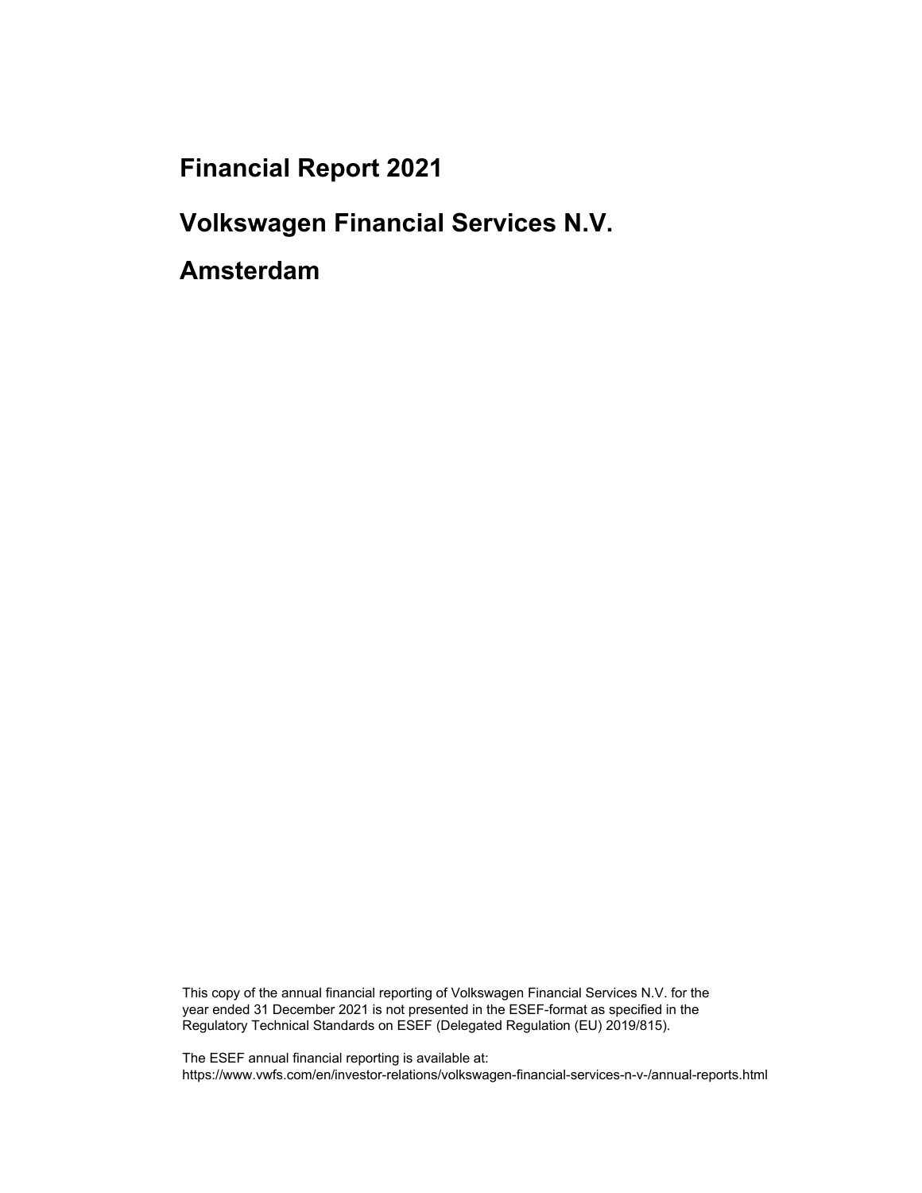# Financial Report 2021

# Volkswagen Financial Services N.V.

# Amsterdam

This copy of the annual financial reporting of Volkswagen Financial Services N.V. for the year ended 31 December 2021 is not presented in the ESEF-format as specified in the Regulatory Technical Standards on ESEF (Delegated Regulation (EU) 2019/815).

The ESEF annual financial reporting is available at:
https://www.vwfs.com/en/investor-relations/volkswagen-financial-services-n-v-/annual-reports.html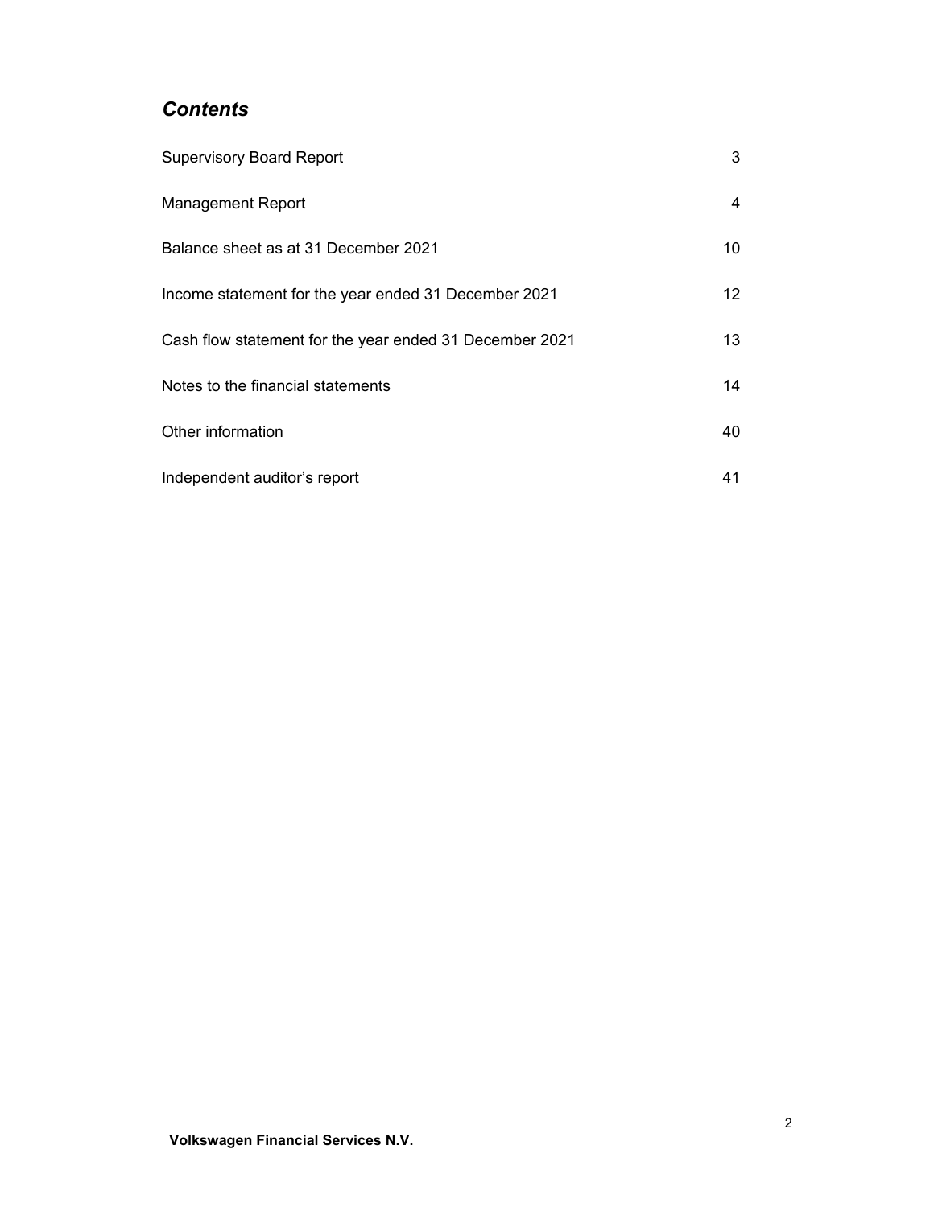## *Contents*

| | |
|---|---|
| Supervisory Board Report | 3 |
| Management Report | 4 |
| Balance sheet as at 31 December 2021 | 10 |
| Income statement for the year ended 31 December 2021 | 12 |
| Cash flow statement for the year ended 31 December 2021 | 13 |
| Notes to the financial statements | 14 |
| Other information | 40 |
| Independent auditor's report | 41 |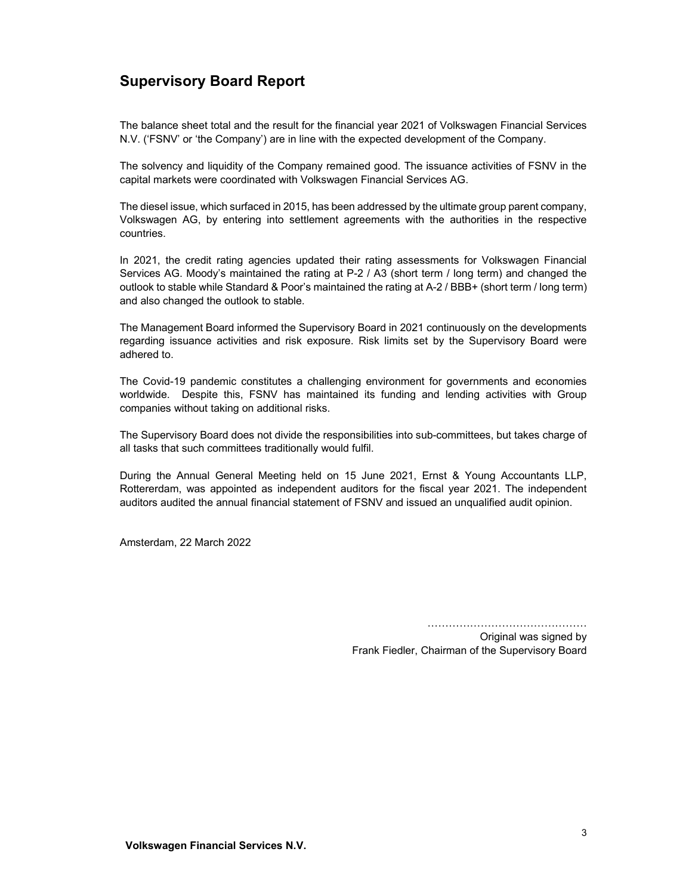# Supervisory Board Report

The balance sheet total and the result for the financial year 2021 of Volkswagen Financial Services N.V. ('FSNV' or 'the Company') are in line with the expected development of the Company.

The solvency and liquidity of the Company remained good. The issuance activities of FSNV in the capital markets were coordinated with Volkswagen Financial Services AG.

The diesel issue, which surfaced in 2015, has been addressed by the ultimate group parent company, Volkswagen AG, by entering into settlement agreements with the authorities in the respective countries.

In 2021, the credit rating agencies updated their rating assessments for Volkswagen Financial Services AG. Moody's maintained the rating at P-2 / A3 (short term / long term) and changed the outlook to stable while Standard & Poor's maintained the rating at A-2 / BBB+ (short term / long term) and also changed the outlook to stable.

The Management Board informed the Supervisory Board in 2021 continuously on the developments regarding issuance activities and risk exposure. Risk limits set by the Supervisory Board were adhered to.

The Covid-19 pandemic constitutes a challenging environment for governments and economies worldwide. Despite this, FSNV has maintained its funding and lending activities with Group companies without taking on additional risks.

The Supervisory Board does not divide the responsibilities into sub-committees, but takes charge of all tasks that such committees traditionally would fulfil.

During the Annual General Meeting held on 15 June 2021, Ernst & Young Accountants LLP, Rottererdam, was appointed as independent auditors for the fiscal year 2021. The independent auditors audited the annual financial statement of FSNV and issued an unqualified audit opinion.

Amsterdam, 22 March 2022

……………………………………

Original was signed by
Frank Fiedler, Chairman of the Supervisory Board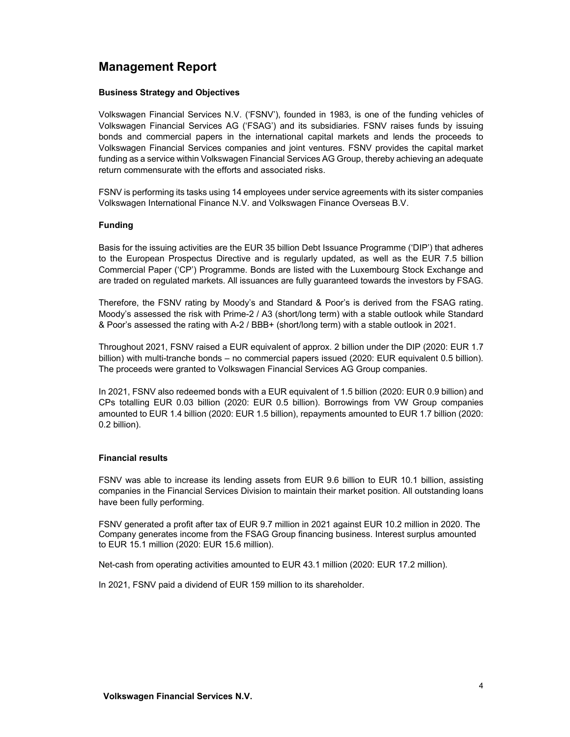# Management Report

### Business Strategy and Objectives

Volkswagen Financial Services N.V. ('FSNV'), founded in 1983, is one of the funding vehicles of Volkswagen Financial Services AG ('FSAG') and its subsidiaries. FSNV raises funds by issuing bonds and commercial papers in the international capital markets and lends the proceeds to Volkswagen Financial Services companies and joint ventures. FSNV provides the capital market funding as a service within Volkswagen Financial Services AG Group, thereby achieving an adequate return commensurate with the efforts and associated risks.

FSNV is performing its tasks using 14 employees under service agreements with its sister companies Volkswagen International Finance N.V. and Volkswagen Finance Overseas B.V.

### Funding

Basis for the issuing activities are the EUR 35 billion Debt Issuance Programme ('DIP') that adheres to the European Prospectus Directive and is regularly updated, as well as the EUR 7.5 billion Commercial Paper ('CP') Programme. Bonds are listed with the Luxembourg Stock Exchange and are traded on regulated markets. All issuances are fully guaranteed towards the investors by FSAG.

Therefore, the FSNV rating by Moody's and Standard & Poor's is derived from the FSAG rating. Moody's assessed the risk with Prime-2 / A3 (short/long term) with a stable outlook while Standard & Poor's assessed the rating with A-2 / BBB+ (short/long term) with a stable outlook in 2021.

Throughout 2021, FSNV raised a EUR equivalent of approx. 2 billion under the DIP (2020: EUR 1.7 billion) with multi-tranche bonds – no commercial papers issued (2020: EUR equivalent 0.5 billion). The proceeds were granted to Volkswagen Financial Services AG Group companies.

In 2021, FSNV also redeemed bonds with a EUR equivalent of 1.5 billion (2020: EUR 0.9 billion) and CPs totalling EUR 0.03 billion (2020: EUR 0.5 billion). Borrowings from VW Group companies amounted to EUR 1.4 billion (2020: EUR 1.5 billion), repayments amounted to EUR 1.7 billion (2020: 0.2 billion).

### Financial results

FSNV was able to increase its lending assets from EUR 9.6 billion to EUR 10.1 billion, assisting companies in the Financial Services Division to maintain their market position. All outstanding loans have been fully performing.

FSNV generated a profit after tax of EUR 9.7 million in 2021 against EUR 10.2 million in 2020. The Company generates income from the FSAG Group financing business. Interest surplus amounted to EUR 15.1 million (2020: EUR 15.6 million).

Net-cash from operating activities amounted to EUR 43.1 million (2020: EUR 17.2 million).

In 2021, FSNV paid a dividend of EUR 159 million to its shareholder.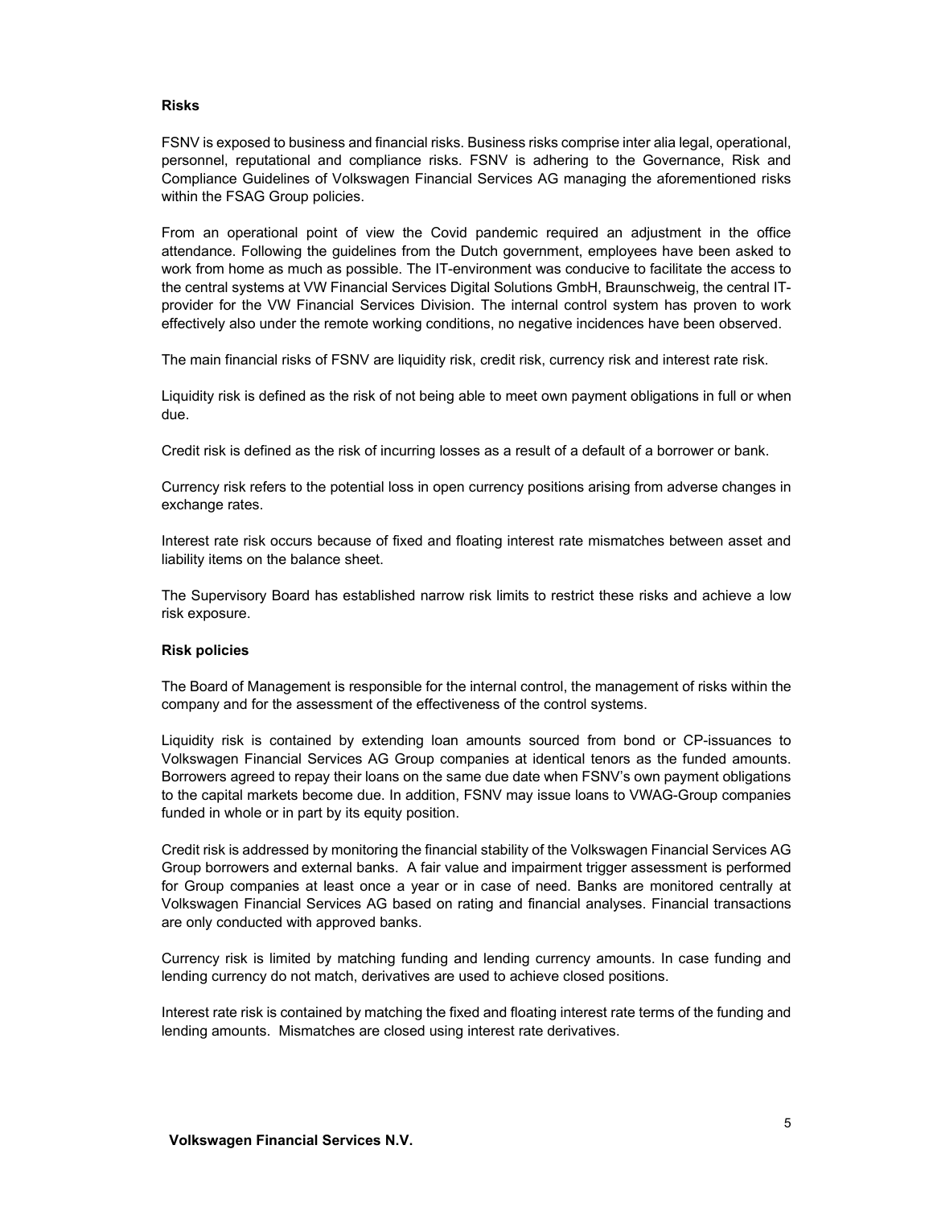**Risks**

FSNV is exposed to business and financial risks. Business risks comprise inter alia legal, operational, personnel, reputational and compliance risks. FSNV is adhering to the Governance, Risk and Compliance Guidelines of Volkswagen Financial Services AG managing the aforementioned risks within the FSAG Group policies.

From an operational point of view the Covid pandemic required an adjustment in the office attendance. Following the guidelines from the Dutch government, employees have been asked to work from home as much as possible. The IT-environment was conducive to facilitate the access to the central systems at VW Financial Services Digital Solutions GmbH, Braunschweig, the central IT-provider for the VW Financial Services Division. The internal control system has proven to work effectively also under the remote working conditions, no negative incidences have been observed.

The main financial risks of FSNV are liquidity risk, credit risk, currency risk and interest rate risk.

Liquidity risk is defined as the risk of not being able to meet own payment obligations in full or when due.

Credit risk is defined as the risk of incurring losses as a result of a default of a borrower or bank.

Currency risk refers to the potential loss in open currency positions arising from adverse changes in exchange rates.

Interest rate risk occurs because of fixed and floating interest rate mismatches between asset and liability items on the balance sheet.

The Supervisory Board has established narrow risk limits to restrict these risks and achieve a low risk exposure.

**Risk policies**

The Board of Management is responsible for the internal control, the management of risks within the company and for the assessment of the effectiveness of the control systems.

Liquidity risk is contained by extending loan amounts sourced from bond or CP-issuances to Volkswagen Financial Services AG Group companies at identical tenors as the funded amounts. Borrowers agreed to repay their loans on the same due date when FSNV's own payment obligations to the capital markets become due. In addition, FSNV may issue loans to VWAG-Group companies funded in whole or in part by its equity position.

Credit risk is addressed by monitoring the financial stability of the Volkswagen Financial Services AG Group borrowers and external banks. A fair value and impairment trigger assessment is performed for Group companies at least once a year or in case of need. Banks are monitored centrally at Volkswagen Financial Services AG based on rating and financial analyses. Financial transactions are only conducted with approved banks.

Currency risk is limited by matching funding and lending currency amounts. In case funding and lending currency do not match, derivatives are used to achieve closed positions.

Interest rate risk is contained by matching the fixed and floating interest rate terms of the funding and lending amounts. Mismatches are closed using interest rate derivatives.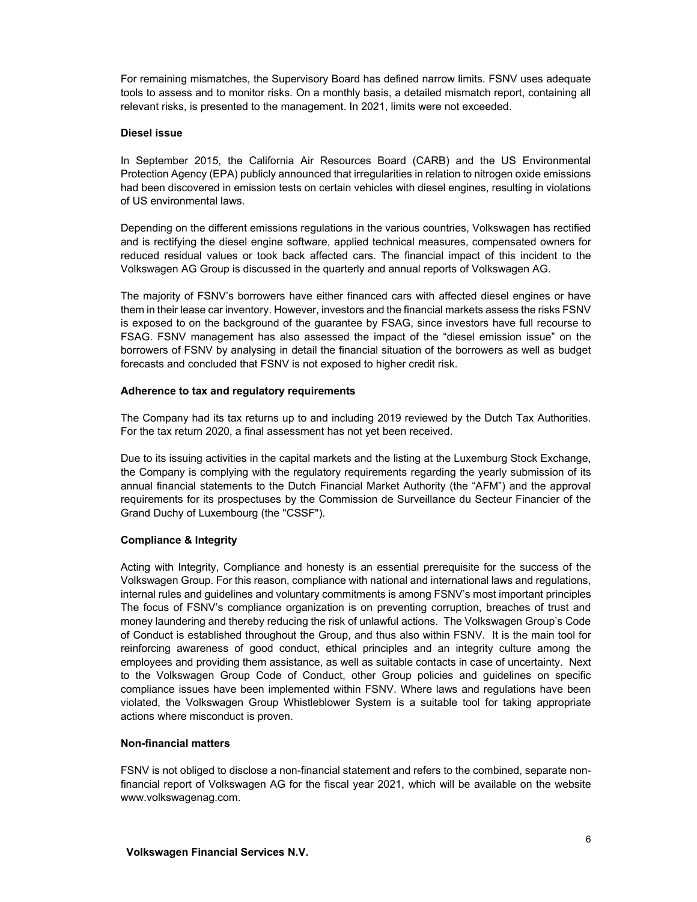For remaining mismatches, the Supervisory Board has defined narrow limits. FSNV uses adequate tools to assess and to monitor risks. On a monthly basis, a detailed mismatch report, containing all relevant risks, is presented to the management. In 2021, limits were not exceeded.

**Diesel issue**

In September 2015, the California Air Resources Board (CARB) and the US Environmental Protection Agency (EPA) publicly announced that irregularities in relation to nitrogen oxide emissions had been discovered in emission tests on certain vehicles with diesel engines, resulting in violations of US environmental laws.

Depending on the different emissions regulations in the various countries, Volkswagen has rectified and is rectifying the diesel engine software, applied technical measures, compensated owners for reduced residual values or took back affected cars. The financial impact of this incident to the Volkswagen AG Group is discussed in the quarterly and annual reports of Volkswagen AG.

The majority of FSNV's borrowers have either financed cars with affected diesel engines or have them in their lease car inventory. However, investors and the financial markets assess the risks FSNV is exposed to on the background of the guarantee by FSAG, since investors have full recourse to FSAG. FSNV management has also assessed the impact of the "diesel emission issue" on the borrowers of FSNV by analysing in detail the financial situation of the borrowers as well as budget forecasts and concluded that FSNV is not exposed to higher credit risk.

**Adherence to tax and regulatory requirements**

The Company had its tax returns up to and including 2019 reviewed by the Dutch Tax Authorities. For the tax return 2020, a final assessment has not yet been received.

Due to its issuing activities in the capital markets and the listing at the Luxemburg Stock Exchange, the Company is complying with the regulatory requirements regarding the yearly submission of its annual financial statements to the Dutch Financial Market Authority (the "AFM") and the approval requirements for its prospectuses by the Commission de Surveillance du Secteur Financier of the Grand Duchy of Luxembourg (the "CSSF").

**Compliance & Integrity**

Acting with Integrity, Compliance and honesty is an essential prerequisite for the success of the Volkswagen Group. For this reason, compliance with national and international laws and regulations, internal rules and guidelines and voluntary commitments is among FSNV's most important principles The focus of FSNV's compliance organization is on preventing corruption, breaches of trust and money laundering and thereby reducing the risk of unlawful actions. The Volkswagen Group's Code of Conduct is established throughout the Group, and thus also within FSNV. It is the main tool for reinforcing awareness of good conduct, ethical principles and an integrity culture among the employees and providing them assistance, as well as suitable contacts in case of uncertainty. Next to the Volkswagen Group Code of Conduct, other Group policies and guidelines on specific compliance issues have been implemented within FSNV. Where laws and regulations have been violated, the Volkswagen Group Whistleblower System is a suitable tool for taking appropriate actions where misconduct is proven.

**Non-financial matters**

FSNV is not obliged to disclose a non-financial statement and refers to the combined, separate non-financial report of Volkswagen AG for the fiscal year 2021, which will be available on the website www.volkswagenag.com.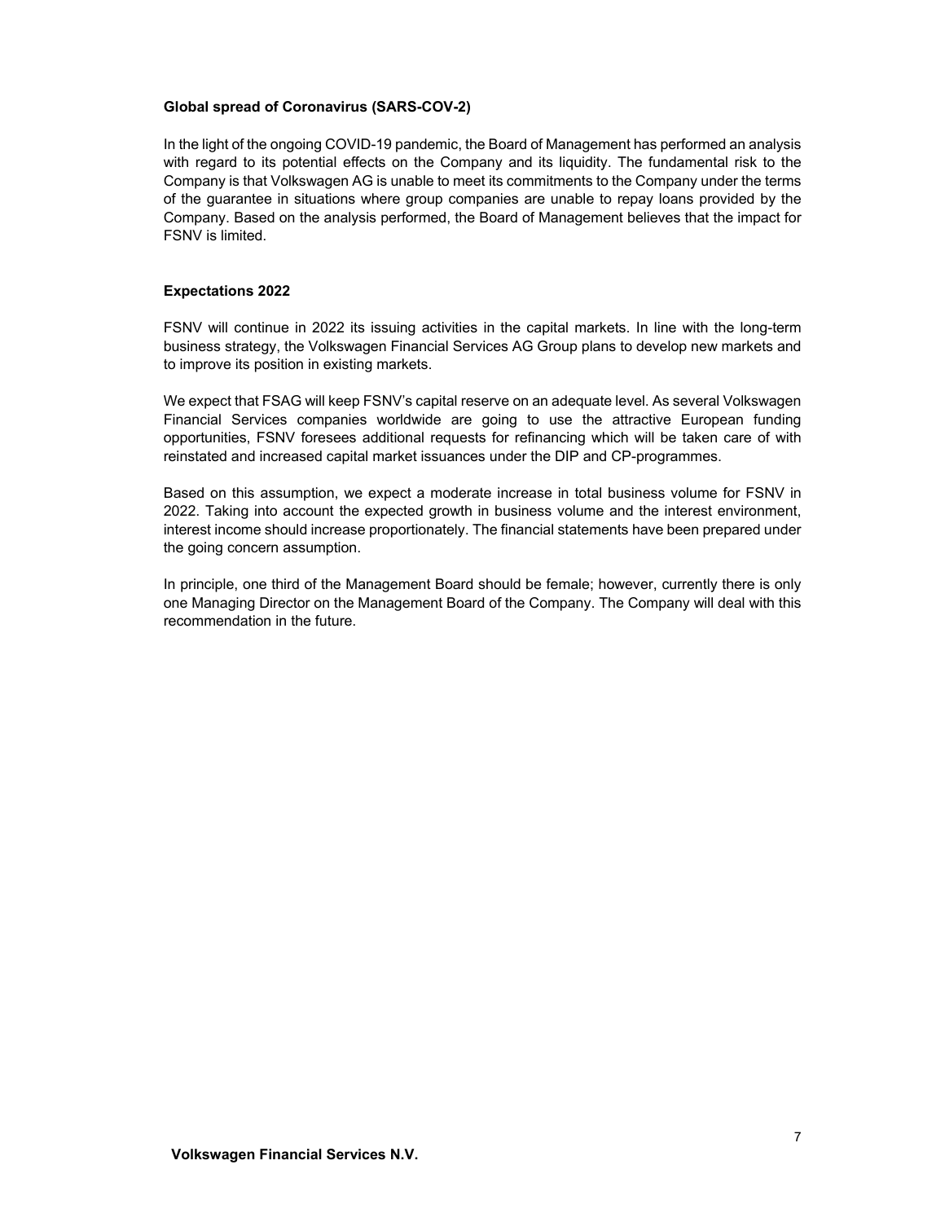### Global spread of Coronavirus (SARS-COV-2)

In the light of the ongoing COVID-19 pandemic, the Board of Management has performed an analysis with regard to its potential effects on the Company and its liquidity. The fundamental risk to the Company is that Volkswagen AG is unable to meet its commitments to the Company under the terms of the guarantee in situations where group companies are unable to repay loans provided by the Company. Based on the analysis performed, the Board of Management believes that the impact for FSNV is limited.

### Expectations 2022

FSNV will continue in 2022 its issuing activities in the capital markets. In line with the long-term business strategy, the Volkswagen Financial Services AG Group plans to develop new markets and to improve its position in existing markets.

We expect that FSAG will keep FSNV's capital reserve on an adequate level. As several Volkswagen Financial Services companies worldwide are going to use the attractive European funding opportunities, FSNV foresees additional requests for refinancing which will be taken care of with reinstated and increased capital market issuances under the DIP and CP-programmes.

Based on this assumption, we expect a moderate increase in total business volume for FSNV in 2022. Taking into account the expected growth in business volume and the interest environment, interest income should increase proportionately. The financial statements have been prepared under the going concern assumption.

In principle, one third of the Management Board should be female; however, currently there is only one Managing Director on the Management Board of the Company. The Company will deal with this recommendation in the future.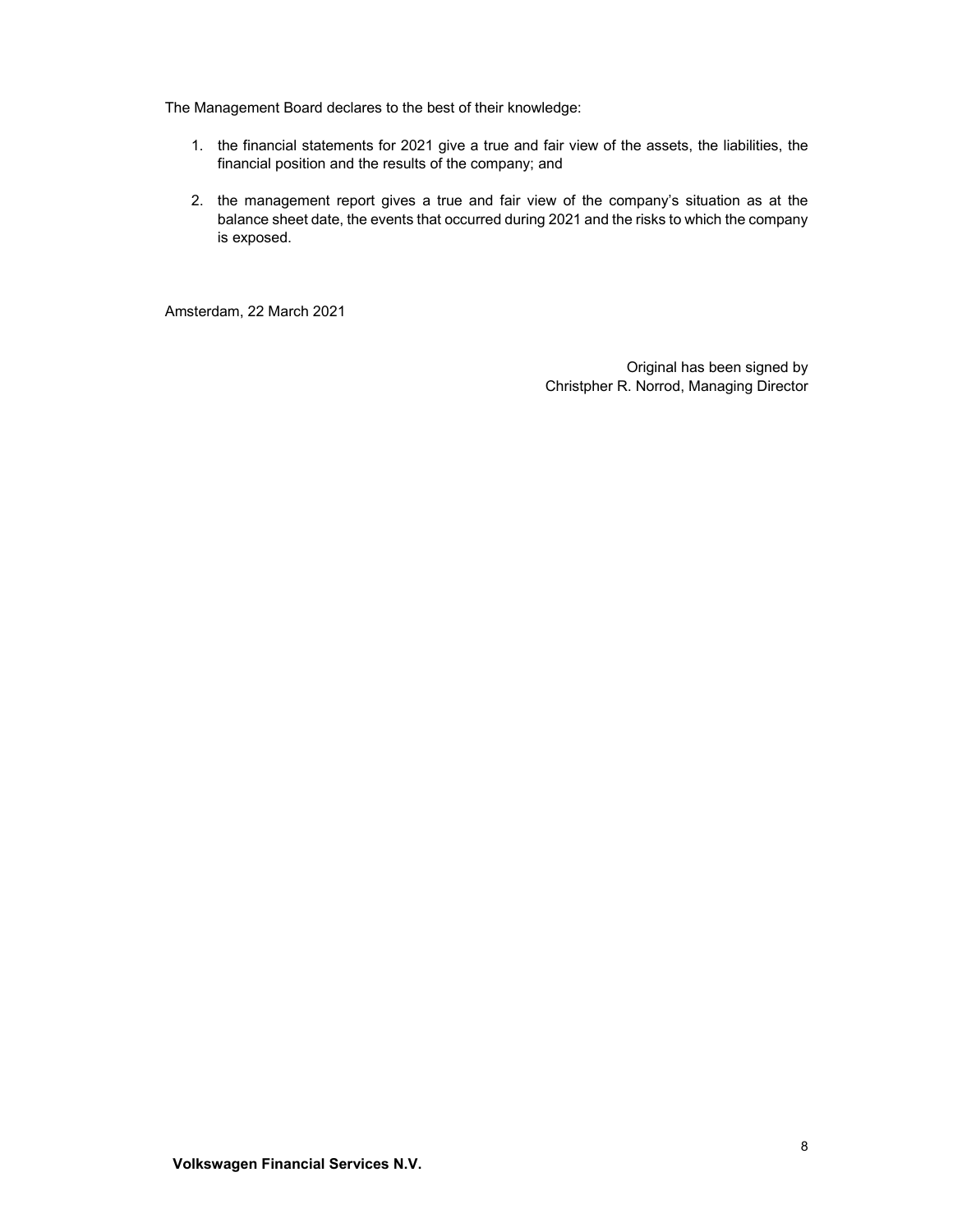The Management Board declares to the best of their knowledge:

1. the financial statements for 2021 give a true and fair view of the assets, the liabilities, the financial position and the results of the company; and

2. the management report gives a true and fair view of the company's situation as at the balance sheet date, the events that occurred during 2021 and the risks to which the company is exposed.

Amsterdam, 22 March 2021

Original has been signed by
Christpher R. Norrod, Managing Director

**Volkswagen Financial Services N.V.**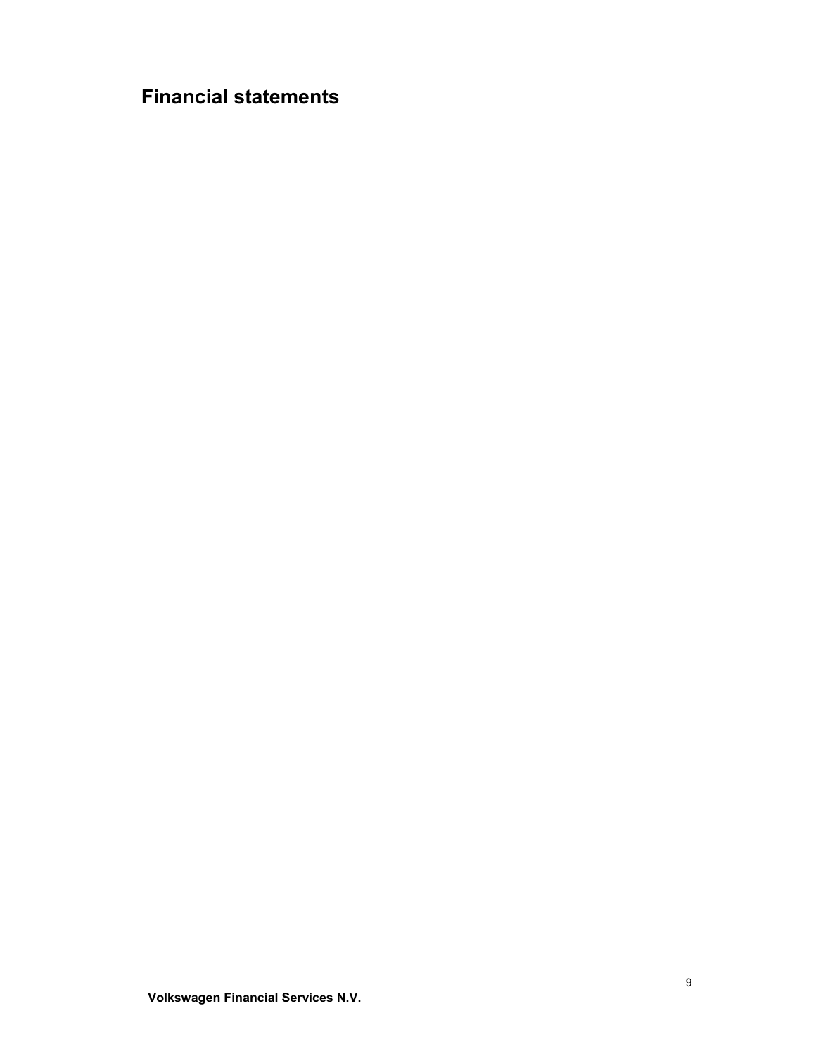# Financial statements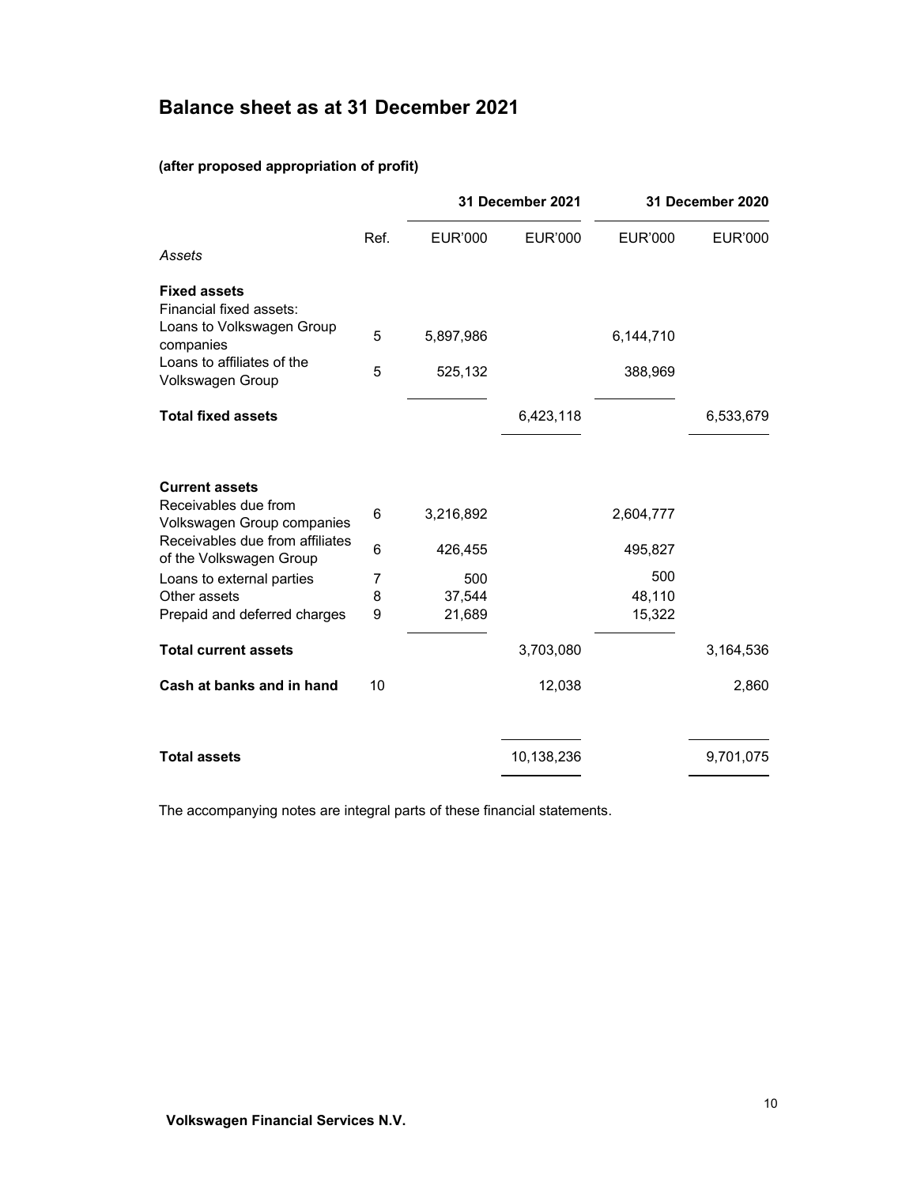# Balance sheet as at 31 December 2021

**(after proposed appropriation of profit)**

| | | 31 December 2021 | | 31 December 2020 | |
|---|---|---|---|---|---|
| *Assets* | Ref. | EUR'000 | EUR'000 | EUR'000 | EUR'000 |
| **Fixed assets** | | | | | |
| Financial fixed assets: | | | | | |
| Loans to Volkswagen Group companies | 5 | 5,897,986 | | 6,144,710 | |
| Loans to affiliates of the Volkswagen Group | 5 | 525,132 | | 388,969 | |
| **Total fixed assets** | | | 6,423,118 | | 6,533,679 |
| **Current assets** | | | | | |
| Receivables due from Volkswagen Group companies | 6 | 3,216,892 | | 2,604,777 | |
| Receivables due from affiliates of the Volkswagen Group | 6 | 426,455 | | 495,827 | |
| Loans to external parties | 7 | 500 | | 500 | |
| Other assets | 8 | 37,544 | | 48,110 | |
| Prepaid and deferred charges | 9 | 21,689 | | 15,322 | |
| **Total current assets** | | | 3,703,080 | | 3,164,536 |
| **Cash at banks and in hand** | 10 | | 12,038 | | 2,860 |
| **Total assets** | | | 10,138,236 | | 9,701,075 |

The accompanying notes are integral parts of these financial statements.

**Volkswagen Financial Services N.V.**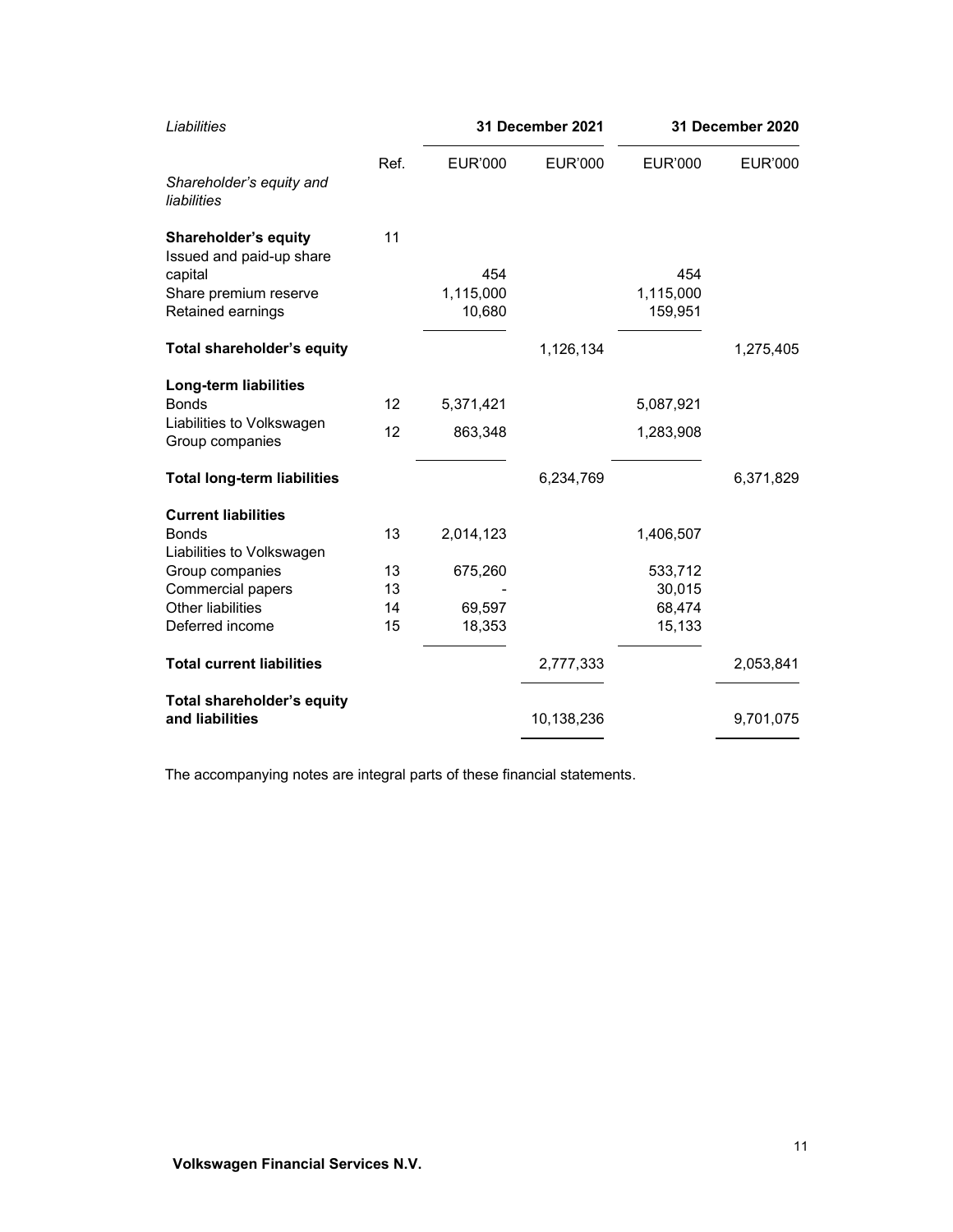| *Liabilities* | | 31 December 2021 | | 31 December 2020 | |
|---|---|---|---|---|---|
| *Shareholder's equity and liabilities* | Ref. | EUR'000 | EUR'000 | EUR'000 | EUR'000 |
| **Shareholder's equity** | 11 | | | | |
| Issued and paid-up share capital | | 454 | | 454 | |
| Share premium reserve | | 1,115,000 | | 1,115,000 | |
| Retained earnings | | 10,680 | | 159,951 | |
| **Total shareholder's equity** | | | 1,126,134 | | 1,275,405 |
| **Long-term liabilities** | | | | | |
| Bonds | 12 | 5,371,421 | | 5,087,921 | |
| Liabilities to Volkswagen Group companies | 12 | 863,348 | | 1,283,908 | |
| **Total long-term liabilities** | | | 6,234,769 | | 6,371,829 |
| **Current liabilities** | | | | | |
| Bonds | 13 | 2,014,123 | | 1,406,507 | |
| Liabilities to Volkswagen Group companies | 13 | 675,260 | | 533,712 | |
| Commercial papers | 13 | - | | 30,015 | |
| Other liabilities | 14 | 69,597 | | 68,474 | |
| Deferred income | 15 | 18,353 | | 15,133 | |
| **Total current liabilities** | | | 2,777,333 | | 2,053,841 |
| **Total shareholder's equity and liabilities** | | | 10,138,236 | | 9,701,075 |

The accompanying notes are integral parts of these financial statements.

**Volkswagen Financial Services N.V.**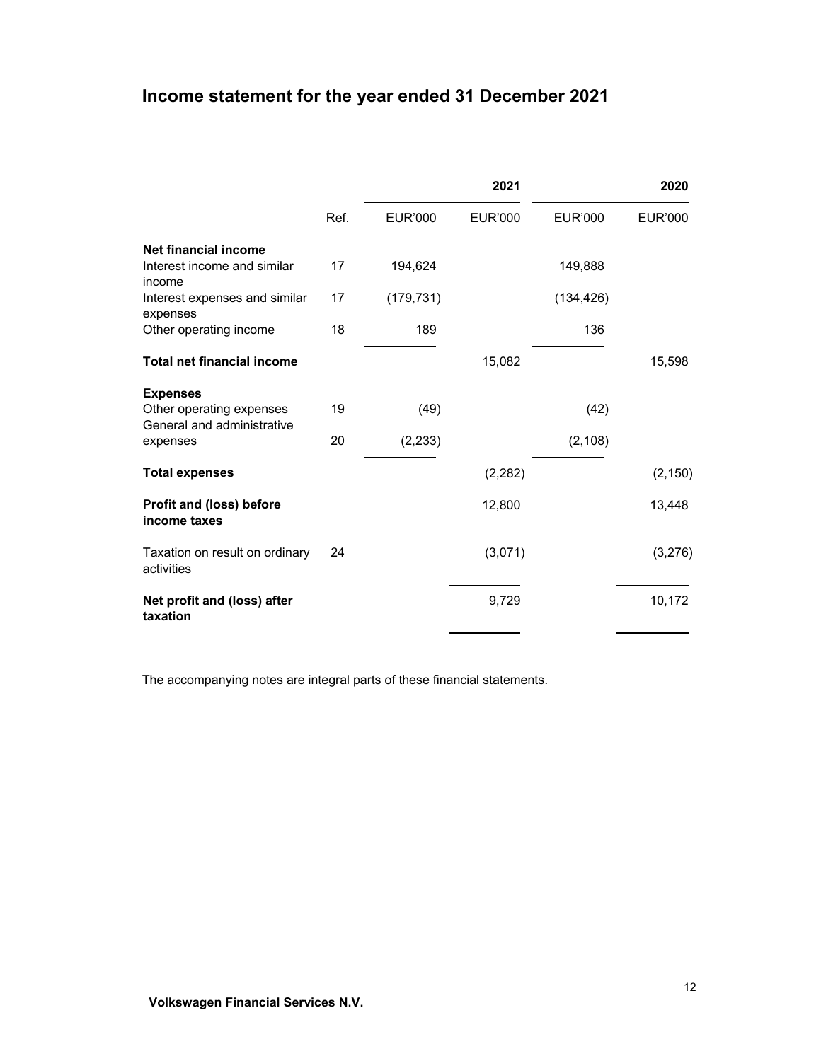# Income statement for the year ended 31 December 2021

| | | | 2021 | | 2020 |
|---|---|---|---|---|---|
| | Ref. | EUR'000 | EUR'000 | EUR'000 | EUR'000 |
| **Net financial income** | | | | | |
| Interest income and similar income | 17 | 194,624 | | 149,888 | |
| Interest expenses and similar expenses | 17 | (179,731) | | (134,426) | |
| Other operating income | 18 | 189 | | 136 | |
| **Total net financial income** | | | 15,082 | | 15,598 |
| **Expenses** | | | | | |
| Other operating expenses | 19 | (49) | | (42) | |
| General and administrative expenses | 20 | (2,233) | | (2,108) | |
| **Total expenses** | | | (2,282) | | (2,150) |
| **Profit and (loss) before income taxes** | | | 12,800 | | 13,448 |
| Taxation on result on ordinary activities | 24 | | (3,071) | | (3,276) |
| **Net profit and (loss) after taxation** | | | 9,729 | | 10,172 |

The accompanying notes are integral parts of these financial statements.

**Volkswagen Financial Services N.V.**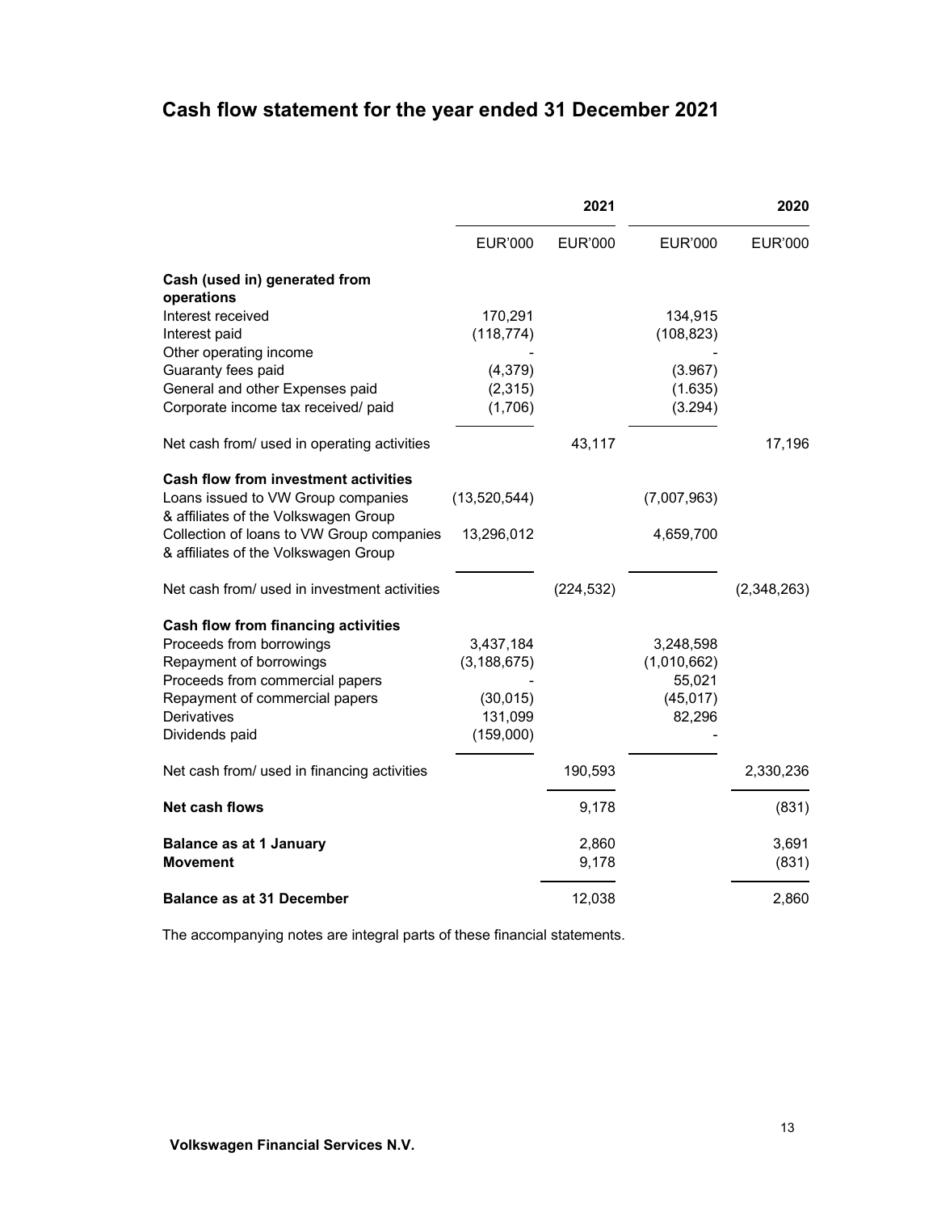## Cash flow statement for the year ended 31 December 2021

| | 2021 | | 2020 | |
|---|---|---|---|---|
| | EUR'000 | EUR'000 | EUR'000 | EUR'000 |
| **Cash (used in) generated from operations** | | | | |
| Interest received | 170,291 | | 134,915 | |
| Interest paid | (118,774) | | (108,823) | |
| Other operating income | - | | - | |
| Guaranty fees paid | (4,379) | | (3.967) | |
| General and other Expenses paid | (2,315) | | (1.635) | |
| Corporate income tax received/ paid | (1,706) | | (3.294) | |
| Net cash from/ used in operating activities | | 43,117 | | 17,196 |
| **Cash flow from investment activities** | | | | |
| Loans issued to VW Group companies & affiliates of the Volkswagen Group | (13,520,544) | | (7,007,963) | |
| Collection of loans to VW Group companies & affiliates of the Volkswagen Group | 13,296,012 | | 4,659,700 | |
| Net cash from/ used in investment activities | | (224,532) | | (2,348,263) |
| **Cash flow from financing activities** | | | | |
| Proceeds from borrowings | 3,437,184 | | 3,248,598 | |
| Repayment of borrowings | (3,188,675) | | (1,010,662) | |
| Proceeds from commercial papers | - | | 55,021 | |
| Repayment of commercial papers | (30,015) | | (45,017) | |
| Derivatives | 131,099 | | 82,296 | |
| Dividends paid | (159,000) | | - | |
| Net cash from/ used in financing activities | | 190,593 | | 2,330,236 |
| **Net cash flows** | | 9,178 | | (831) |
| **Balance as at 1 January** | | 2,860 | | 3,691 |
| **Movement** | | 9,178 | | (831) |
| **Balance as at 31 December** | | 12,038 | | 2,860 |

The accompanying notes are integral parts of these financial statements.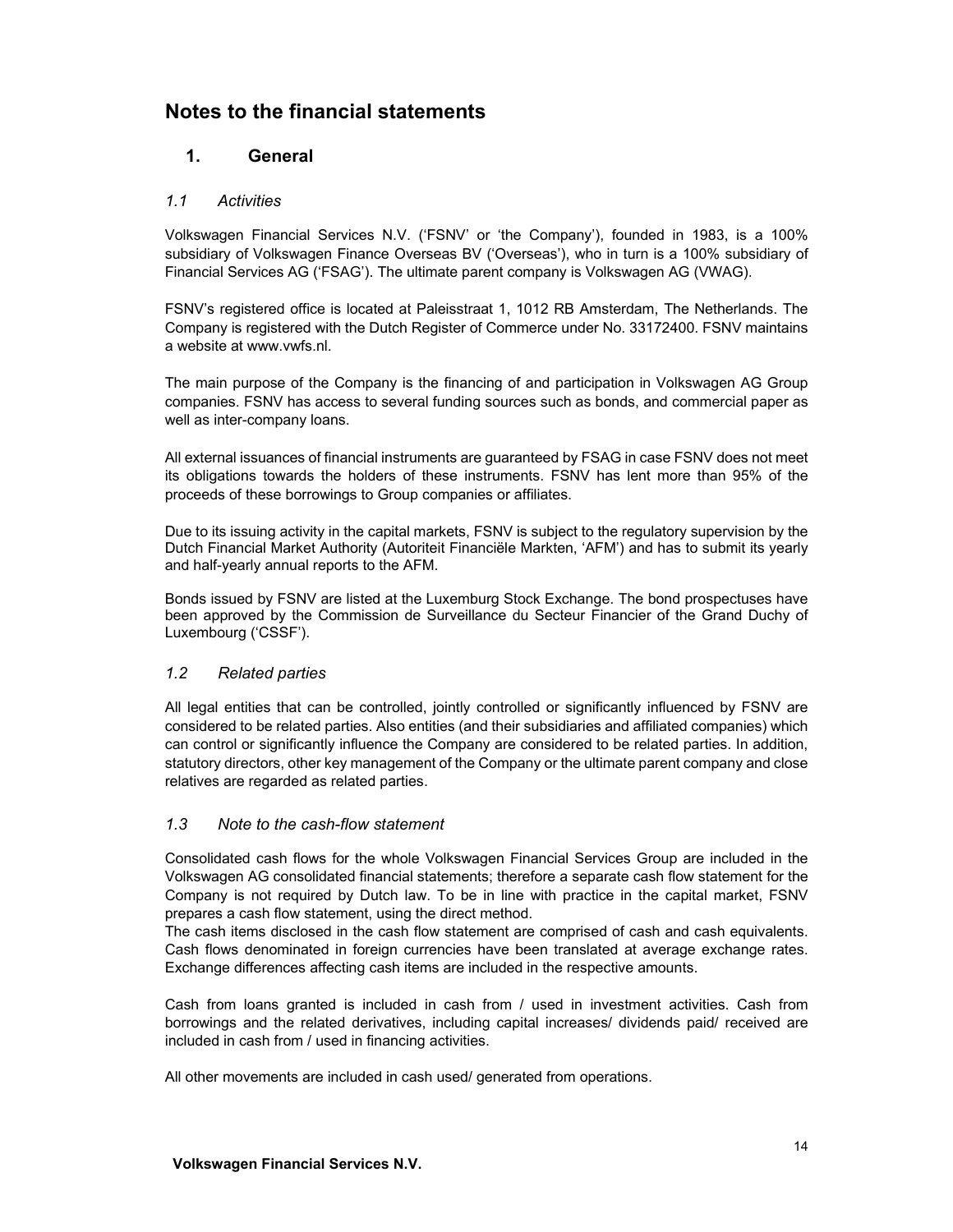# Notes to the financial statements

## 1. General

### *1.1 Activities*

Volkswagen Financial Services N.V. ('FSNV' or 'the Company'), founded in 1983, is a 100% subsidiary of Volkswagen Finance Overseas BV ('Overseas'), who in turn is a 100% subsidiary of Financial Services AG ('FSAG'). The ultimate parent company is Volkswagen AG (VWAG).

FSNV's registered office is located at Paleisstraat 1, 1012 RB Amsterdam, The Netherlands. The Company is registered with the Dutch Register of Commerce under No. 33172400. FSNV maintains a website at www.vwfs.nl.

The main purpose of the Company is the financing of and participation in Volkswagen AG Group companies. FSNV has access to several funding sources such as bonds, and commercial paper as well as inter-company loans.

All external issuances of financial instruments are guaranteed by FSAG in case FSNV does not meet its obligations towards the holders of these instruments. FSNV has lent more than 95% of the proceeds of these borrowings to Group companies or affiliates.

Due to its issuing activity in the capital markets, FSNV is subject to the regulatory supervision by the Dutch Financial Market Authority (Autoriteit Financiële Markten, 'AFM') and has to submit its yearly and half-yearly annual reports to the AFM.

Bonds issued by FSNV are listed at the Luxemburg Stock Exchange. The bond prospectuses have been approved by the Commission de Surveillance du Secteur Financier of the Grand Duchy of Luxembourg ('CSSF').

### *1.2 Related parties*

All legal entities that can be controlled, jointly controlled or significantly influenced by FSNV are considered to be related parties. Also entities (and their subsidiaries and affiliated companies) which can control or significantly influence the Company are considered to be related parties. In addition, statutory directors, other key management of the Company or the ultimate parent company and close relatives are regarded as related parties.

### *1.3 Note to the cash-flow statement*

Consolidated cash flows for the whole Volkswagen Financial Services Group are included in the Volkswagen AG consolidated financial statements; therefore a separate cash flow statement for the Company is not required by Dutch law. To be in line with practice in the capital market, FSNV prepares a cash flow statement, using the direct method.
The cash items disclosed in the cash flow statement are comprised of cash and cash equivalents. Cash flows denominated in foreign currencies have been translated at average exchange rates. Exchange differences affecting cash items are included in the respective amounts.

Cash from loans granted is included in cash from / used in investment activities. Cash from borrowings and the related derivatives, including capital increases/ dividends paid/ received are included in cash from / used in financing activities.

All other movements are included in cash used/ generated from operations.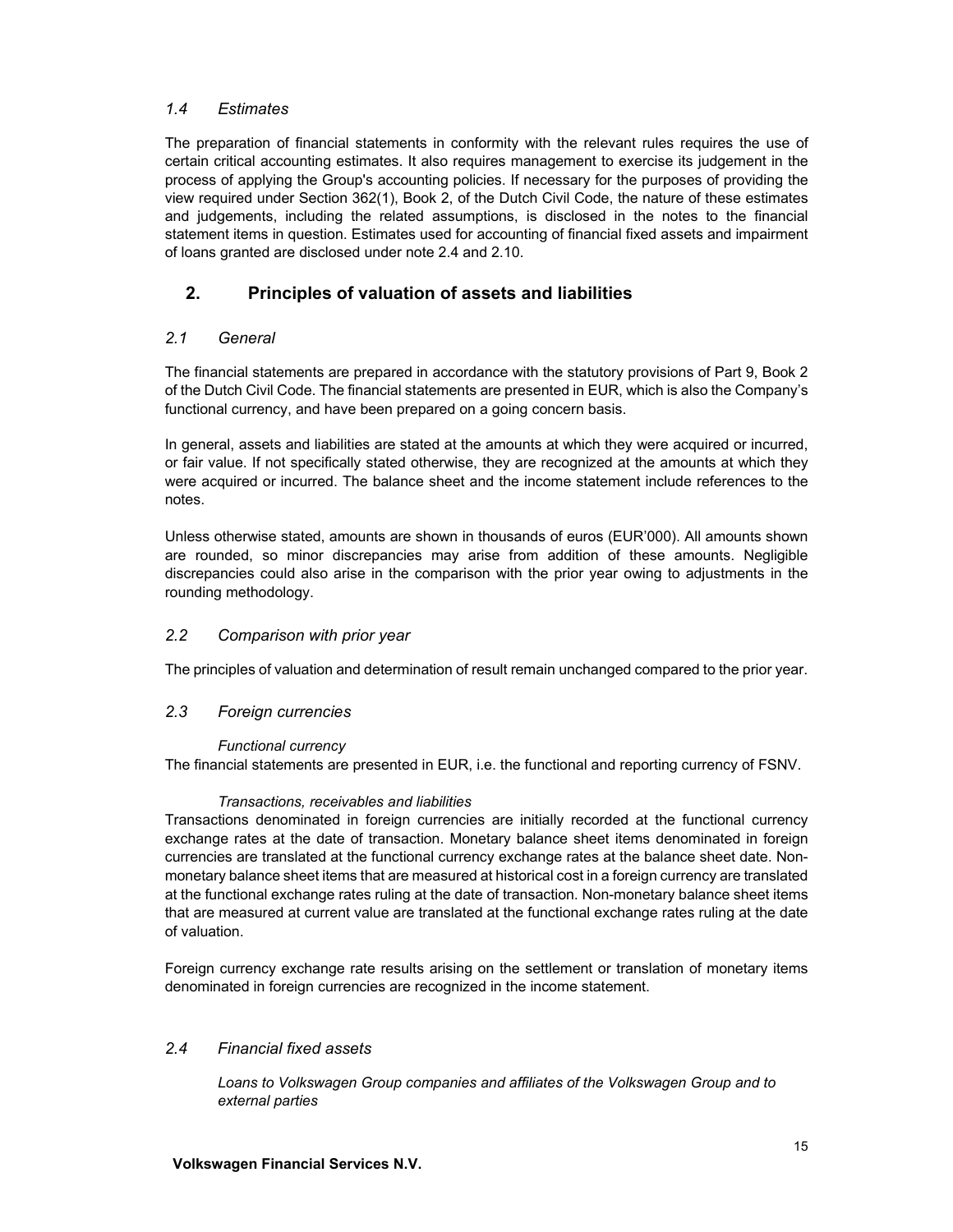### *1.4 Estimates*

The preparation of financial statements in conformity with the relevant rules requires the use of certain critical accounting estimates. It also requires management to exercise its judgement in the process of applying the Group's accounting policies. If necessary for the purposes of providing the view required under Section 362(1), Book 2, of the Dutch Civil Code, the nature of these estimates and judgements, including the related assumptions, is disclosed in the notes to the financial statement items in question. Estimates used for accounting of financial fixed assets and impairment of loans granted are disclosed under note 2.4 and 2.10.

## 2. Principles of valuation of assets and liabilities

### *2.1 General*

The financial statements are prepared in accordance with the statutory provisions of Part 9, Book 2 of the Dutch Civil Code. The financial statements are presented in EUR, which is also the Company's functional currency, and have been prepared on a going concern basis.

In general, assets and liabilities are stated at the amounts at which they were acquired or incurred, or fair value. If not specifically stated otherwise, they are recognized at the amounts at which they were acquired or incurred. The balance sheet and the income statement include references to the notes.

Unless otherwise stated, amounts are shown in thousands of euros (EUR'000). All amounts shown are rounded, so minor discrepancies may arise from addition of these amounts. Negligible discrepancies could also arise in the comparison with the prior year owing to adjustments in the rounding methodology.

### *2.2 Comparison with prior year*

The principles of valuation and determination of result remain unchanged compared to the prior year.

### *2.3 Foreign currencies*

*Functional currency*

The financial statements are presented in EUR, i.e. the functional and reporting currency of FSNV.

*Transactions, receivables and liabilities*

Transactions denominated in foreign currencies are initially recorded at the functional currency exchange rates at the date of transaction. Monetary balance sheet items denominated in foreign currencies are translated at the functional currency exchange rates at the balance sheet date. Non-monetary balance sheet items that are measured at historical cost in a foreign currency are translated at the functional exchange rates ruling at the date of transaction. Non-monetary balance sheet items that are measured at current value are translated at the functional exchange rates ruling at the date of valuation.

Foreign currency exchange rate results arising on the settlement or translation of monetary items denominated in foreign currencies are recognized in the income statement.

### *2.4 Financial fixed assets*

*Loans to Volkswagen Group companies and affiliates of the Volkswagen Group and to external parties*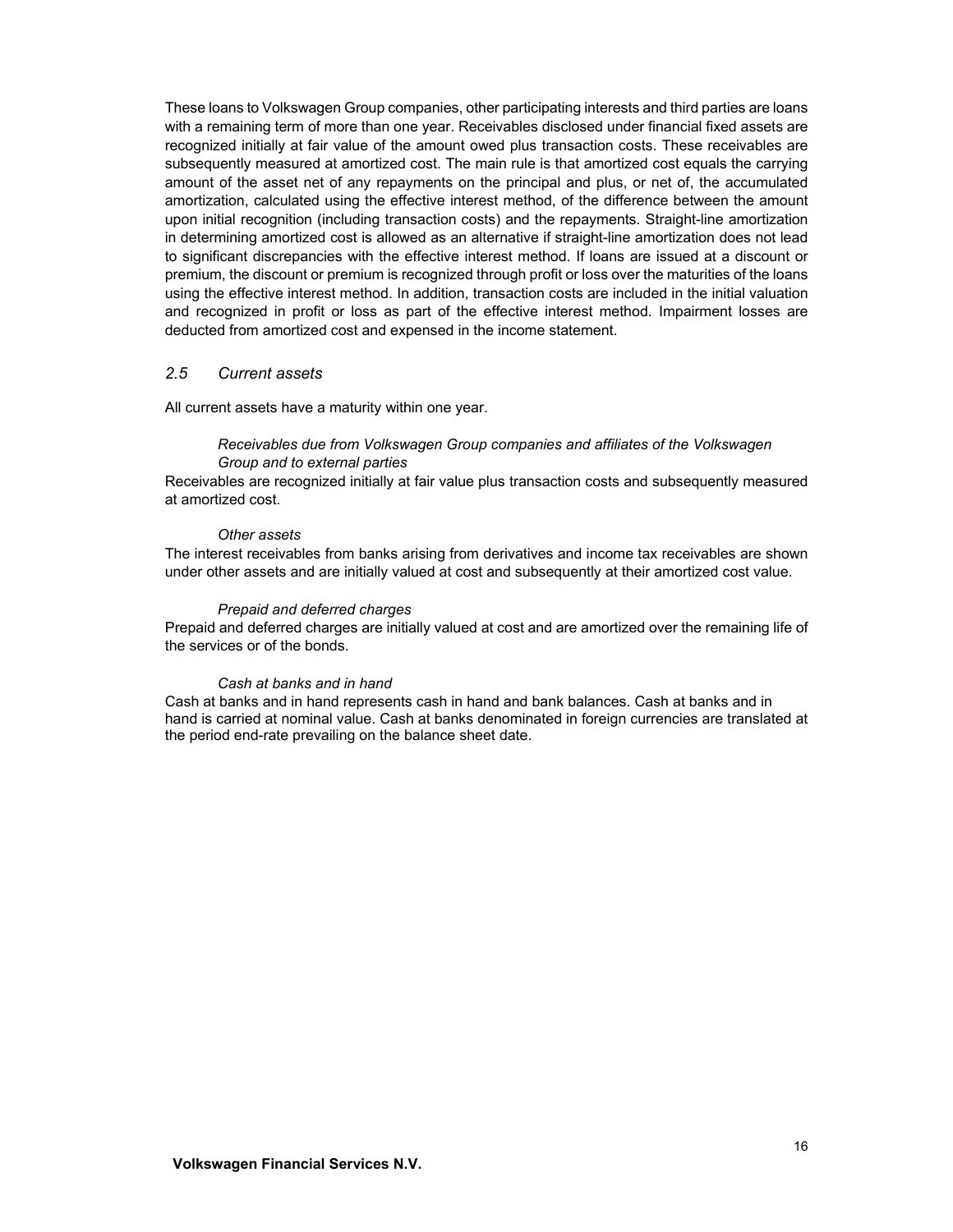These loans to Volkswagen Group companies, other participating interests and third parties are loans with a remaining term of more than one year. Receivables disclosed under financial fixed assets are recognized initially at fair value of the amount owed plus transaction costs. These receivables are subsequently measured at amortized cost. The main rule is that amortized cost equals the carrying amount of the asset net of any repayments on the principal and plus, or net of, the accumulated amortization, calculated using the effective interest method, of the difference between the amount upon initial recognition (including transaction costs) and the repayments. Straight-line amortization in determining amortized cost is allowed as an alternative if straight-line amortization does not lead to significant discrepancies with the effective interest method. If loans are issued at a discount or premium, the discount or premium is recognized through profit or loss over the maturities of the loans using the effective interest method. In addition, transaction costs are included in the initial valuation and recognized in profit or loss as part of the effective interest method. Impairment losses are deducted from amortized cost and expensed in the income statement.

## *2.5 Current assets*

All current assets have a maturity within one year.

*Receivables due from Volkswagen Group companies and affiliates of the Volkswagen Group and to external parties*

Receivables are recognized initially at fair value plus transaction costs and subsequently measured at amortized cost.

*Other assets*

The interest receivables from banks arising from derivatives and income tax receivables are shown under other assets and are initially valued at cost and subsequently at their amortized cost value.

*Prepaid and deferred charges*

Prepaid and deferred charges are initially valued at cost and are amortized over the remaining life of the services or of the bonds.

*Cash at banks and in hand*

Cash at banks and in hand represents cash in hand and bank balances. Cash at banks and in hand is carried at nominal value. Cash at banks denominated in foreign currencies are translated at the period end-rate prevailing on the balance sheet date.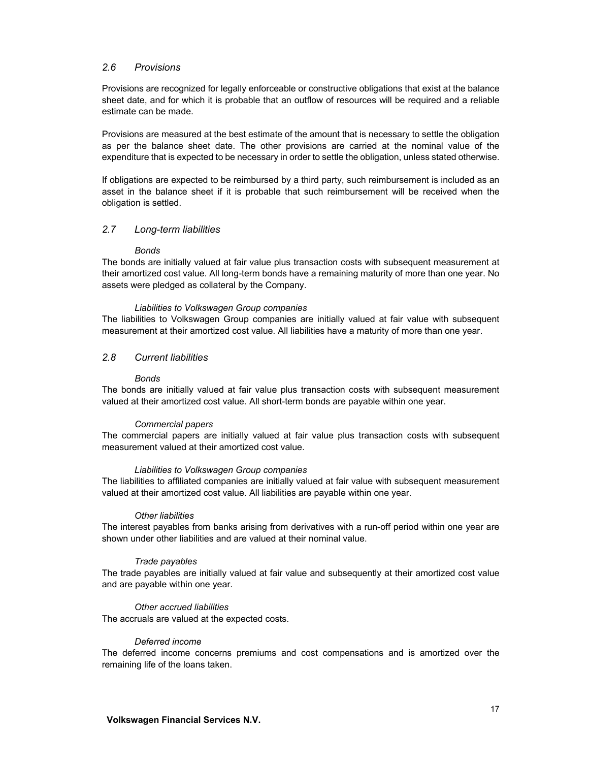### *2.6 Provisions*

Provisions are recognized for legally enforceable or constructive obligations that exist at the balance sheet date, and for which it is probable that an outflow of resources will be required and a reliable estimate can be made.

Provisions are measured at the best estimate of the amount that is necessary to settle the obligation as per the balance sheet date. The other provisions are carried at the nominal value of the expenditure that is expected to be necessary in order to settle the obligation, unless stated otherwise.

If obligations are expected to be reimbursed by a third party, such reimbursement is included as an asset in the balance sheet if it is probable that such reimbursement will be received when the obligation is settled.

### *2.7 Long-term liabilities*

*Bonds*

The bonds are initially valued at fair value plus transaction costs with subsequent measurement at their amortized cost value. All long-term bonds have a remaining maturity of more than one year. No assets were pledged as collateral by the Company.

*Liabilities to Volkswagen Group companies*

The liabilities to Volkswagen Group companies are initially valued at fair value with subsequent measurement at their amortized cost value. All liabilities have a maturity of more than one year.

### *2.8 Current liabilities*

*Bonds*

The bonds are initially valued at fair value plus transaction costs with subsequent measurement valued at their amortized cost value. All short-term bonds are payable within one year.

*Commercial papers*

The commercial papers are initially valued at fair value plus transaction costs with subsequent measurement valued at their amortized cost value.

*Liabilities to Volkswagen Group companies*

The liabilities to affiliated companies are initially valued at fair value with subsequent measurement valued at their amortized cost value. All liabilities are payable within one year.

*Other liabilities*

The interest payables from banks arising from derivatives with a run-off period within one year are shown under other liabilities and are valued at their nominal value.

*Trade payables*

The trade payables are initially valued at fair value and subsequently at their amortized cost value and are payable within one year.

*Other accrued liabilities*

The accruals are valued at the expected costs.

*Deferred income*

The deferred income concerns premiums and cost compensations and is amortized over the remaining life of the loans taken.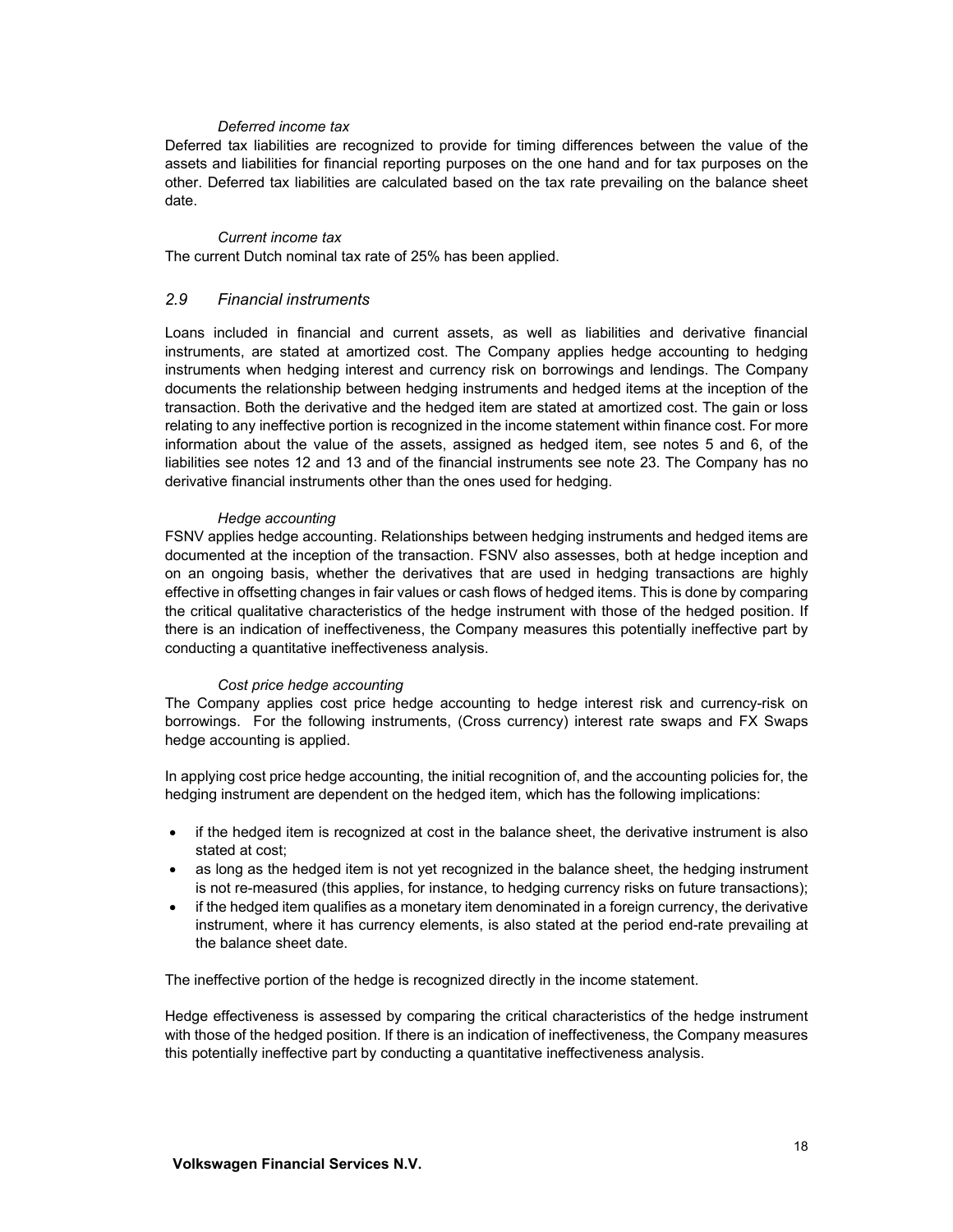*Deferred income tax*

Deferred tax liabilities are recognized to provide for timing differences between the value of the assets and liabilities for financial reporting purposes on the one hand and for tax purposes on the other. Deferred tax liabilities are calculated based on the tax rate prevailing on the balance sheet date.

*Current income tax*

The current Dutch nominal tax rate of 25% has been applied.

## *2.9 Financial instruments*

Loans included in financial and current assets, as well as liabilities and derivative financial instruments, are stated at amortized cost. The Company applies hedge accounting to hedging instruments when hedging interest and currency risk on borrowings and lendings. The Company documents the relationship between hedging instruments and hedged items at the inception of the transaction. Both the derivative and the hedged item are stated at amortized cost. The gain or loss relating to any ineffective portion is recognized in the income statement within finance cost. For more information about the value of the assets, assigned as hedged item, see notes 5 and 6, of the liabilities see notes 12 and 13 and of the financial instruments see note 23. The Company has no derivative financial instruments other than the ones used for hedging.

*Hedge accounting*

FSNV applies hedge accounting. Relationships between hedging instruments and hedged items are documented at the inception of the transaction. FSNV also assesses, both at hedge inception and on an ongoing basis, whether the derivatives that are used in hedging transactions are highly effective in offsetting changes in fair values or cash flows of hedged items. This is done by comparing the critical qualitative characteristics of the hedge instrument with those of the hedged position. If there is an indication of ineffectiveness, the Company measures this potentially ineffective part by conducting a quantitative ineffectiveness analysis.

*Cost price hedge accounting*

The Company applies cost price hedge accounting to hedge interest risk and currency-risk on borrowings. For the following instruments, (Cross currency) interest rate swaps and FX Swaps hedge accounting is applied.

In applying cost price hedge accounting, the initial recognition of, and the accounting policies for, the hedging instrument are dependent on the hedged item, which has the following implications:

- if the hedged item is recognized at cost in the balance sheet, the derivative instrument is also stated at cost;
- as long as the hedged item is not yet recognized in the balance sheet, the hedging instrument is not re-measured (this applies, for instance, to hedging currency risks on future transactions);
- if the hedged item qualifies as a monetary item denominated in a foreign currency, the derivative instrument, where it has currency elements, is also stated at the period end-rate prevailing at the balance sheet date.

The ineffective portion of the hedge is recognized directly in the income statement.

Hedge effectiveness is assessed by comparing the critical characteristics of the hedge instrument with those of the hedged position. If there is an indication of ineffectiveness, the Company measures this potentially ineffective part by conducting a quantitative ineffectiveness analysis.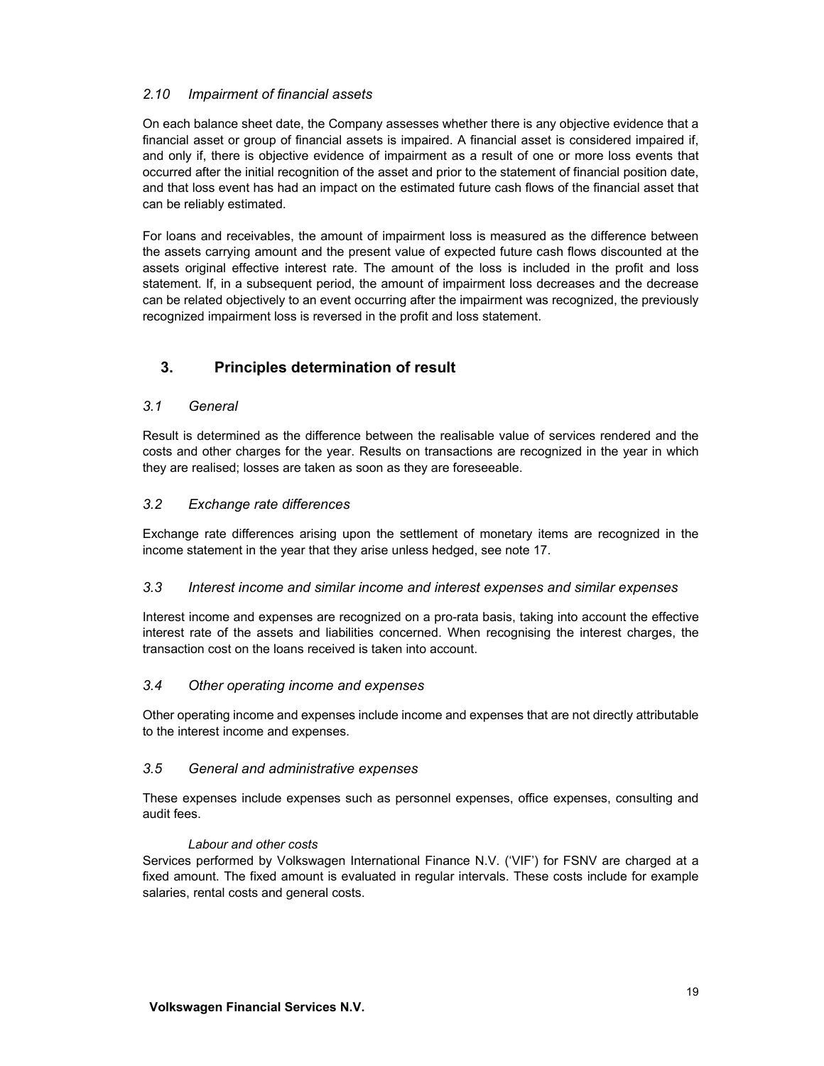### *2.10 Impairment of financial assets*

On each balance sheet date, the Company assesses whether there is any objective evidence that a financial asset or group of financial assets is impaired. A financial asset is considered impaired if, and only if, there is objective evidence of impairment as a result of one or more loss events that occurred after the initial recognition of the asset and prior to the statement of financial position date, and that loss event has had an impact on the estimated future cash flows of the financial asset that can be reliably estimated.

For loans and receivables, the amount of impairment loss is measured as the difference between the assets carrying amount and the present value of expected future cash flows discounted at the assets original effective interest rate. The amount of the loss is included in the profit and loss statement. If, in a subsequent period, the amount of impairment loss decreases and the decrease can be related objectively to an event occurring after the impairment was recognized, the previously recognized impairment loss is reversed in the profit and loss statement.

## 3. Principles determination of result

### *3.1 General*

Result is determined as the difference between the realisable value of services rendered and the costs and other charges for the year. Results on transactions are recognized in the year in which they are realised; losses are taken as soon as they are foreseeable.

### *3.2 Exchange rate differences*

Exchange rate differences arising upon the settlement of monetary items are recognized in the income statement in the year that they arise unless hedged, see note 17.

### *3.3 Interest income and similar income and interest expenses and similar expenses*

Interest income and expenses are recognized on a pro-rata basis, taking into account the effective interest rate of the assets and liabilities concerned. When recognising the interest charges, the transaction cost on the loans received is taken into account.

### *3.4 Other operating income and expenses*

Other operating income and expenses include income and expenses that are not directly attributable to the interest income and expenses.

### *3.5 General and administrative expenses*

These expenses include expenses such as personnel expenses, office expenses, consulting and audit fees.

*Labour and other costs*

Services performed by Volkswagen International Finance N.V. ('VIF') for FSNV are charged at a fixed amount. The fixed amount is evaluated in regular intervals. These costs include for example salaries, rental costs and general costs.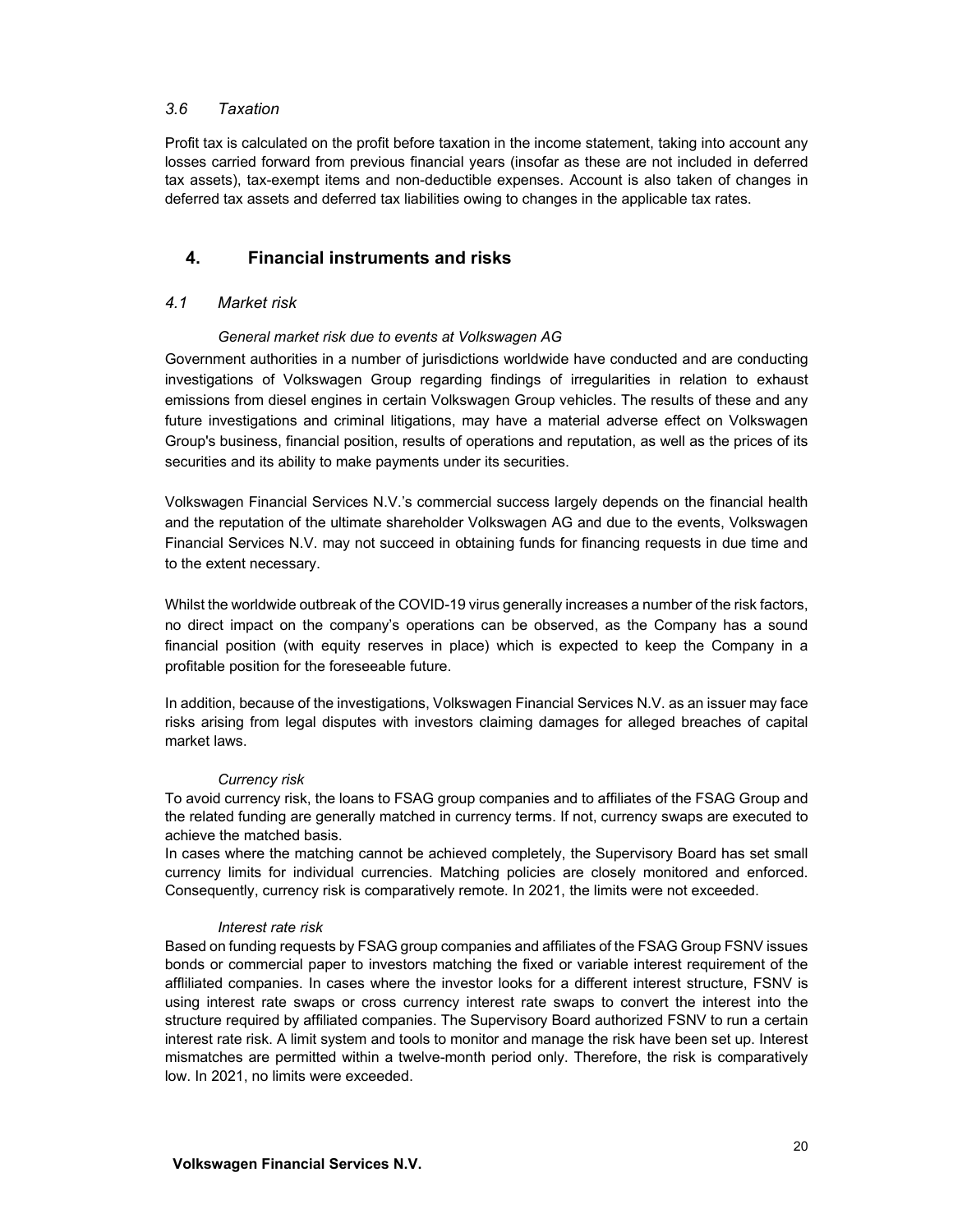### *3.6 Taxation*

Profit tax is calculated on the profit before taxation in the income statement, taking into account any losses carried forward from previous financial years (insofar as these are not included in deferred tax assets), tax-exempt items and non-deductible expenses. Account is also taken of changes in deferred tax assets and deferred tax liabilities owing to changes in the applicable tax rates.

## 4. Financial instruments and risks

### *4.1 Market risk*

*General market risk due to events at Volkswagen AG*

Government authorities in a number of jurisdictions worldwide have conducted and are conducting investigations of Volkswagen Group regarding findings of irregularities in relation to exhaust emissions from diesel engines in certain Volkswagen Group vehicles. The results of these and any future investigations and criminal litigations, may have a material adverse effect on Volkswagen Group's business, financial position, results of operations and reputation, as well as the prices of its securities and its ability to make payments under its securities.

Volkswagen Financial Services N.V.'s commercial success largely depends on the financial health and the reputation of the ultimate shareholder Volkswagen AG and due to the events, Volkswagen Financial Services N.V. may not succeed in obtaining funds for financing requests in due time and to the extent necessary.

Whilst the worldwide outbreak of the COVID-19 virus generally increases a number of the risk factors, no direct impact on the company's operations can be observed, as the Company has a sound financial position (with equity reserves in place) which is expected to keep the Company in a profitable position for the foreseeable future.

In addition, because of the investigations, Volkswagen Financial Services N.V. as an issuer may face risks arising from legal disputes with investors claiming damages for alleged breaches of capital market laws.

*Currency risk*

To avoid currency risk, the loans to FSAG group companies and to affiliates of the FSAG Group and the related funding are generally matched in currency terms. If not, currency swaps are executed to achieve the matched basis.
In cases where the matching cannot be achieved completely, the Supervisory Board has set small currency limits for individual currencies. Matching policies are closely monitored and enforced. Consequently, currency risk is comparatively remote. In 2021, the limits were not exceeded.

*Interest rate risk*

Based on funding requests by FSAG group companies and affiliates of the FSAG Group FSNV issues bonds or commercial paper to investors matching the fixed or variable interest requirement of the affiliated companies. In cases where the investor looks for a different interest structure, FSNV is using interest rate swaps or cross currency interest rate swaps to convert the interest into the structure required by affiliated companies. The Supervisory Board authorized FSNV to run a certain interest rate risk. A limit system and tools to monitor and manage the risk have been set up. Interest mismatches are permitted within a twelve-month period only. Therefore, the risk is comparatively low. In 2021, no limits were exceeded.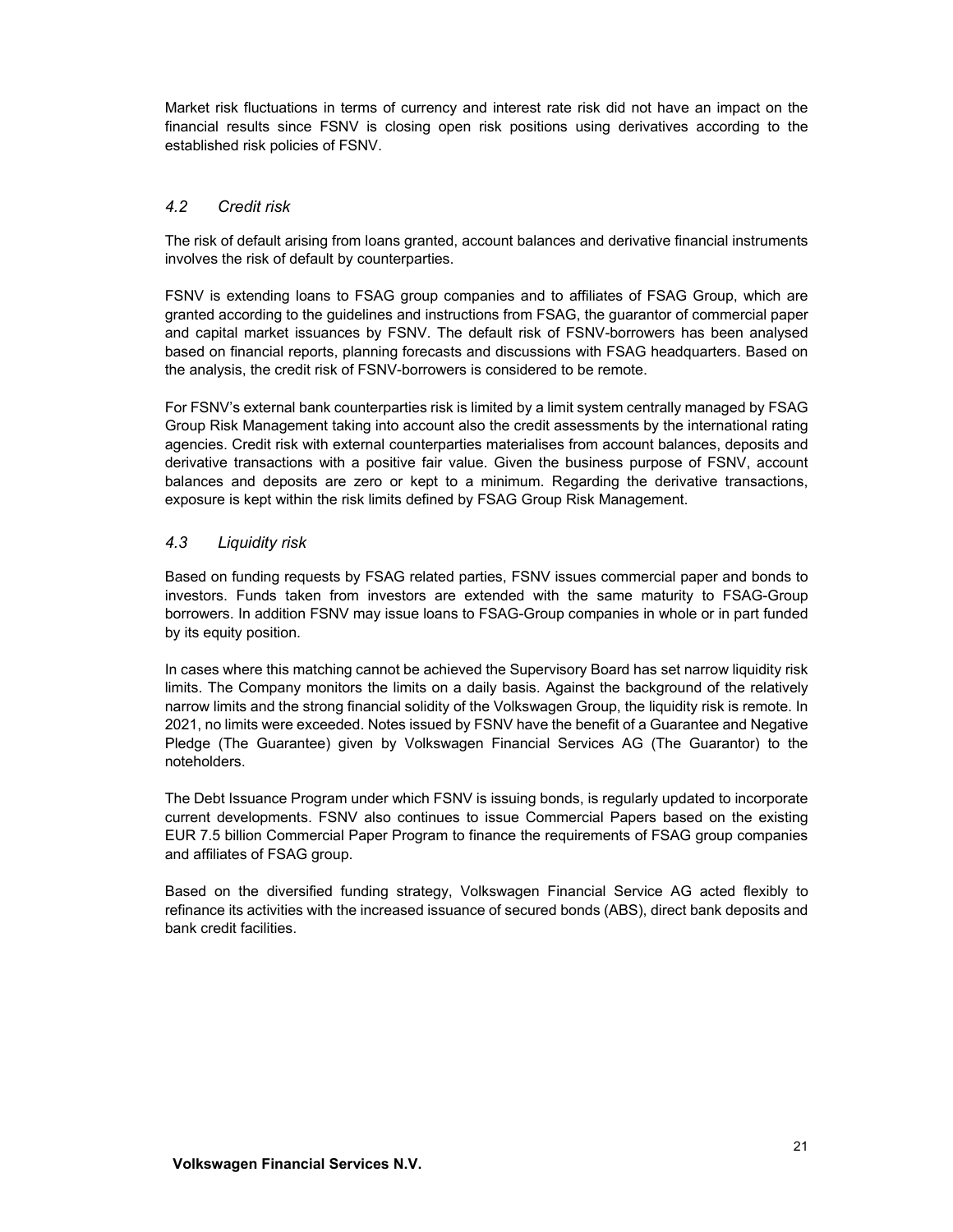Market risk fluctuations in terms of currency and interest rate risk did not have an impact on the financial results since FSNV is closing open risk positions using derivatives according to the established risk policies of FSNV.

### *4.2 Credit risk*

The risk of default arising from loans granted, account balances and derivative financial instruments involves the risk of default by counterparties.

FSNV is extending loans to FSAG group companies and to affiliates of FSAG Group, which are granted according to the guidelines and instructions from FSAG, the guarantor of commercial paper and capital market issuances by FSNV. The default risk of FSNV-borrowers has been analysed based on financial reports, planning forecasts and discussions with FSAG headquarters. Based on the analysis, the credit risk of FSNV-borrowers is considered to be remote.

For FSNV's external bank counterparties risk is limited by a limit system centrally managed by FSAG Group Risk Management taking into account also the credit assessments by the international rating agencies. Credit risk with external counterparties materialises from account balances, deposits and derivative transactions with a positive fair value. Given the business purpose of FSNV, account balances and deposits are zero or kept to a minimum. Regarding the derivative transactions, exposure is kept within the risk limits defined by FSAG Group Risk Management.

### *4.3 Liquidity risk*

Based on funding requests by FSAG related parties, FSNV issues commercial paper and bonds to investors. Funds taken from investors are extended with the same maturity to FSAG-Group borrowers. In addition FSNV may issue loans to FSAG-Group companies in whole or in part funded by its equity position.

In cases where this matching cannot be achieved the Supervisory Board has set narrow liquidity risk limits. The Company monitors the limits on a daily basis. Against the background of the relatively narrow limits and the strong financial solidity of the Volkswagen Group, the liquidity risk is remote. In 2021, no limits were exceeded. Notes issued by FSNV have the benefit of a Guarantee and Negative Pledge (The Guarantee) given by Volkswagen Financial Services AG (The Guarantor) to the noteholders.

The Debt Issuance Program under which FSNV is issuing bonds, is regularly updated to incorporate current developments. FSNV also continues to issue Commercial Papers based on the existing EUR 7.5 billion Commercial Paper Program to finance the requirements of FSAG group companies and affiliates of FSAG group.

Based on the diversified funding strategy, Volkswagen Financial Service AG acted flexibly to refinance its activities with the increased issuance of secured bonds (ABS), direct bank deposits and bank credit facilities.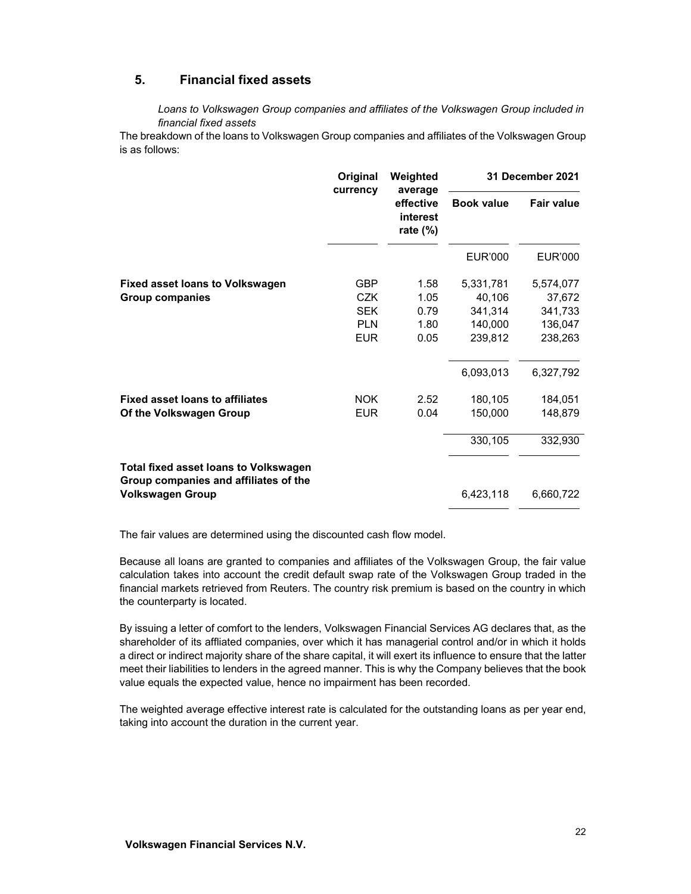## 5. Financial fixed assets

*Loans to Volkswagen Group companies and affiliates of the Volkswagen Group included in financial fixed assets*

The breakdown of the loans to Volkswagen Group companies and affiliates of the Volkswagen Group is as follows:

| | Original currency | Weighted average effective interest rate (%) | 31 December 2021 | |
|---|---|---|---|---|
| | | | Book value | Fair value |
| | | | EUR'000 | EUR'000 |
| **Fixed asset loans to Volkswagen Group companies** | GBP | 1.58 | 5,331,781 | 5,574,077 |
| | CZK | 1.05 | 40,106 | 37,672 |
| | SEK | 0.79 | 341,314 | 341,733 |
| | PLN | 1.80 | 140,000 | 136,047 |
| | EUR | 0.05 | 239,812 | 238,263 |
| | | | 6,093,013 | 6,327,792 |
| **Fixed asset loans to affiliates Of the Volkswagen Group** | NOK | 2.52 | 180,105 | 184,051 |
| | EUR | 0.04 | 150,000 | 148,879 |
| | | | 330,105 | 332,930 |
| **Total fixed asset loans to Volkswagen Group companies and affiliates of the Volkswagen Group** | | | 6,423,118 | 6,660,722 |

The fair values are determined using the discounted cash flow model.

Because all loans are granted to companies and affiliates of the Volkswagen Group, the fair value calculation takes into account the credit default swap rate of the Volkswagen Group traded in the financial markets retrieved from Reuters. The country risk premium is based on the country in which the counterparty is located.

By issuing a letter of comfort to the lenders, Volkswagen Financial Services AG declares that, as the shareholder of its affliated companies, over which it has managerial control and/or in which it holds a direct or indirect majority share of the share capital, it will exert its influence to ensure that the latter meet their liabilities to lenders in the agreed manner. This is why the Company believes that the book value equals the expected value, hence no impairment has been recorded.

The weighted average effective interest rate is calculated for the outstanding loans as per year end, taking into account the duration in the current year.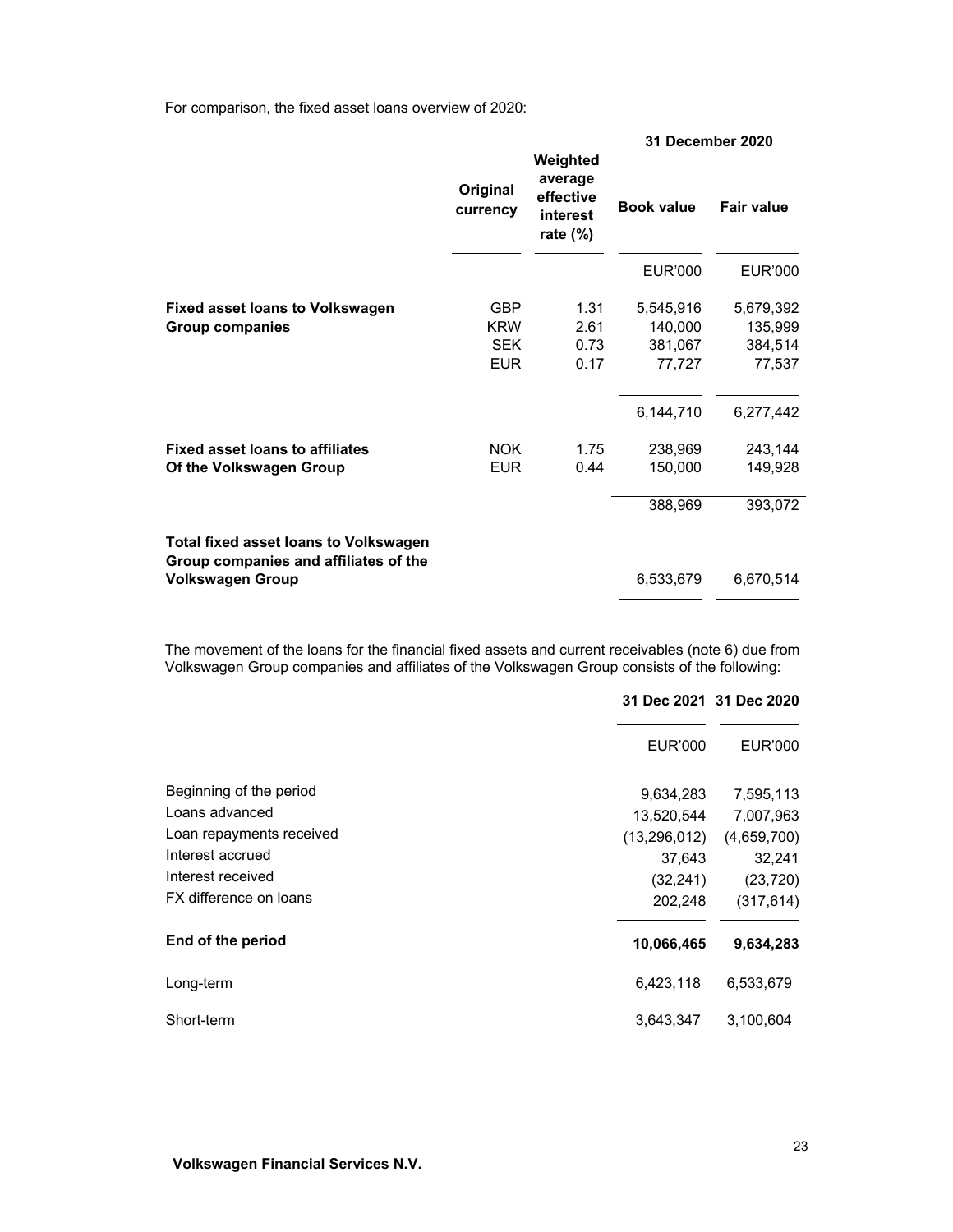For comparison, the fixed asset loans overview of 2020:

| | Original currency | Weighted average effective interest rate (%) | 31 December 2020 Book value | Fair value |
|---|---|---|---|---|
| | | | EUR'000 | EUR'000 |
| **Fixed asset loans to Volkswagen Group companies** | GBP | 1.31 | 5,545,916 | 5,679,392 |
| | KRW | 2.61 | 140,000 | 135,999 |
| | SEK | 0.73 | 381,067 | 384,514 |
| | EUR | 0.17 | 77,727 | 77,537 |
| | | | 6,144,710 | 6,277,442 |
| **Fixed asset loans to affiliates Of the Volkswagen Group** | NOK | 1.75 | 238,969 | 243,144 |
| | EUR | 0.44 | 150,000 | 149,928 |
| | | | 388,969 | 393,072 |
| **Total fixed asset loans to Volkswagen Group companies and affiliates of the Volkswagen Group** | | | 6,533,679 | 6,670,514 |

The movement of the loans for the financial fixed assets and current receivables (note 6) due from Volkswagen Group companies and affiliates of the Volkswagen Group consists of the following:

| | 31 Dec 2021 | 31 Dec 2020 |
|---|---|---|
| | EUR'000 | EUR'000 |
| Beginning of the period | 9,634,283 | 7,595,113 |
| Loans advanced | 13,520,544 | 7,007,963 |
| Loan repayments received | (13,296,012) | (4,659,700) |
| Interest accrued | 37,643 | 32,241 |
| Interest received | (32,241) | (23,720) |
| FX difference on loans | 202,248 | (317,614) |
| **End of the period** | **10,066,465** | **9,634,283** |
| Long-term | 6,423,118 | 6,533,679 |
| Short-term | 3,643,347 | 3,100,604 |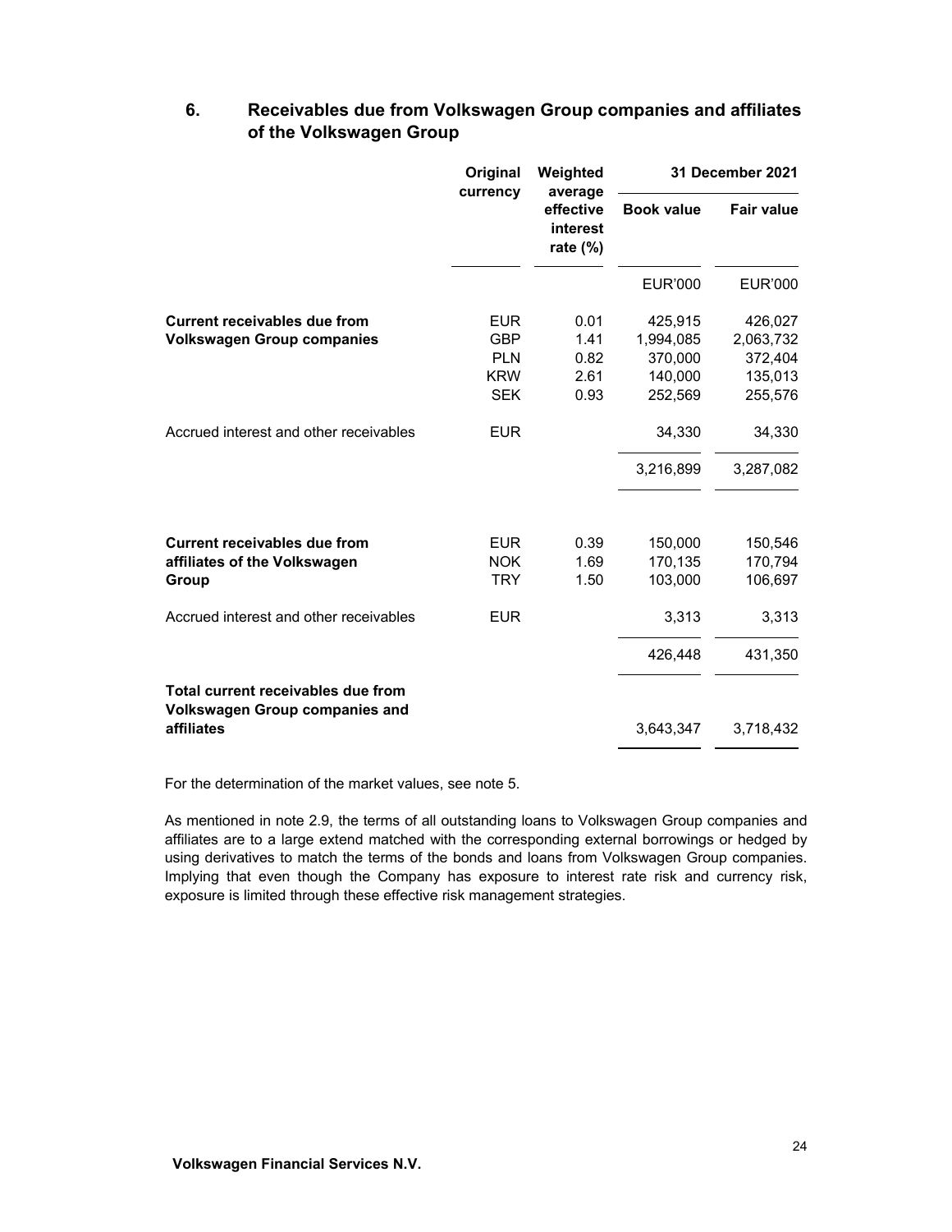## 6. Receivables due from Volkswagen Group companies and affiliates of the Volkswagen Group

| | Original currency | Weighted average effective interest rate (%) | 31 December 2021 | |
|---|---|---|---|---|
| | | | Book value | Fair value |
| | | | EUR'000 | EUR'000 |
| **Current receivables due from Volkswagen Group companies** | EUR | 0.01 | 425,915 | 426,027 |
| | GBP | 1.41 | 1,994,085 | 2,063,732 |
| | PLN | 0.82 | 370,000 | 372,404 |
| | KRW | 2.61 | 140,000 | 135,013 |
| | SEK | 0.93 | 252,569 | 255,576 |
| Accrued interest and other receivables | EUR | | 34,330 | 34,330 |
| | | | 3,216,899 | 3,287,082 |
| **Current receivables due from affiliates of the Volkswagen Group** | EUR | 0.39 | 150,000 | 150,546 |
| | NOK | 1.69 | 170,135 | 170,794 |
| | TRY | 1.50 | 103,000 | 106,697 |
| Accrued interest and other receivables | EUR | | 3,313 | 3,313 |
| | | | 426,448 | 431,350 |
| **Total current receivables due from Volkswagen Group companies and affiliates** | | | 3,643,347 | 3,718,432 |

For the determination of the market values, see note 5.

As mentioned in note 2.9, the terms of all outstanding loans to Volkswagen Group companies and affiliates are to a large extend matched with the corresponding external borrowings or hedged by using derivatives to match the terms of the bonds and loans from Volkswagen Group companies. Implying that even though the Company has exposure to interest rate risk and currency risk, exposure is limited through these effective risk management strategies.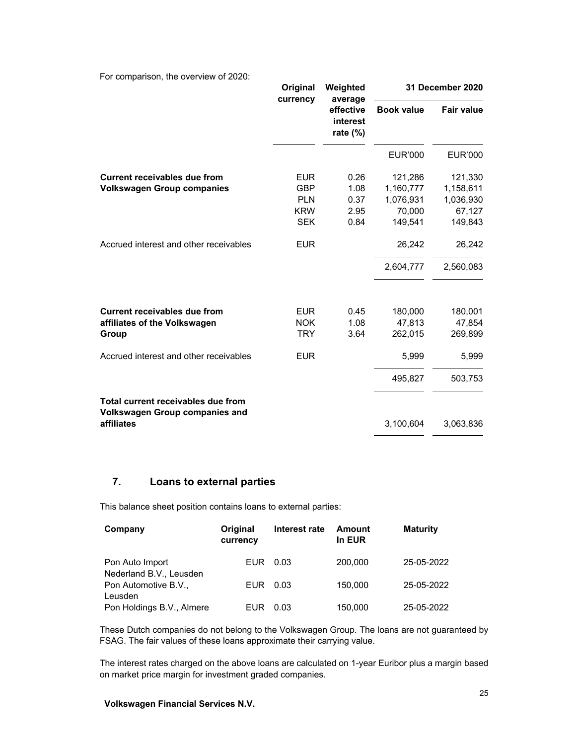For comparison, the overview of 2020:

| | Original currency | Weighted average effective interest rate (%) | 31 December 2020 | |
|---|---|---|---|---|
| | | | **Book value** | **Fair value** |
| | | | EUR'000 | EUR'000 |
| **Current receivables due from Volkswagen Group companies** | EUR | 0.26 | 121,286 | 121,330 |
| | GBP | 1.08 | 1,160,777 | 1,158,611 |
| | PLN | 0.37 | 1,076,931 | 1,036,930 |
| | KRW | 2.95 | 70,000 | 67,127 |
| | SEK | 0.84 | 149,541 | 149,843 |
| Accrued interest and other receivables | EUR | | 26,242 | 26,242 |
| | | | 2,604,777 | 2,560,083 |
| **Current receivables due from affiliates of the Volkswagen Group** | EUR | 0.45 | 180,000 | 180,001 |
| | NOK | 1.08 | 47,813 | 47,854 |
| | TRY | 3.64 | 262,015 | 269,899 |
| Accrued interest and other receivables | EUR | | 5,999 | 5,999 |
| | | | 495,827 | 503,753 |
| **Total current receivables due from Volkswagen Group companies and affiliates** | | | 3,100,604 | 3,063,836 |

## 7. Loans to external parties

This balance sheet position contains loans to external parties:

| Company | Original currency | Interest rate | Amount In EUR | Maturity |
|---|---|---|---|---|
| Pon Auto Import Nederland B.V., Leusden | EUR | 0.03 | 200,000 | 25-05-2022 |
| Pon Automotive B.V., Leusden | EUR | 0.03 | 150,000 | 25-05-2022 |
| Pon Holdings B.V., Almere | EUR | 0.03 | 150,000 | 25-05-2022 |

These Dutch companies do not belong to the Volkswagen Group. The loans are not guaranteed by FSAG. The fair values of these loans approximate their carrying value.

The interest rates charged on the above loans are calculated on 1-year Euribor plus a margin based on market price margin for investment graded companies.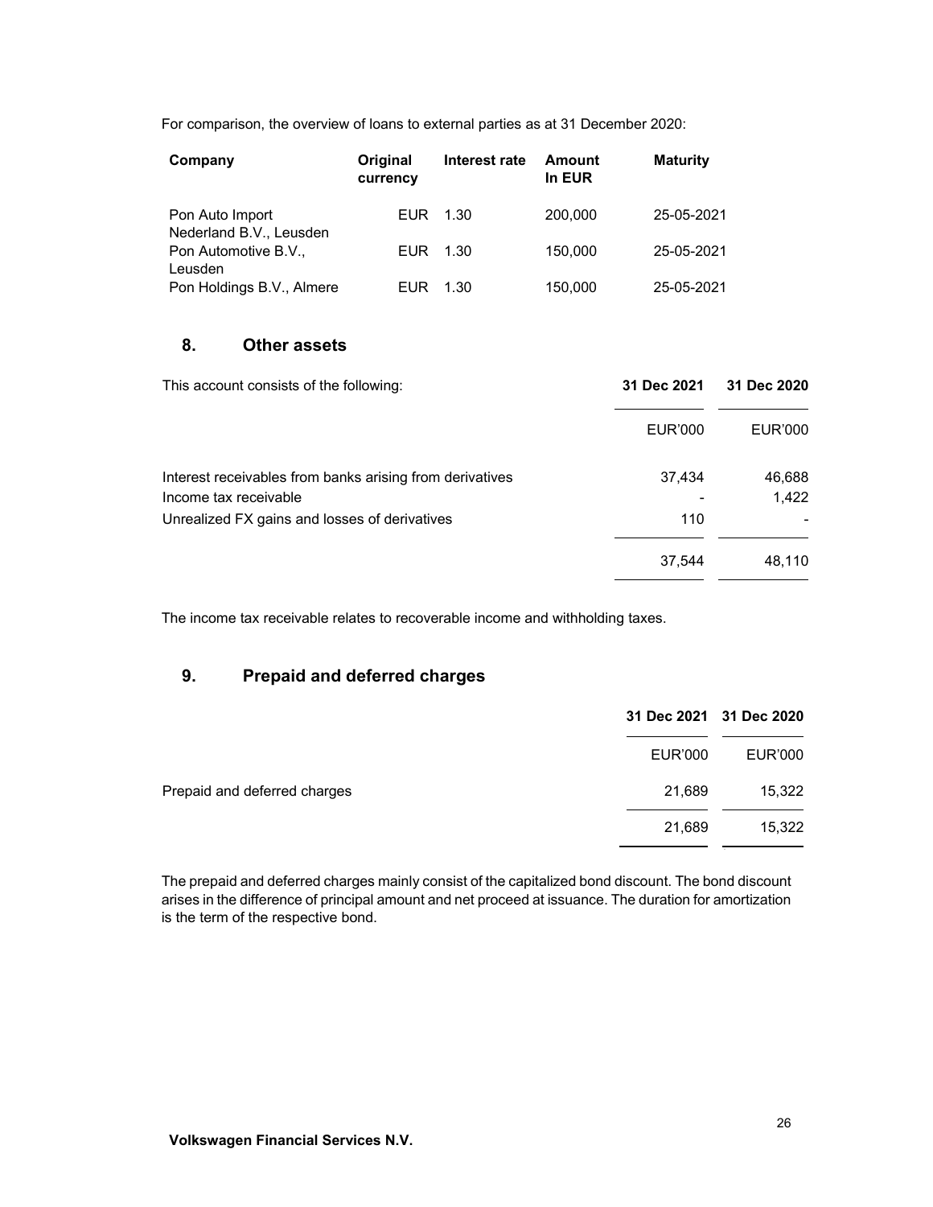For comparison, the overview of loans to external parties as at 31 December 2020:

| Company | Original currency | Interest rate | Amount In EUR | Maturity |
|---|---|---|---|---|
| Pon Auto Import Nederland B.V., Leusden | EUR | 1.30 | 200,000 | 25-05-2021 |
| Pon Automotive B.V., Leusden | EUR | 1.30 | 150,000 | 25-05-2021 |
| Pon Holdings B.V., Almere | EUR | 1.30 | 150,000 | 25-05-2021 |

## 8. Other assets

| This account consists of the following: | 31 Dec 2021 | 31 Dec 2020 |
|---|---|---|
| | EUR'000 | EUR'000 |
| Interest receivables from banks arising from derivatives | 37,434 | 46,688 |
| Income tax receivable | - | 1,422 |
| Unrealized FX gains and losses of derivatives | 110 | - |
| | 37,544 | 48,110 |

The income tax receivable relates to recoverable income and withholding taxes.

## 9. Prepaid and deferred charges

| | 31 Dec 2021 | 31 Dec 2020 |
|---|---|---|
| | EUR'000 | EUR'000 |
| Prepaid and deferred charges | 21,689 | 15,322 |
| | 21,689 | 15,322 |

The prepaid and deferred charges mainly consist of the capitalized bond discount. The bond discount arises in the difference of principal amount and net proceed at issuance. The duration for amortization is the term of the respective bond.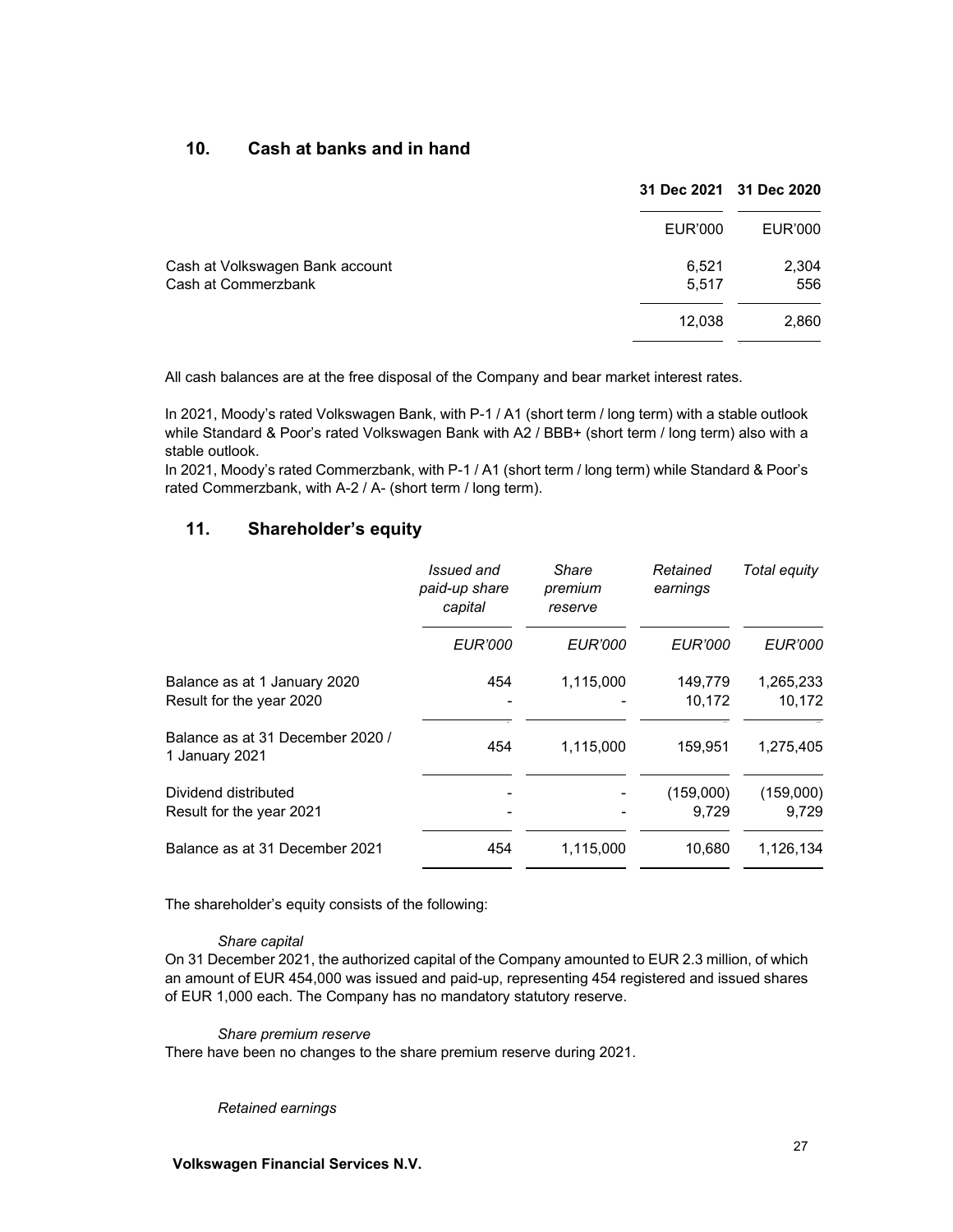## 10. Cash at banks and in hand

| | 31 Dec 2021 | 31 Dec 2020 |
|---|---|---|
| | EUR'000 | EUR'000 |
| Cash at Volkswagen Bank account | 6,521 | 2,304 |
| Cash at Commerzbank | 5,517 | 556 |
| | 12,038 | 2,860 |

All cash balances are at the free disposal of the Company and bear market interest rates.

In 2021, Moody's rated Volkswagen Bank, with P-1 / A1 (short term / long term) with a stable outlook while Standard & Poor's rated Volkswagen Bank with A2 / BBB+ (short term / long term) also with a stable outlook.
In 2021, Moody's rated Commerzbank, with P-1 / A1 (short term / long term) while Standard & Poor's rated Commerzbank, with A-2 / A- (short term / long term).

## 11. Shareholder's equity

| | *Issued and paid-up share capital* | *Share premium reserve* | *Retained earnings* | *Total equity* |
|---|---|---|---|---|
| | *EUR'000* | *EUR'000* | *EUR'000* | *EUR'000* |
| Balance as at 1 January 2020 | 454 | 1,115,000 | 149,779 | 1,265,233 |
| Result for the year 2020 | - | - | 10,172 | 10,172 |
| Balance as at 31 December 2020 / 1 January 2021 | 454 | 1,115,000 | 159,951 | 1,275,405 |
| Dividend distributed | - | - | (159,000) | (159,000) |
| Result for the year 2021 | - | - | 9,729 | 9,729 |
| Balance as at 31 December 2021 | 454 | 1,115,000 | 10,680 | 1,126,134 |

The shareholder's equity consists of the following:

*Share capital*

On 31 December 2021, the authorized capital of the Company amounted to EUR 2.3 million, of which an amount of EUR 454,000 was issued and paid-up, representing 454 registered and issued shares of EUR 1,000 each. The Company has no mandatory statutory reserve.

*Share premium reserve*

There have been no changes to the share premium reserve during 2021.

*Retained earnings*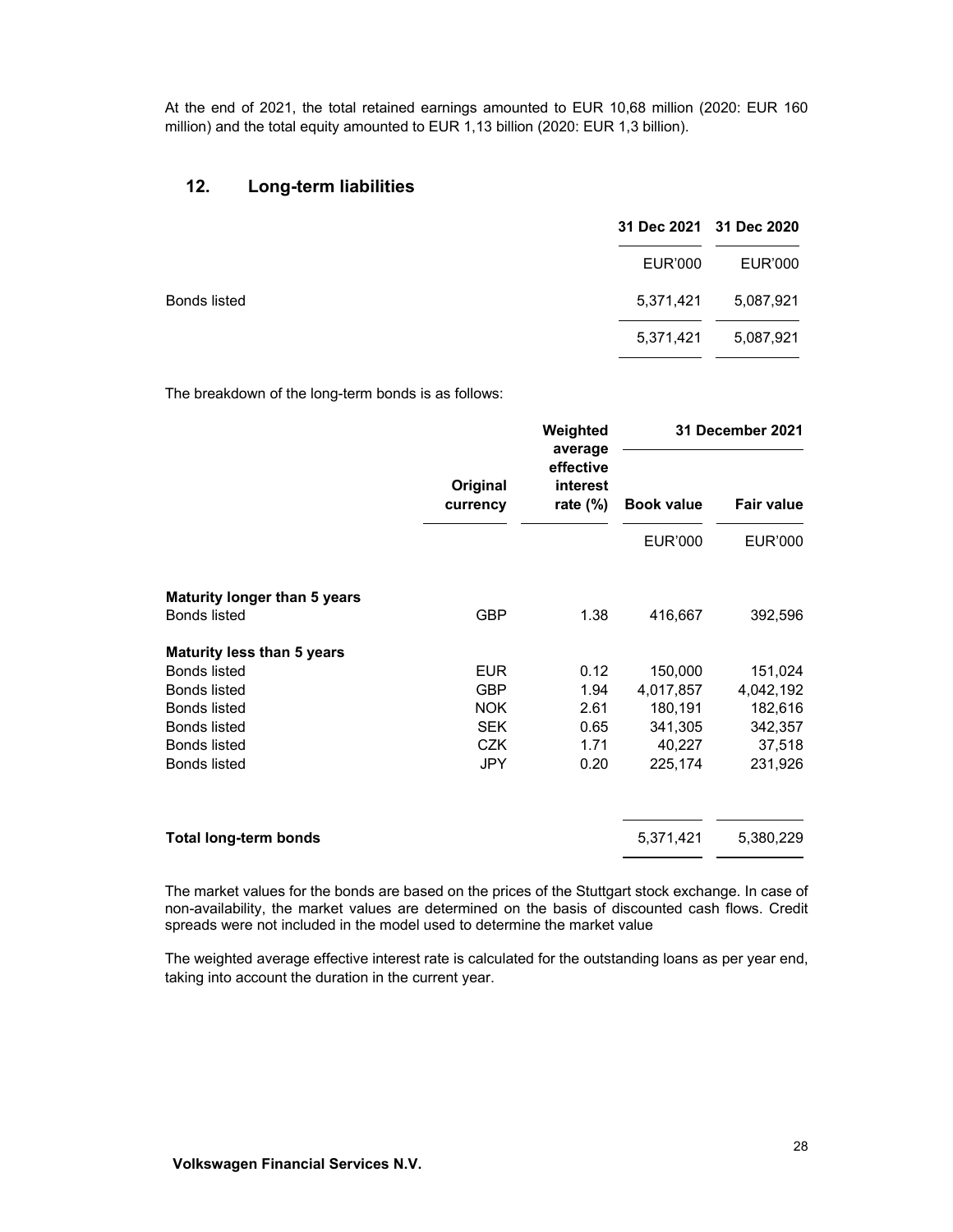At the end of 2021, the total retained earnings amounted to EUR 10,68 million (2020: EUR 160 million) and the total equity amounted to EUR 1,13 billion (2020: EUR 1,3 billion).

## 12. Long-term liabilities

| | 31 Dec 2021 | 31 Dec 2020 |
|---|---|---|
| | EUR'000 | EUR'000 |
| Bonds listed | 5,371,421 | 5,087,921 |
| | 5,371,421 | 5,087,921 |

The breakdown of the long-term bonds is as follows:

| | Original currency | Weighted average effective interest rate (%) | 31 December 2021 | |
|---|---|---|---|---|
| | | | **Book value** | **Fair value** |
| | | | EUR'000 | EUR'000 |
| **Maturity longer than 5 years** | | | | |
| Bonds listed | GBP | 1.38 | 416,667 | 392,596 |
| **Maturity less than 5 years** | | | | |
| Bonds listed | EUR | 0.12 | 150,000 | 151,024 |
| Bonds listed | GBP | 1.94 | 4,017,857 | 4,042,192 |
| Bonds listed | NOK | 2.61 | 180,191 | 182,616 |
| Bonds listed | SEK | 0.65 | 341,305 | 342,357 |
| Bonds listed | CZK | 1.71 | 40,227 | 37,518 |
| Bonds listed | JPY | 0.20 | 225,174 | 231,926 |
| **Total long-term bonds** | | | 5,371,421 | 5,380,229 |

The market values for the bonds are based on the prices of the Stuttgart stock exchange. In case of non-availability, the market values are determined on the basis of discounted cash flows. Credit spreads were not included in the model used to determine the market value

The weighted average effective interest rate is calculated for the outstanding loans as per year end, taking into account the duration in the current year.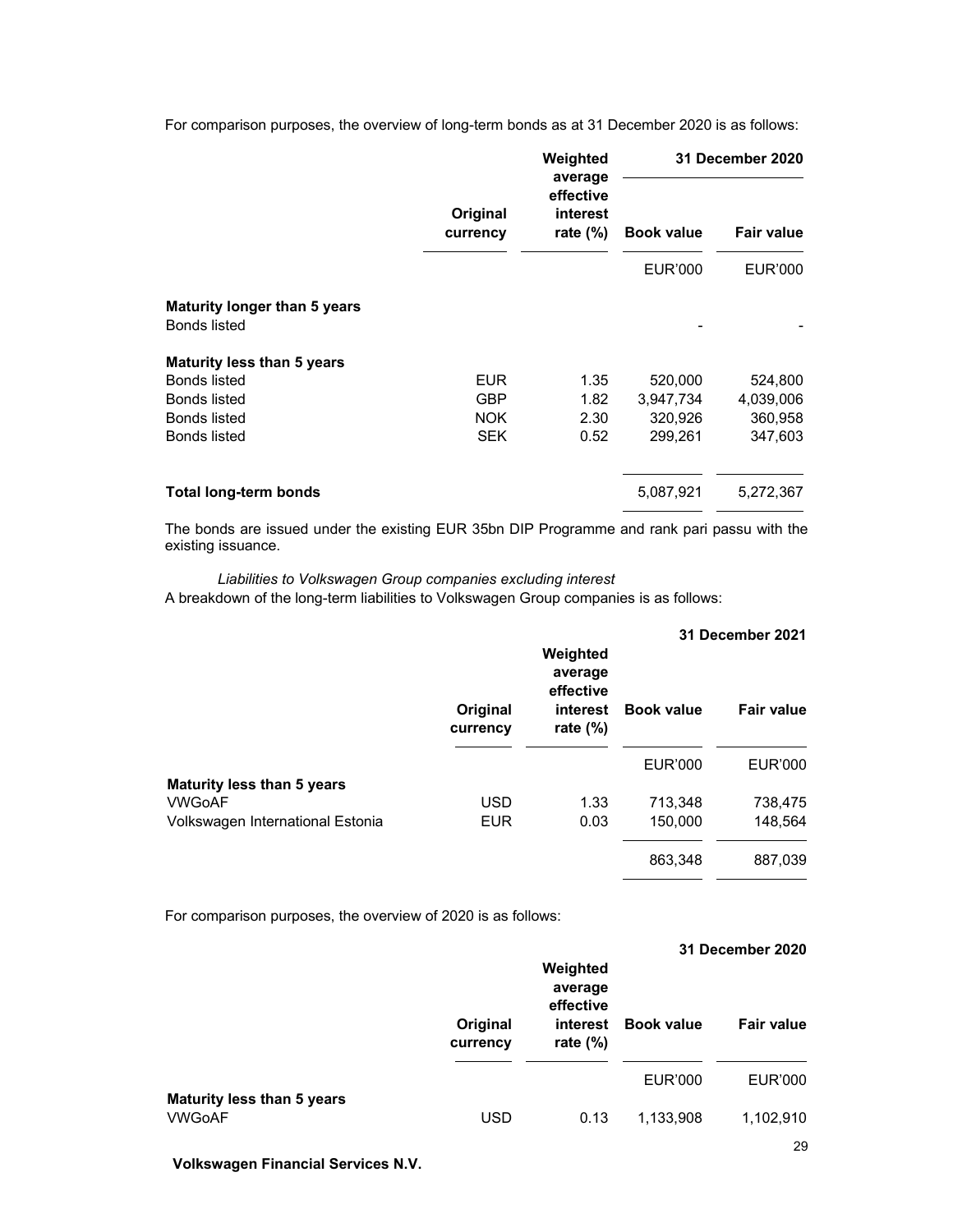For comparison purposes, the overview of long-term bonds as at 31 December 2020 is as follows:

| | Original currency | Weighted average effective interest rate (%) | 31 December 2020 | |
|---|---|---|---|---|
| | | | Book value | Fair value |
| | | | EUR'000 | EUR'000 |
| **Maturity longer than 5 years** | | | | |
| Bonds listed | | | - | - |
| **Maturity less than 5 years** | | | | |
| Bonds listed | EUR | 1.35 | 520,000 | 524,800 |
| Bonds listed | GBP | 1.82 | 3,947,734 | 4,039,006 |
| Bonds listed | NOK | 2.30 | 320,926 | 360,958 |
| Bonds listed | SEK | 0.52 | 299,261 | 347,603 |
| **Total long-term bonds** | | | 5,087,921 | 5,272,367 |

The bonds are issued under the existing EUR 35bn DIP Programme and rank pari passu with the existing issuance.

*Liabilities to Volkswagen Group companies excluding interest*

A breakdown of the long-term liabilities to Volkswagen Group companies is as follows:

| | Original currency | Weighted average effective interest rate (%) | 31 December 2021 | |
|---|---|---|---|---|
| | | | Book value | Fair value |
| | | | EUR'000 | EUR'000 |
| **Maturity less than 5 years** | | | | |
| VWGoAF | USD | 1.33 | 713,348 | 738,475 |
| Volkswagen International Estonia | EUR | 0.03 | 150,000 | 148,564 |
| | | | 863,348 | 887,039 |

For comparison purposes, the overview of 2020 is as follows:

| | Original currency | Weighted average effective interest rate (%) | 31 December 2020 | |
|---|---|---|---|---|
| | | | Book value | Fair value |
| | | | EUR'000 | EUR'000 |
| **Maturity less than 5 years** | | | | |
| VWGoAF | USD | 0.13 | 1,133,908 | 1,102,910 |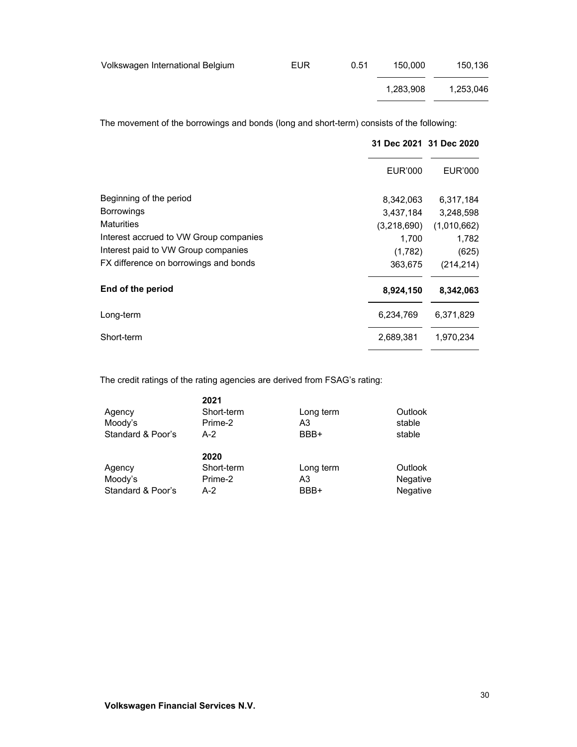| | | | | |
|---|---|---|---|---|
| Volkswagen International Belgium | EUR | 0.51 | 150,000 | 150,136 |
| | | | 1,283,908 | 1,253,046 |

The movement of the borrowings and bonds (long and short-term) consists of the following:

| | 31 Dec 2021 | 31 Dec 2020 |
|---|---|---|
| | EUR'000 | EUR'000 |
| Beginning of the period | 8,342,063 | 6,317,184 |
| Borrowings | 3,437,184 | 3,248,598 |
| Maturities | (3,218,690) | (1,010,662) |
| Interest accrued to VW Group companies | 1,700 | 1,782 |
| Interest paid to VW Group companies | (1,782) | (625) |
| FX difference on borrowings and bonds | 363,675 | (214,214) |
| **End of the period** | **8,924,150** | **8,342,063** |
| Long-term | 6,234,769 | 6,371,829 |
| Short-term | 2,689,381 | 1,970,234 |

The credit ratings of the rating agencies are derived from FSAG's rating:

| | **2021** | | |
|---|---|---|---|
| Agency | Short-term | Long term | Outlook |
| Moody's | Prime-2 | A3 | stable |
| Standard & Poor's | A-2 | BBB+ | stable |

| | **2020** | | |
|---|---|---|---|
| Agency | Short-term | Long term | Outlook |
| Moody's | Prime-2 | A3 | Negative |
| Standard & Poor's | A-2 | BBB+ | Negative |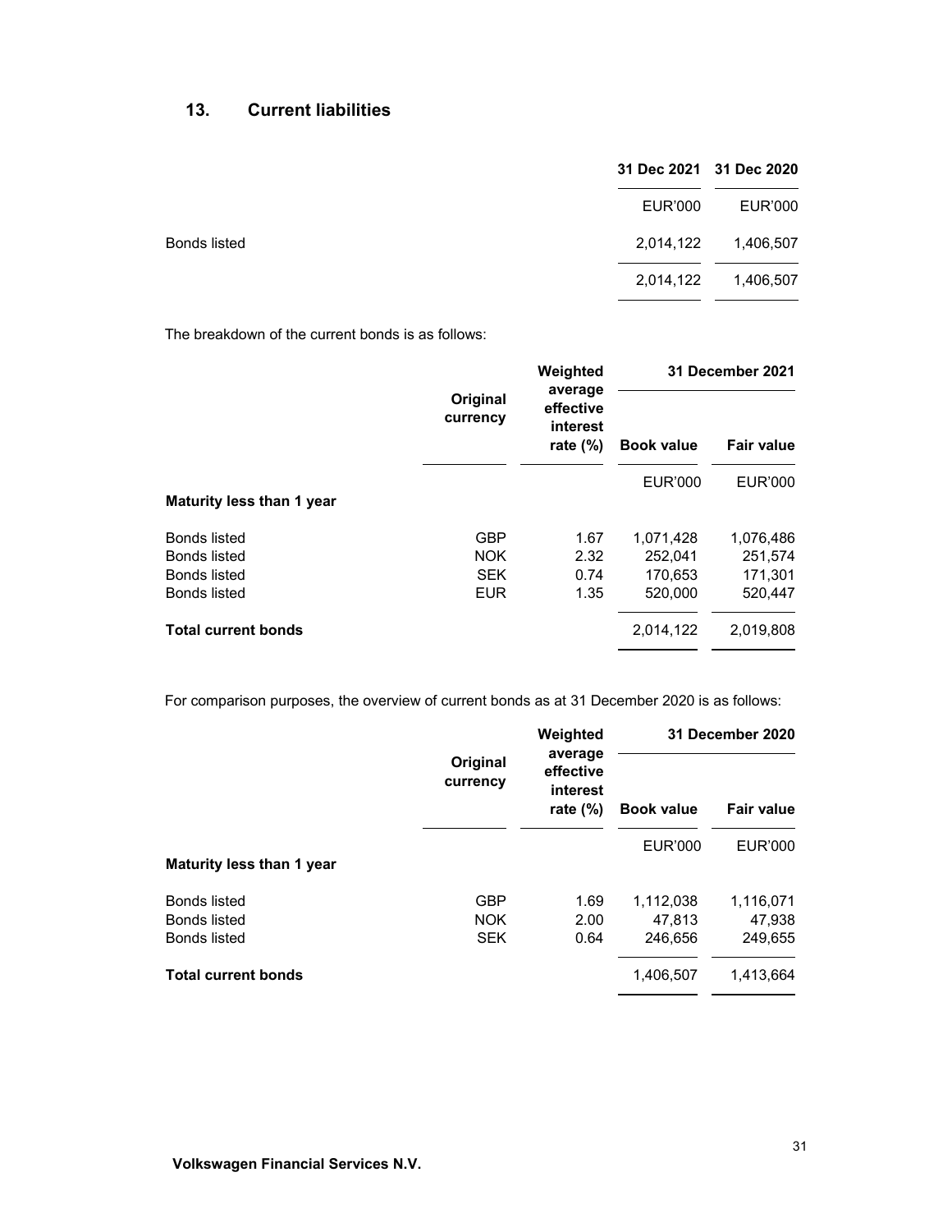## 13. Current liabilities

| | 31 Dec 2021 | 31 Dec 2020 |
|---|---|---|
| | EUR'000 | EUR'000 |
| Bonds listed | 2,014,122 | 1,406,507 |
| | 2,014,122 | 1,406,507 |

The breakdown of the current bonds is as follows:

| | Original currency | Weighted average effective interest rate (%) | 31 December 2021 | |
|---|---|---|---|---|
| | | | Book value | Fair value |
| | | | EUR'000 | EUR'000 |
| **Maturity less than 1 year** | | | | |
| Bonds listed | GBP | 1.67 | 1,071,428 | 1,076,486 |
| Bonds listed | NOK | 2.32 | 252,041 | 251,574 |
| Bonds listed | SEK | 0.74 | 170,653 | 171,301 |
| Bonds listed | EUR | 1.35 | 520,000 | 520,447 |
| **Total current bonds** | | | 2,014,122 | 2,019,808 |

For comparison purposes, the overview of current bonds as at 31 December 2020 is as follows:

| | Original currency | Weighted average effective interest rate (%) | 31 December 2020 | |
|---|---|---|---|---|
| | | | Book value | Fair value |
| | | | EUR'000 | EUR'000 |
| **Maturity less than 1 year** | | | | |
| Bonds listed | GBP | 1.69 | 1,112,038 | 1,116,071 |
| Bonds listed | NOK | 2.00 | 47,813 | 47,938 |
| Bonds listed | SEK | 0.64 | 246,656 | 249,655 |
| **Total current bonds** | | | 1,406,507 | 1,413,664 |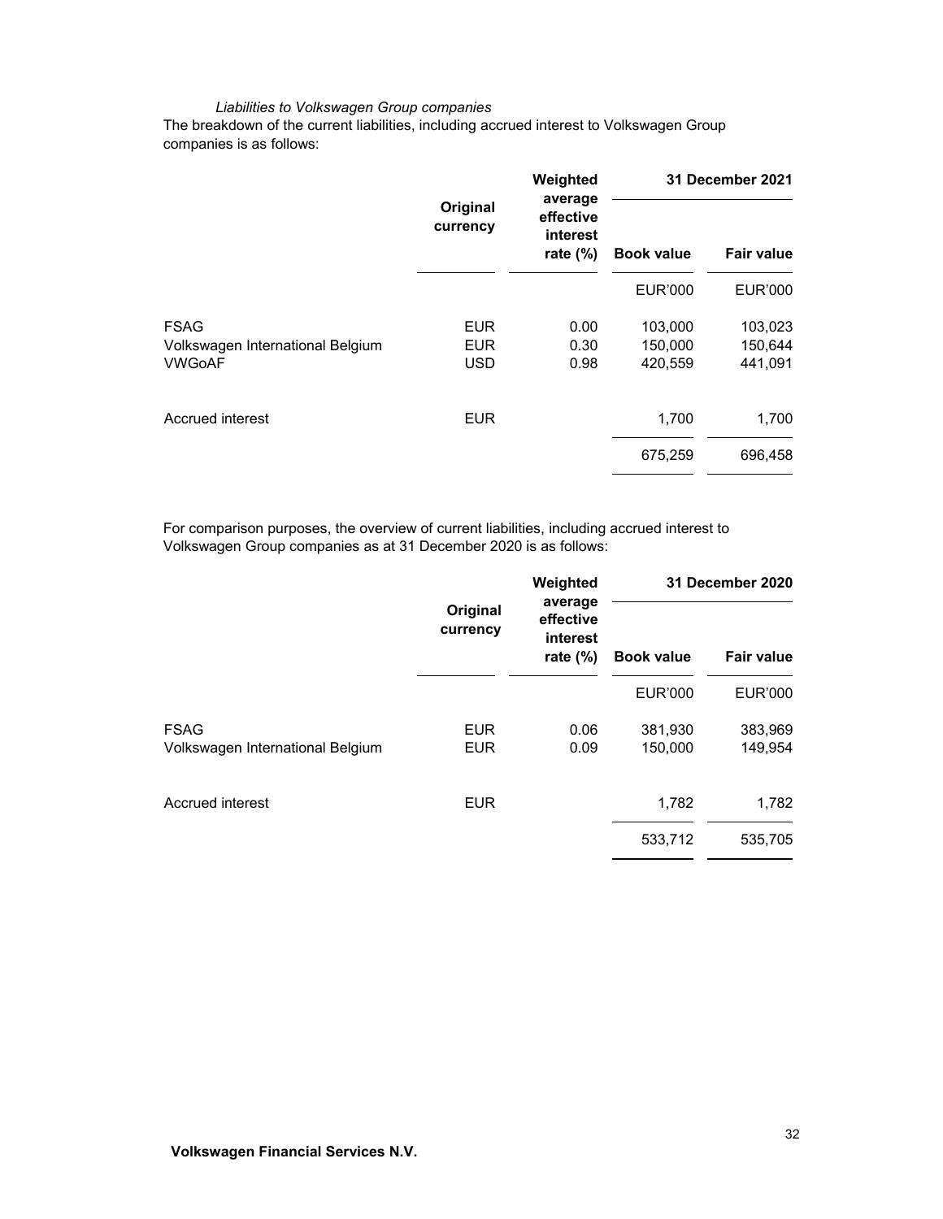*Liabilities to Volkswagen Group companies*

The breakdown of the current liabilities, including accrued interest to Volkswagen Group companies is as follows:

| | Original currency | Weighted average effective interest rate (%) | 31 December 2021 | |
|---|---|---|---|---|
| | | | Book value | Fair value |
| | | | EUR'000 | EUR'000 |
| FSAG | EUR | 0.00 | 103,000 | 103,023 |
| Volkswagen International Belgium | EUR | 0.30 | 150,000 | 150,644 |
| VWGoAF | USD | 0.98 | 420,559 | 441,091 |
| Accrued interest | EUR | | 1,700 | 1,700 |
| | | | 675,259 | 696,458 |

For comparison purposes, the overview of current liabilities, including accrued interest to Volkswagen Group companies as at 31 December 2020 is as follows:

| | Original currency | Weighted average effective interest rate (%) | 31 December 2020 | |
|---|---|---|---|---|
| | | | Book value | Fair value |
| | | | EUR'000 | EUR'000 |
| FSAG | EUR | 0.06 | 381,930 | 383,969 |
| Volkswagen International Belgium | EUR | 0.09 | 150,000 | 149,954 |
| Accrued interest | EUR | | 1,782 | 1,782 |
| | | | 533,712 | 535,705 |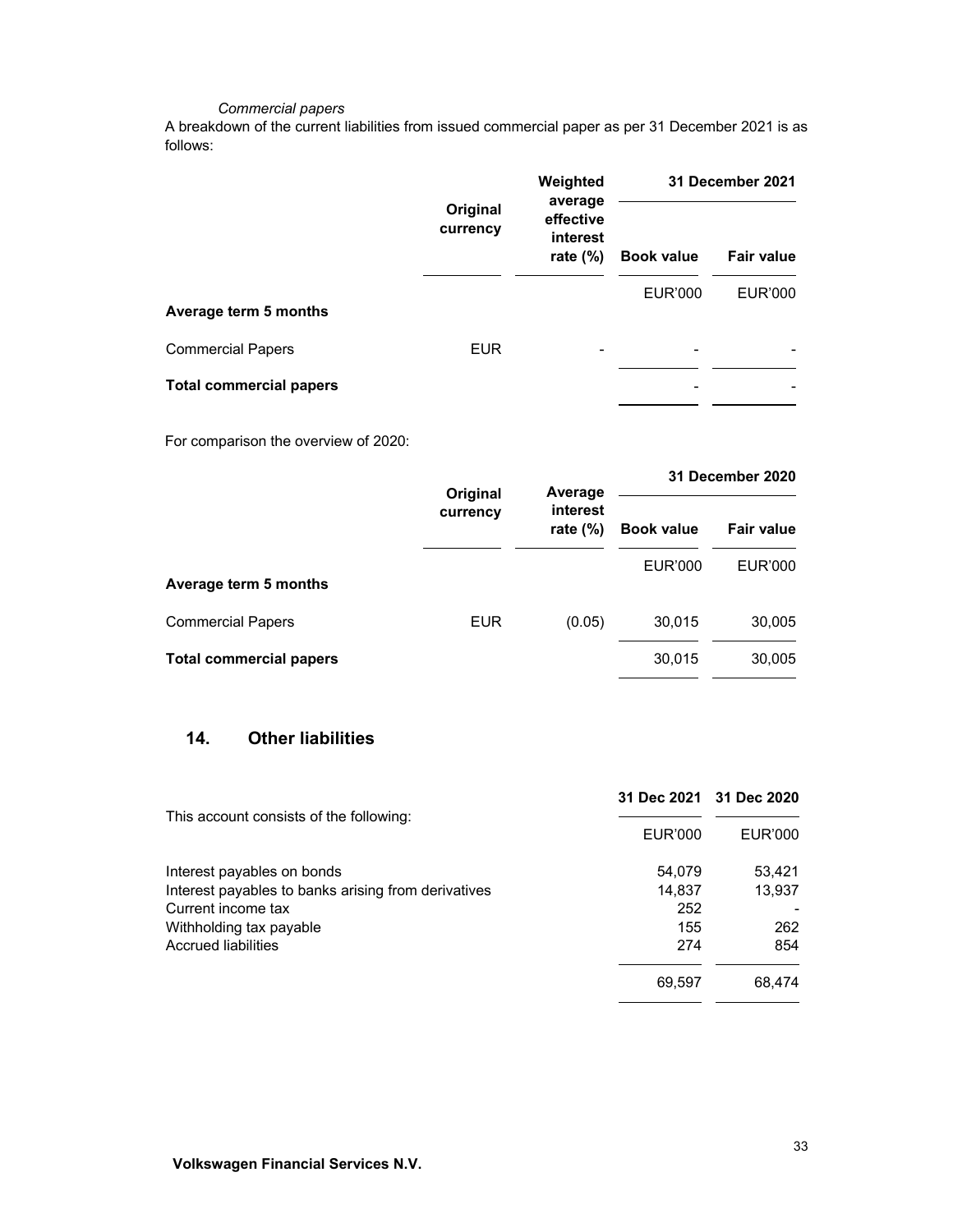*Commercial papers*

A breakdown of the current liabilities from issued commercial paper as per 31 December 2021 is as follows:

| | Original currency | Weighted average effective interest rate (%) | 31 December 2021 | |
|---|---|---|---|---|
| | | | **Book value** | **Fair value** |
| | | | EUR'000 | EUR'000 |
| **Average term 5 months** | | | | |
| Commercial Papers | EUR | - | - | - |
| **Total commercial papers** | | | - | - |

For comparison the overview of 2020:

| | Original currency | Average interest rate (%) | 31 December 2020 | |
|---|---|---|---|---|
| | | | **Book value** | **Fair value** |
| | | | EUR'000 | EUR'000 |
| **Average term 5 months** | | | | |
| Commercial Papers | EUR | (0.05) | 30,015 | 30,005 |
| **Total commercial papers** | | | 30,015 | 30,005 |

## 14. Other liabilities

| This account consists of the following: | 31 Dec 2021 | 31 Dec 2020 |
|---|---|---|
| | EUR'000 | EUR'000 |
| Interest payables on bonds | 54,079 | 53,421 |
| Interest payables to banks arising from derivatives | 14,837 | 13,937 |
| Current income tax | 252 | - |
| Withholding tax payable | 155 | 262 |
| Accrued liabilities | 274 | 854 |
| | 69,597 | 68,474 |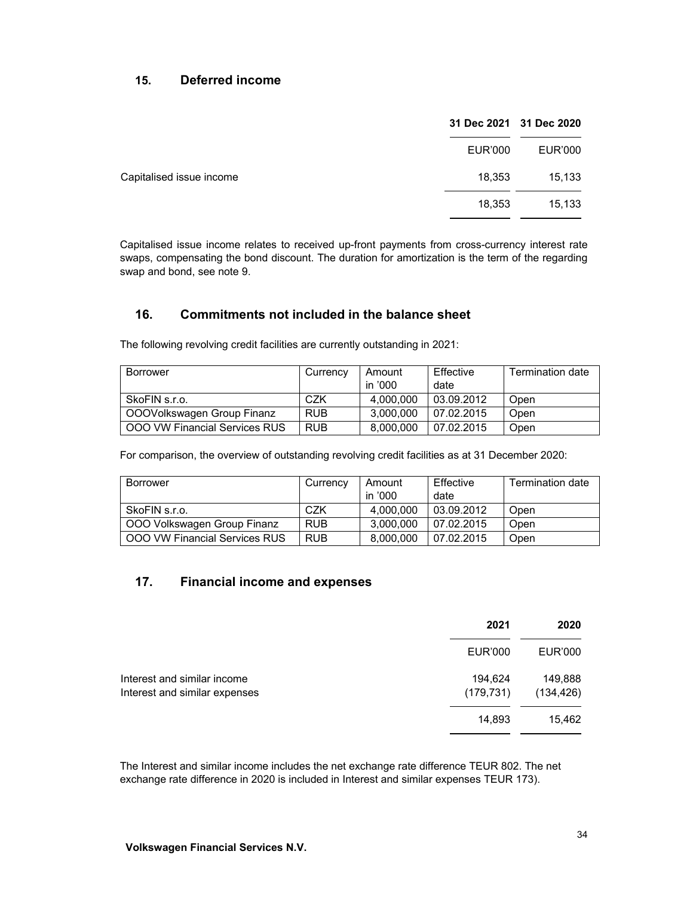## 15. Deferred income

| | 31 Dec 2021 | 31 Dec 2020 |
|---|---|---|
| | EUR'000 | EUR'000 |
| Capitalised issue income | 18,353 | 15,133 |
| | 18,353 | 15,133 |

Capitalised issue income relates to received up-front payments from cross-currency interest rate swaps, compensating the bond discount. The duration for amortization is the term of the regarding swap and bond, see note 9.

## 16. Commitments not included in the balance sheet

The following revolving credit facilities are currently outstanding in 2021:

| Borrower | Currency | Amount in '000 | Effective date | Termination date |
|---|---|---|---|---|
| SkoFIN s.r.o. | CZK | 4,000,000 | 03.09.2012 | Open |
| OOOVolkswagen Group Finanz | RUB | 3,000,000 | 07.02.2015 | Open |
| OOO VW Financial Services RUS | RUB | 8,000,000 | 07.02.2015 | Open |

For comparison, the overview of outstanding revolving credit facilities as at 31 December 2020:

| Borrower | Currency | Amount in '000 | Effective date | Termination date |
|---|---|---|---|---|
| SkoFIN s.r.o. | CZK | 4,000,000 | 03.09.2012 | Open |
| OOO Volkswagen Group Finanz | RUB | 3,000,000 | 07.02.2015 | Open |
| OOO VW Financial Services RUS | RUB | 8,000,000 | 07.02.2015 | Open |

## 17. Financial income and expenses

| | 2021 | 2020 |
|---|---|---|
| | EUR'000 | EUR'000 |
| Interest and similar income | 194,624 | 149,888 |
| Interest and similar expenses | (179,731) | (134,426) |
| | 14,893 | 15,462 |

The Interest and similar income includes the net exchange rate difference TEUR 802. The net exchange rate difference in 2020 is included in Interest and similar expenses TEUR 173).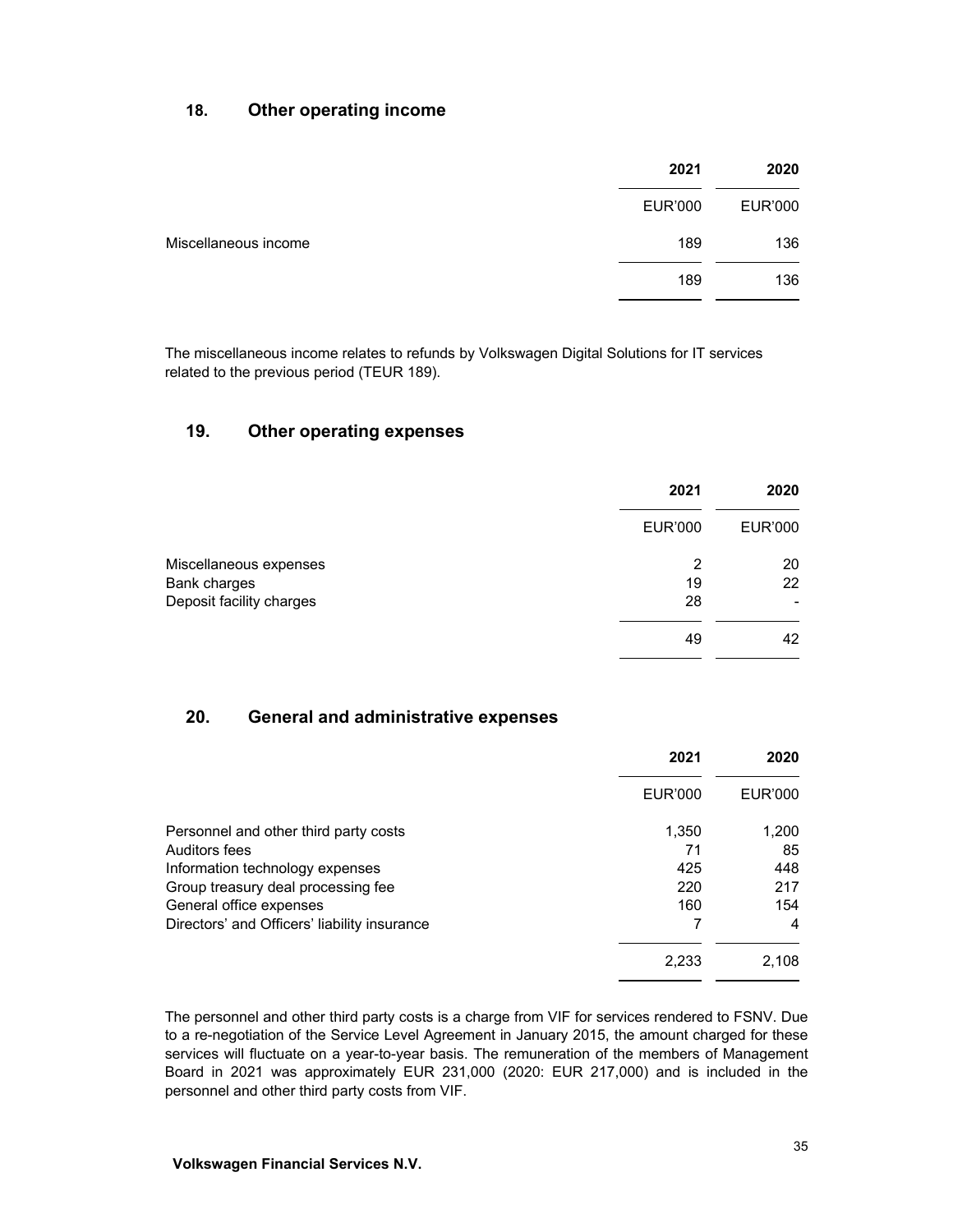## 18. Other operating income

| | 2021 | 2020 |
|---|---|---|
| | EUR'000 | EUR'000 |
| Miscellaneous income | 189 | 136 |
| | 189 | 136 |

The miscellaneous income relates to refunds by Volkswagen Digital Solutions for IT services related to the previous period (TEUR 189).

## 19. Other operating expenses

| | 2021 | 2020 |
|---|---|---|
| | EUR'000 | EUR'000 |
| Miscellaneous expenses | 2 | 20 |
| Bank charges | 19 | 22 |
| Deposit facility charges | 28 | - |
| | 49 | 42 |

## 20. General and administrative expenses

| | 2021 | 2020 |
|---|---|---|
| | EUR'000 | EUR'000 |
| Personnel and other third party costs | 1,350 | 1,200 |
| Auditors fees | 71 | 85 |
| Information technology expenses | 425 | 448 |
| Group treasury deal processing fee | 220 | 217 |
| General office expenses | 160 | 154 |
| Directors' and Officers' liability insurance | 7 | 4 |
| | 2,233 | 2,108 |

The personnel and other third party costs is a charge from VIF for services rendered to FSNV. Due to a re-negotiation of the Service Level Agreement in January 2015, the amount charged for these services will fluctuate on a year-to-year basis. The remuneration of the members of Management Board in 2021 was approximately EUR 231,000 (2020: EUR 217,000) and is included in the personnel and other third party costs from VIF.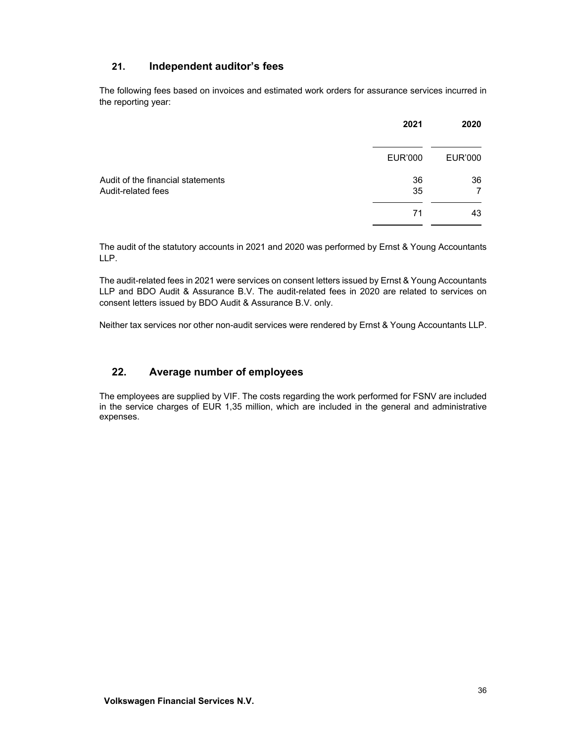## 21. Independent auditor's fees

The following fees based on invoices and estimated work orders for assurance services incurred in the reporting year:

| | 2021 | 2020 |
|---|---|---|
| | EUR'000 | EUR'000 |
| Audit of the financial statements | 36 | 36 |
| Audit-related fees | 35 | 7 |
| | 71 | 43 |

The audit of the statutory accounts in 2021 and 2020 was performed by Ernst & Young Accountants LLP.

The audit-related fees in 2021 were services on consent letters issued by Ernst & Young Accountants LLP and BDO Audit & Assurance B.V. The audit-related fees in 2020 are related to services on consent letters issued by BDO Audit & Assurance B.V. only.

Neither tax services nor other non-audit services were rendered by Ernst & Young Accountants LLP.

## 22. Average number of employees

The employees are supplied by VIF. The costs regarding the work performed for FSNV are included in the service charges of EUR 1,35 million, which are included in the general and administrative expenses.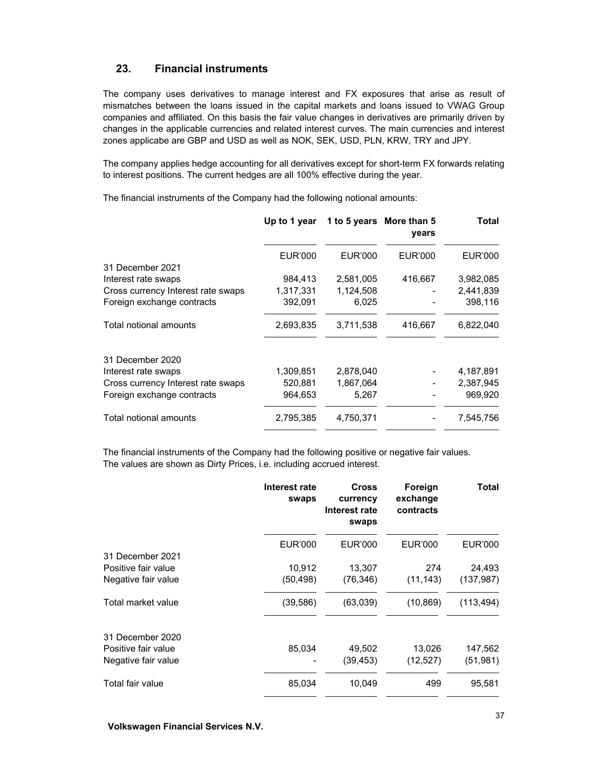## 23. Financial instruments

The company uses derivatives to manage interest and FX exposures that arise as result of mismatches between the loans issued in the capital markets and loans issued to VWAG Group companies and affiliated. On this basis the fair value changes in derivatives are primarily driven by changes in the applicable currencies and related interest curves. The main currencies and interest zones applicabe are GBP and USD as well as NOK, SEK, USD, PLN, KRW, TRY and JPY.

The company applies hedge accounting for all derivatives except for short-term FX forwards relating to interest positions. The current hedges are all 100% effective during the year.

The financial instruments of the Company had the following notional amounts:

| | Up to 1 year | 1 to 5 years | More than 5 years | Total |
|---|---|---|---|---|
| | EUR'000 | EUR'000 | EUR'000 | EUR'000 |
| 31 December 2021 | | | | |
| Interest rate swaps | 984,413 | 2,581,005 | 416,667 | 3,982,085 |
| Cross currency Interest rate swaps | 1,317,331 | 1,124,508 | - | 2,441,839 |
| Foreign exchange contracts | 392,091 | 6,025 | - | 398,116 |
| Total notional amounts | 2,693,835 | 3,711,538 | 416,667 | 6,822,040 |
| 31 December 2020 | | | | |
| Interest rate swaps | 1,309,851 | 2,878,040 | - | 4,187,891 |
| Cross currency Interest rate swaps | 520,881 | 1,867,064 | - | 2,387,945 |
| Foreign exchange contracts | 964,653 | 5,267 | - | 969,920 |
| Total notional amounts | 2,795,385 | 4,750,371 | - | 7,545,756 |

The financial instruments of the Company had the following positive or negative fair values. The values are shown as Dirty Prices, i.e. including accrued interest.

| | Interest rate swaps | Cross currency Interest rate swaps | Foreign exchange contracts | Total |
|---|---|---|---|---|
| | EUR'000 | EUR'000 | EUR'000 | EUR'000 |
| 31 December 2021 | | | | |
| Positive fair value | 10,912 | 13,307 | 274 | 24,493 |
| Negative fair value | (50,498) | (76,346) | (11,143) | (137,987) |
| Total market value | (39,586) | (63,039) | (10,869) | (113,494) |
| 31 December 2020 | | | | |
| Positive fair value | 85,034 | 49,502 | 13,026 | 147,562 |
| Negative fair value | - | (39,453) | (12,527) | (51,981) |
| Total fair value | 85,034 | 10,049 | 499 | 95,581 |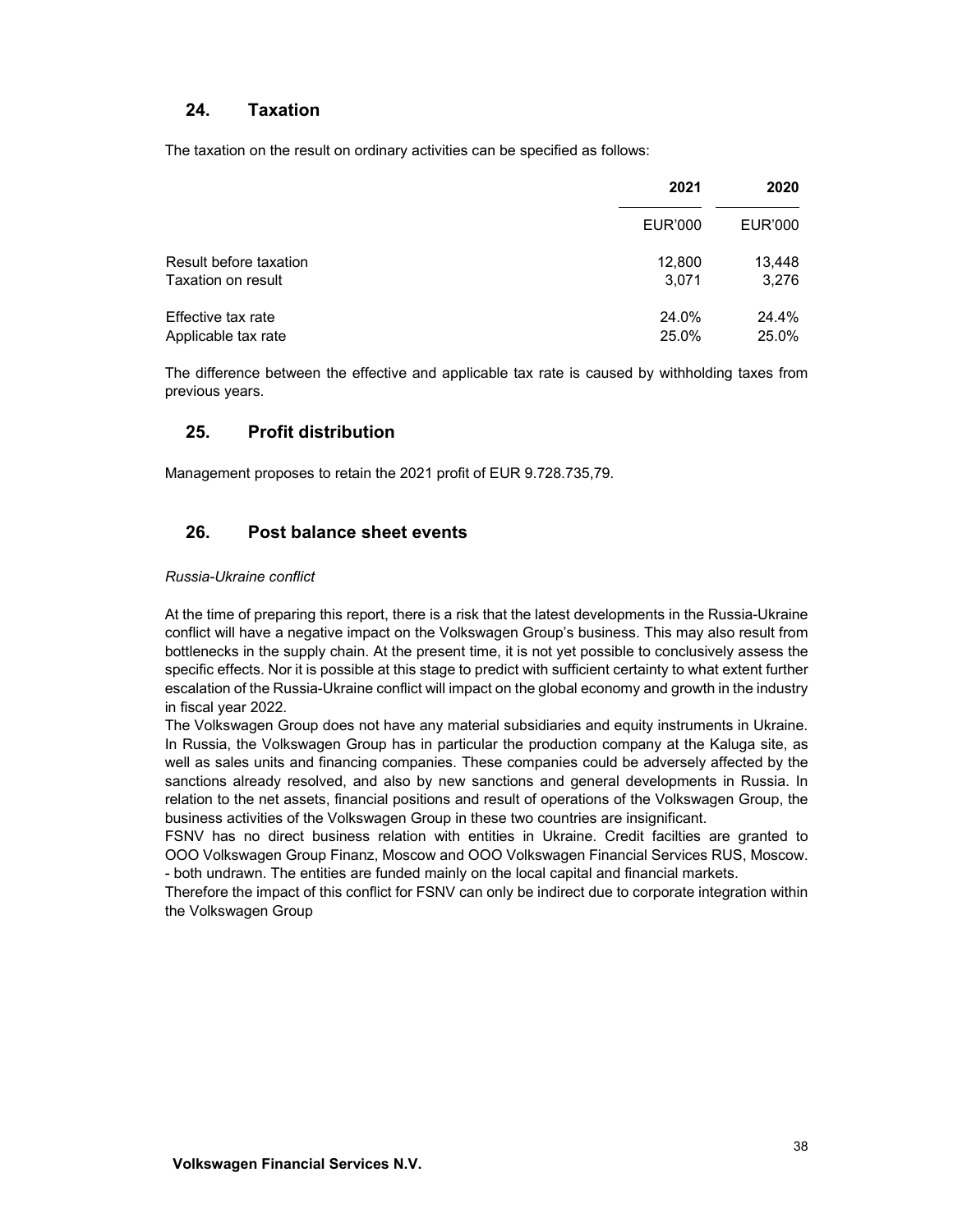## 24. Taxation

The taxation on the result on ordinary activities can be specified as follows:

| | 2021 | 2020 |
|---|---|---|
| | EUR'000 | EUR'000 |
| Result before taxation | 12,800 | 13,448 |
| Taxation on result | 3,071 | 3,276 |
| Effective tax rate | 24.0% | 24.4% |
| Applicable tax rate | 25.0% | 25.0% |

The difference between the effective and applicable tax rate is caused by withholding taxes from previous years.

## 25. Profit distribution

Management proposes to retain the 2021 profit of EUR 9.728.735,79.

## 26. Post balance sheet events

*Russia-Ukraine conflict*

At the time of preparing this report, there is a risk that the latest developments in the Russia-Ukraine conflict will have a negative impact on the Volkswagen Group's business. This may also result from bottlenecks in the supply chain. At the present time, it is not yet possible to conclusively assess the specific effects. Nor it is possible at this stage to predict with sufficient certainty to what extent further escalation of the Russia-Ukraine conflict will impact on the global economy and growth in the industry in fiscal year 2022.

The Volkswagen Group does not have any material subsidiaries and equity instruments in Ukraine. In Russia, the Volkswagen Group has in particular the production company at the Kaluga site, as well as sales units and financing companies. These companies could be adversely affected by the sanctions already resolved, and also by new sanctions and general developments in Russia. In relation to the net assets, financial positions and result of operations of the Volkswagen Group, the business activities of the Volkswagen Group in these two countries are insignificant.

FSNV has no direct business relation with entities in Ukraine. Credit facilties are granted to OOO Volkswagen Group Finanz, Moscow and OOO Volkswagen Financial Services RUS, Moscow. - both undrawn. The entities are funded mainly on the local capital and financial markets.

Therefore the impact of this conflict for FSNV can only be indirect due to corporate integration within the Volkswagen Group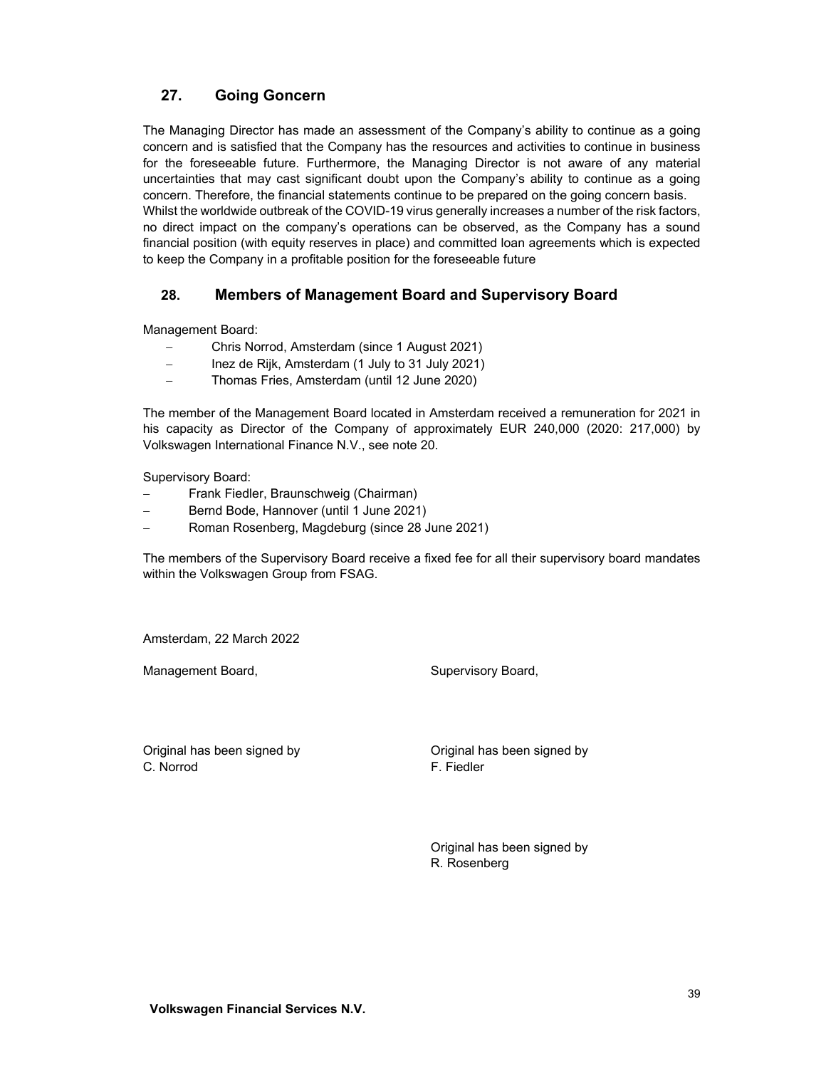## 27. Going Goncern

The Managing Director has made an assessment of the Company's ability to continue as a going concern and is satisfied that the Company has the resources and activities to continue in business for the foreseeable future. Furthermore, the Managing Director is not aware of any material uncertainties that may cast significant doubt upon the Company's ability to continue as a going concern. Therefore, the financial statements continue to be prepared on the going concern basis.
Whilst the worldwide outbreak of the COVID-19 virus generally increases a number of the risk factors, no direct impact on the company's operations can be observed, as the Company has a sound financial position (with equity reserves in place) and committed loan agreements which is expected to keep the Company in a profitable position for the foreseeable future

## 28. Members of Management Board and Supervisory Board

Management Board:

- Chris Norrod, Amsterdam (since 1 August 2021)
- Inez de Rijk, Amsterdam (1 July to 31 July 2021)
- Thomas Fries, Amsterdam (until 12 June 2020)

The member of the Management Board located in Amsterdam received a remuneration for 2021 in his capacity as Director of the Company of approximately EUR 240,000 (2020: 217,000) by Volkswagen International Finance N.V., see note 20.

Supervisory Board:

- Frank Fiedler, Braunschweig (Chairman)
- Bernd Bode, Hannover (until 1 June 2021)
- Roman Rosenberg, Magdeburg (since 28 June 2021)

The members of the Supervisory Board receive a fixed fee for all their supervisory board mandates within the Volkswagen Group from FSAG.

Amsterdam, 22 March 2022

Management Board,

Original has been signed by
C. Norrod

Supervisory Board,

Original has been signed by
F. Fiedler

Original has been signed by
R. Rosenberg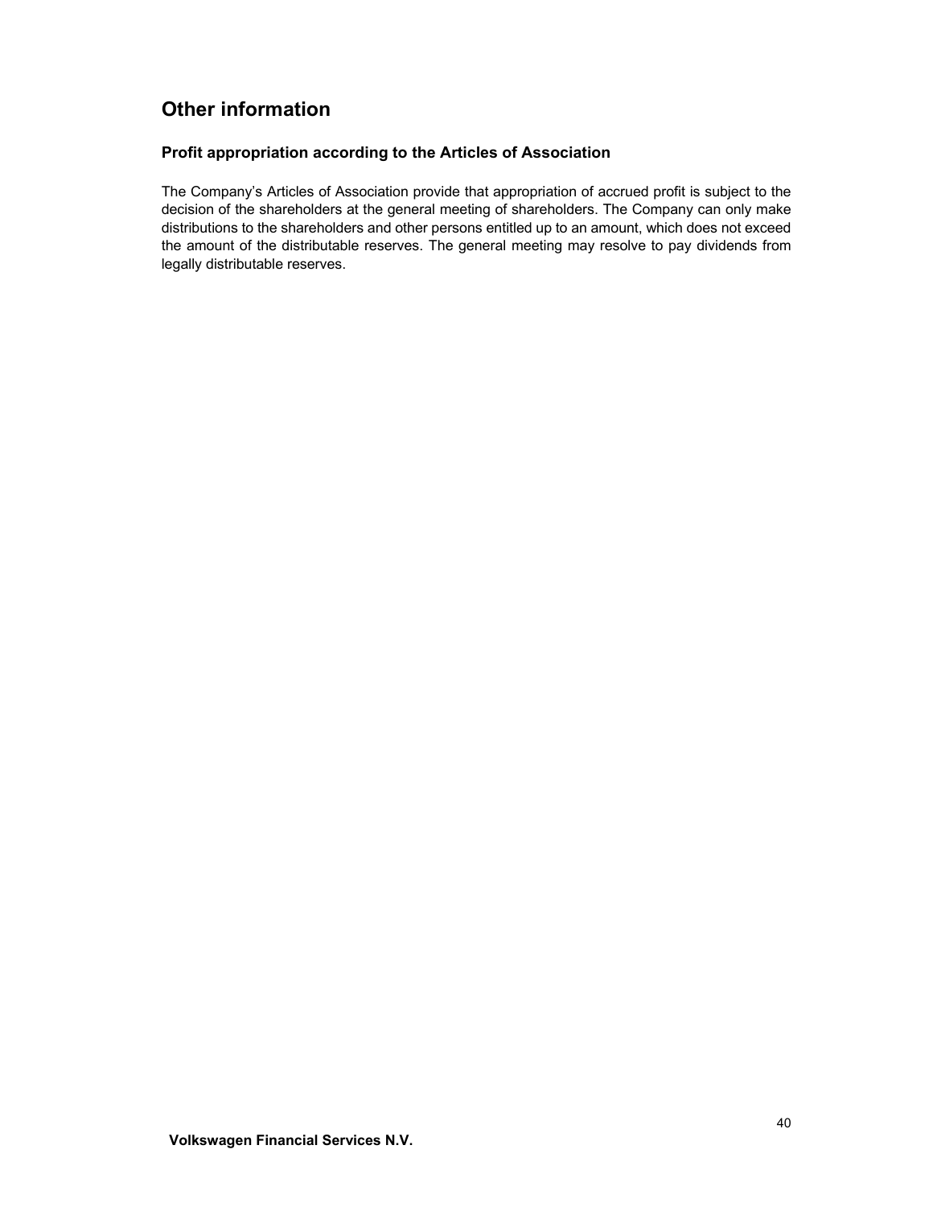# Other information

## Profit appropriation according to the Articles of Association

The Company's Articles of Association provide that appropriation of accrued profit is subject to the decision of the shareholders at the general meeting of shareholders. The Company can only make distributions to the shareholders and other persons entitled up to an amount, which does not exceed the amount of the distributable reserves. The general meeting may resolve to pay dividends from legally distributable reserves.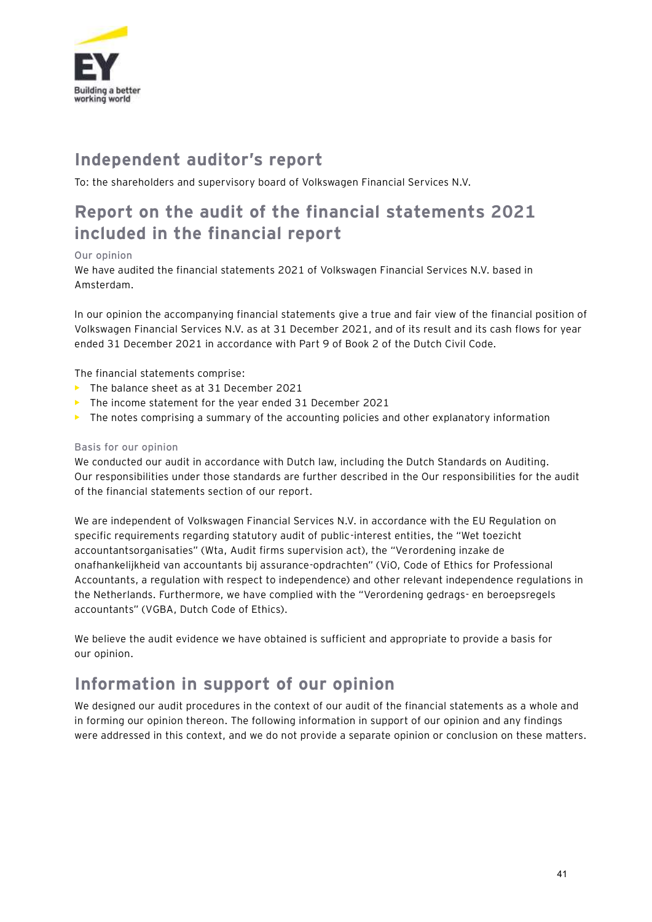# Independent auditor's report

To: the shareholders and supervisory board of Volkswagen Financial Services N.V.

## Report on the audit of the financial statements 2021 included in the financial report

### Our opinion

We have audited the financial statements 2021 of Volkswagen Financial Services N.V. based in Amsterdam.

In our opinion the accompanying financial statements give a true and fair view of the financial position of Volkswagen Financial Services N.V. as at 31 December 2021, and of its result and its cash flows for year ended 31 December 2021 in accordance with Part 9 of Book 2 of the Dutch Civil Code.

The financial statements comprise:

- The balance sheet as at 31 December 2021
- The income statement for the year ended 31 December 2021
- The notes comprising a summary of the accounting policies and other explanatory information

### Basis for our opinion

We conducted our audit in accordance with Dutch law, including the Dutch Standards on Auditing. Our responsibilities under those standards are further described in the Our responsibilities for the audit of the financial statements section of our report.

We are independent of Volkswagen Financial Services N.V. in accordance with the EU Regulation on specific requirements regarding statutory audit of public-interest entities, the "Wet toezicht accountantsorganisaties" (Wta, Audit firms supervision act), the "Verordening inzake de onafhankelijkheid van accountants bij assurance-opdrachten" (ViO, Code of Ethics for Professional Accountants, a regulation with respect to independence) and other relevant independence regulations in the Netherlands. Furthermore, we have complied with the "Verordening gedrags- en beroepsregels accountants" (VGBA, Dutch Code of Ethics).

We believe the audit evidence we have obtained is sufficient and appropriate to provide a basis for our opinion.

## Information in support of our opinion

We designed our audit procedures in the context of our audit of the financial statements as a whole and in forming our opinion thereon. The following information in support of our opinion and any findings were addressed in this context, and we do not provide a separate opinion or conclusion on these matters.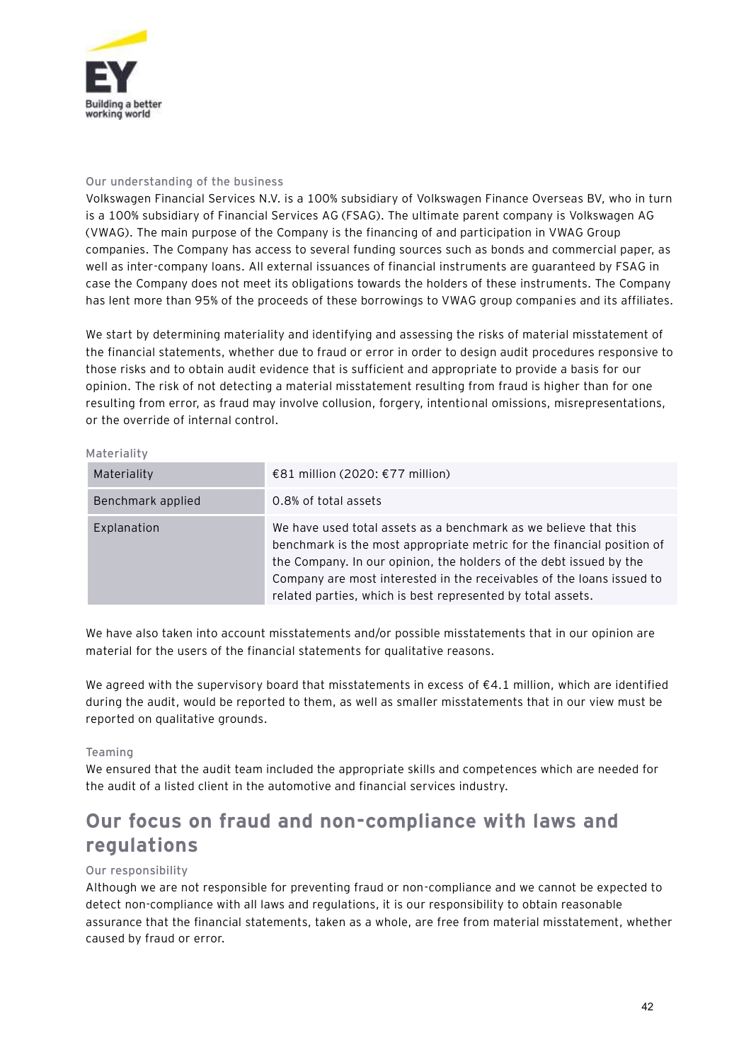### Our understanding of the business

Volkswagen Financial Services N.V. is a 100% subsidiary of Volkswagen Finance Overseas BV, who in turn is a 100% subsidiary of Financial Services AG (FSAG). The ultimate parent company is Volkswagen AG (VWAG). The main purpose of the Company is the financing of and participation in VWAG Group companies. The Company has access to several funding sources such as bonds and commercial paper, as well as inter-company loans. All external issuances of financial instruments are guaranteed by FSAG in case the Company does not meet its obligations towards the holders of these instruments. The Company has lent more than 95% of the proceeds of these borrowings to VWAG group companies and its affiliates.

We start by determining materiality and identifying and assessing the risks of material misstatement of the financial statements, whether due to fraud or error in order to design audit procedures responsive to those risks and to obtain audit evidence that is sufficient and appropriate to provide a basis for our opinion. The risk of not detecting a material misstatement resulting from fraud is higher than for one resulting from error, as fraud may involve collusion, forgery, intentional omissions, misrepresentations, or the override of internal control.

### Materiality

| Materiality | €81 million (2020: €77 million) |
|---|---|
| Benchmark applied | 0.8% of total assets |
| Explanation | We have used total assets as a benchmark as we believe that this benchmark is the most appropriate metric for the financial position of the Company. In our opinion, the holders of the debt issued by the Company are most interested in the receivables of the loans issued to related parties, which is best represented by total assets. |

We have also taken into account misstatements and/or possible misstatements that in our opinion are material for the users of the financial statements for qualitative reasons.

We agreed with the supervisory board that misstatements in excess of €4.1 million, which are identified during the audit, would be reported to them, as well as smaller misstatements that in our view must be reported on qualitative grounds.

### Teaming

We ensured that the audit team included the appropriate skills and competences which are needed for the audit of a listed client in the automotive and financial services industry.

## Our focus on fraud and non-compliance with laws and regulations

### Our responsibility

Although we are not responsible for preventing fraud or non-compliance and we cannot be expected to detect non-compliance with all laws and regulations, it is our responsibility to obtain reasonable assurance that the financial statements, taken as a whole, are free from material misstatement, whether caused by fraud or error.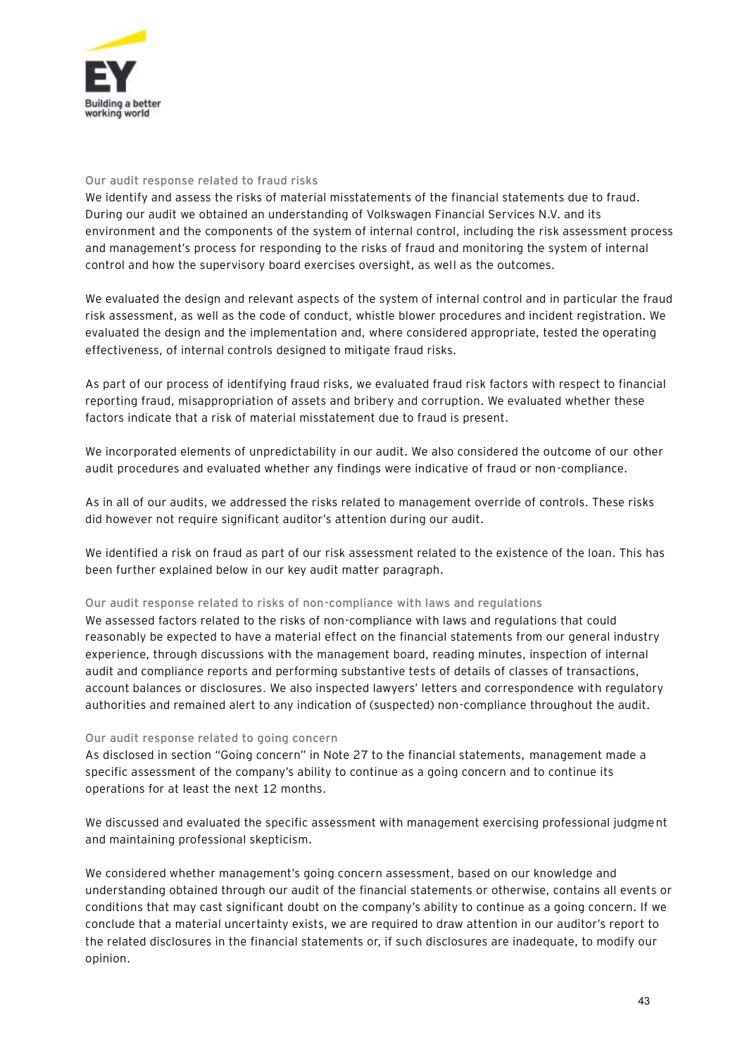### Our audit response related to fraud risks

We identify and assess the risks of material misstatements of the financial statements due to fraud. During our audit we obtained an understanding of Volkswagen Financial Services N.V. and its environment and the components of the system of internal control, including the risk assessment process and management's process for responding to the risks of fraud and monitoring the system of internal control and how the supervisory board exercises oversight, as well as the outcomes.

We evaluated the design and relevant aspects of the system of internal control and in particular the fraud risk assessment, as well as the code of conduct, whistle blower procedures and incident registration. We evaluated the design and the implementation and, where considered appropriate, tested the operating effectiveness, of internal controls designed to mitigate fraud risks.

As part of our process of identifying fraud risks, we evaluated fraud risk factors with respect to financial reporting fraud, misappropriation of assets and bribery and corruption. We evaluated whether these factors indicate that a risk of material misstatement due to fraud is present.

We incorporated elements of unpredictability in our audit. We also considered the outcome of our other audit procedures and evaluated whether any findings were indicative of fraud or non-compliance.

As in all of our audits, we addressed the risks related to management override of controls. These risks did however not require significant auditor's attention during our audit.

We identified a risk on fraud as part of our risk assessment related to the existence of the loan. This has been further explained below in our key audit matter paragraph.

### Our audit response related to risks of non-compliance with laws and regulations

We assessed factors related to the risks of non-compliance with laws and regulations that could reasonably be expected to have a material effect on the financial statements from our general industry experience, through discussions with the management board, reading minutes, inspection of internal audit and compliance reports and performing substantive tests of details of classes of transactions, account balances or disclosures. We also inspected lawyers' letters and correspondence with regulatory authorities and remained alert to any indication of (suspected) non-compliance throughout the audit.

### Our audit response related to going concern

As disclosed in section "Going concern" in Note 27 to the financial statements, management made a specific assessment of the company's ability to continue as a going concern and to continue its operations for at least the next 12 months.

We discussed and evaluated the specific assessment with management exercising professional judgment and maintaining professional skepticism.

We considered whether management's going concern assessment, based on our knowledge and understanding obtained through our audit of the financial statements or otherwise, contains all events or conditions that may cast significant doubt on the company's ability to continue as a going concern. If we conclude that a material uncertainty exists, we are required to draw attention in our auditor's report to the related disclosures in the financial statements or, if such disclosures are inadequate, to modify our opinion.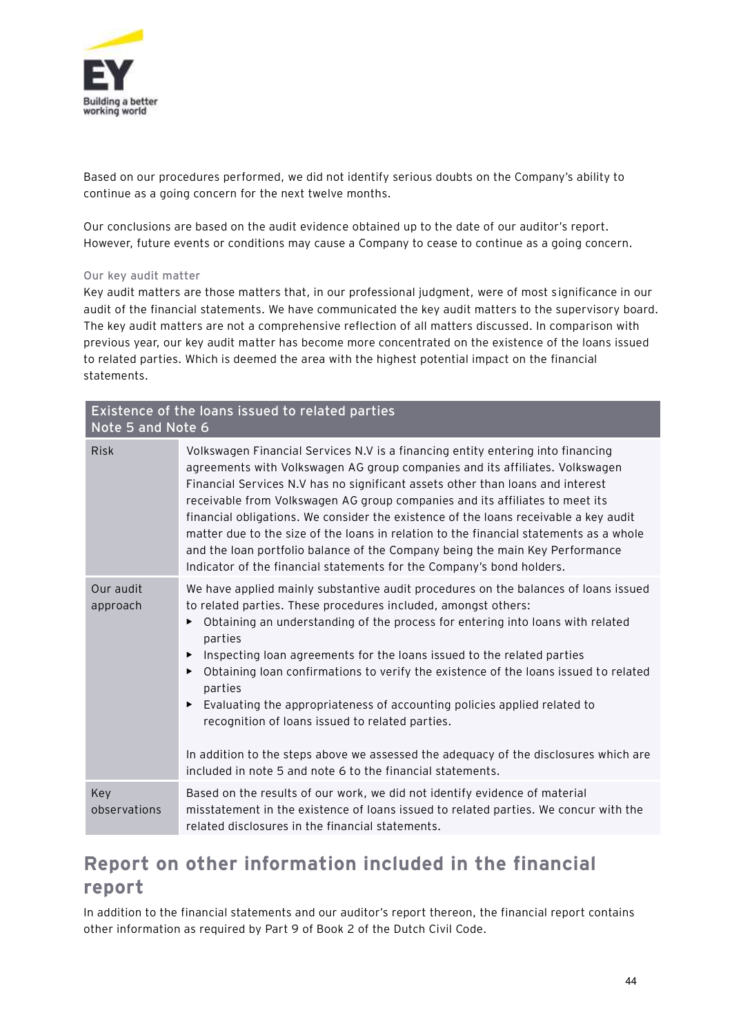Based on our procedures performed, we did not identify serious doubts on the Company's ability to continue as a going concern for the next twelve months.

Our conclusions are based on the audit evidence obtained up to the date of our auditor's report. However, future events or conditions may cause a Company to cease to continue as a going concern.

### Our key audit matter

Key audit matters are those matters that, in our professional judgment, were of most significance in our audit of the financial statements. We have communicated the key audit matters to the supervisory board. The key audit matters are not a comprehensive reflection of all matters discussed. In comparison with previous year, our key audit matter has become more concentrated on the existence of the loans issued to related parties. Which is deemed the area with the highest potential impact on the financial statements.

| Existence of the loans issued to related parties<br>Note 5 and Note 6 | |
|---|---|
| Risk | Volkswagen Financial Services N.V is a financing entity entering into financing agreements with Volkswagen AG group companies and its affiliates. Volkswagen Financial Services N.V has no significant assets other than loans and interest receivable from Volkswagen AG group companies and its affiliates to meet its financial obligations. We consider the existence of the loans receivable a key audit matter due to the size of the loans in relation to the financial statements as a whole and the loan portfolio balance of the Company being the main Key Performance Indicator of the financial statements for the Company's bond holders. |
| Our audit approach | We have applied mainly substantive audit procedures on the balances of loans issued to related parties. These procedures included, amongst others:<br>▶ Obtaining an understanding of the process for entering into loans with related parties<br>▶ Inspecting loan agreements for the loans issued to the related parties<br>▶ Obtaining loan confirmations to verify the existence of the loans issued to related parties<br>▶ Evaluating the appropriateness of accounting policies applied related to recognition of loans issued to related parties.<br><br>In addition to the steps above we assessed the adequacy of the disclosures which are included in note 5 and note 6 to the financial statements. |
| Key observations | Based on the results of our work, we did not identify evidence of material misstatement in the existence of loans issued to related parties. We concur with the related disclosures in the financial statements. |

## Report on other information included in the financial report

In addition to the financial statements and our auditor's report thereon, the financial report contains other information as required by Part 9 of Book 2 of the Dutch Civil Code.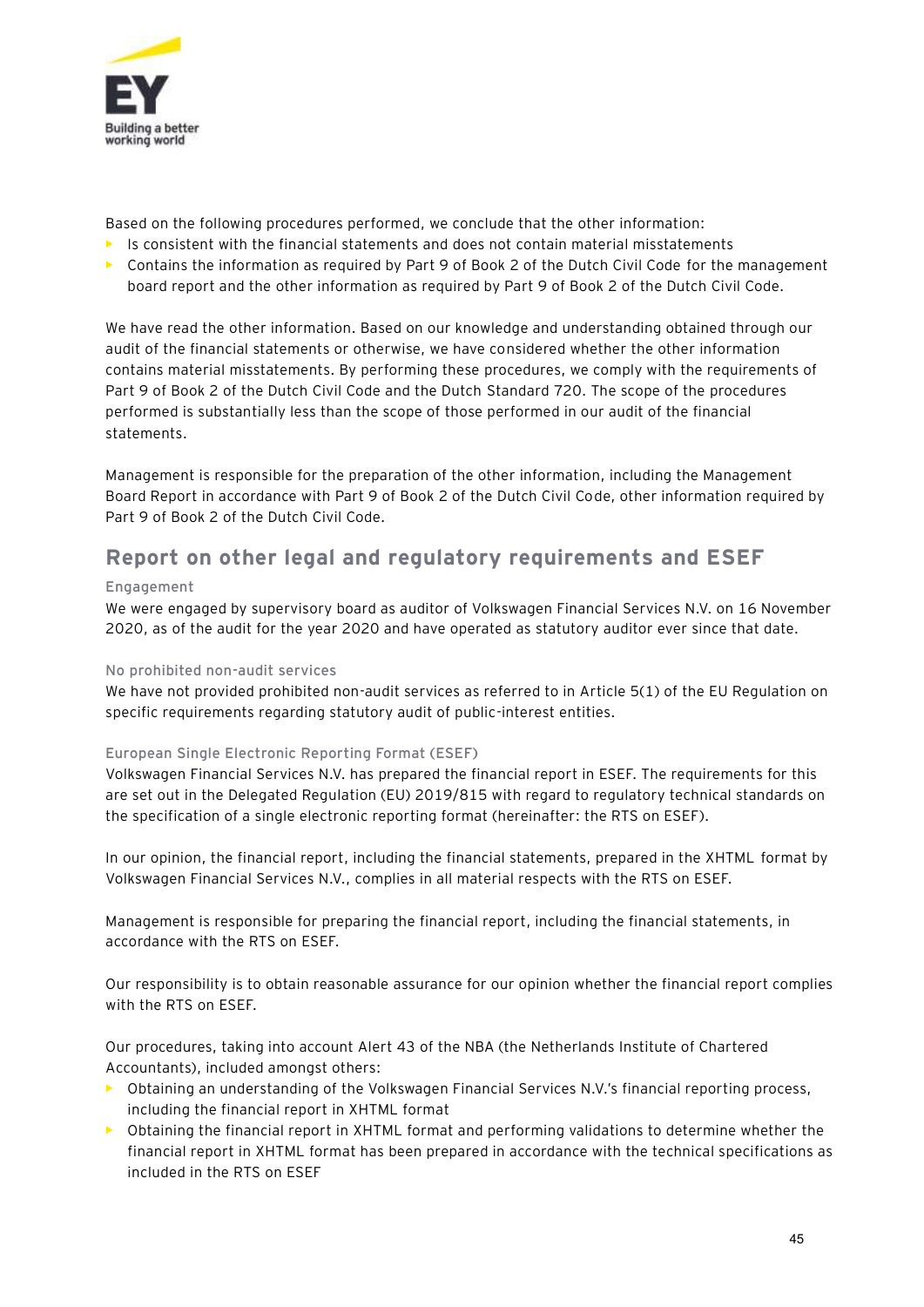Based on the following procedures performed, we conclude that the other information:

- Is consistent with the financial statements and does not contain material misstatements
- Contains the information as required by Part 9 of Book 2 of the Dutch Civil Code for the management board report and the other information as required by Part 9 of Book 2 of the Dutch Civil Code.

We have read the other information. Based on our knowledge and understanding obtained through our audit of the financial statements or otherwise, we have considered whether the other information contains material misstatements. By performing these procedures, we comply with the requirements of Part 9 of Book 2 of the Dutch Civil Code and the Dutch Standard 720. The scope of the procedures performed is substantially less than the scope of those performed in our audit of the financial statements.

Management is responsible for the preparation of the other information, including the Management Board Report in accordance with Part 9 of Book 2 of the Dutch Civil Code, other information required by Part 9 of Book 2 of the Dutch Civil Code.

## Report on other legal and regulatory requirements and ESEF

### Engagement

We were engaged by supervisory board as auditor of Volkswagen Financial Services N.V. on 16 November 2020, as of the audit for the year 2020 and have operated as statutory auditor ever since that date.

### No prohibited non-audit services

We have not provided prohibited non-audit services as referred to in Article 5(1) of the EU Regulation on specific requirements regarding statutory audit of public-interest entities.

### European Single Electronic Reporting Format (ESEF)

Volkswagen Financial Services N.V. has prepared the financial report in ESEF. The requirements for this are set out in the Delegated Regulation (EU) 2019/815 with regard to regulatory technical standards on the specification of a single electronic reporting format (hereinafter: the RTS on ESEF).

In our opinion, the financial report, including the financial statements, prepared in the XHTML format by Volkswagen Financial Services N.V., complies in all material respects with the RTS on ESEF.

Management is responsible for preparing the financial report, including the financial statements, in accordance with the RTS on ESEF.

Our responsibility is to obtain reasonable assurance for our opinion whether the financial report complies with the RTS on ESEF.

Our procedures, taking into account Alert 43 of the NBA (the Netherlands Institute of Chartered Accountants), included amongst others:

- Obtaining an understanding of the Volkswagen Financial Services N.V.'s financial reporting process, including the financial report in XHTML format
- Obtaining the financial report in XHTML format and performing validations to determine whether the financial report in XHTML format has been prepared in accordance with the technical specifications as included in the RTS on ESEF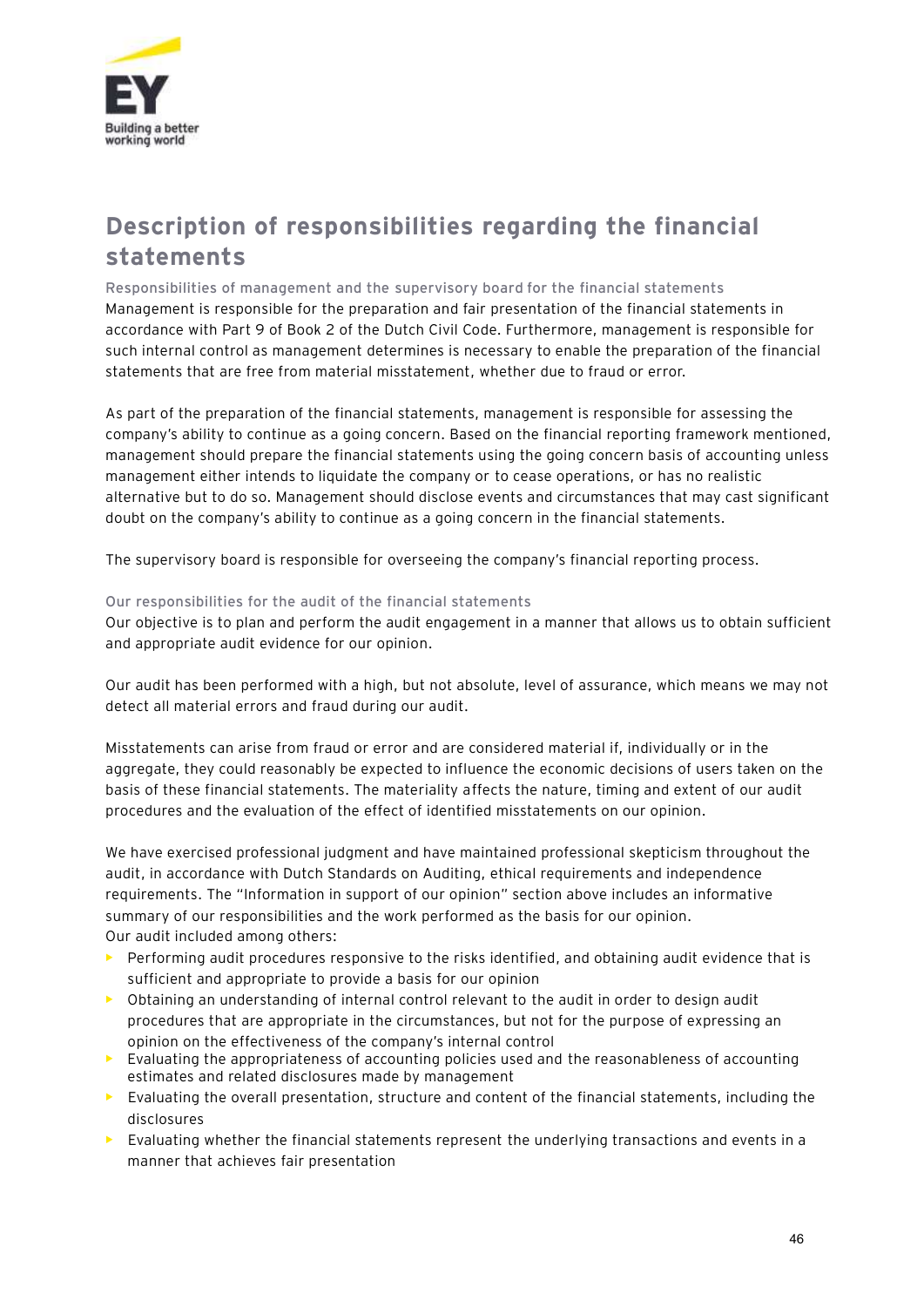## Description of responsibilities regarding the financial statements

### Responsibilities of management and the supervisory board for the financial statements

Management is responsible for the preparation and fair presentation of the financial statements in accordance with Part 9 of Book 2 of the Dutch Civil Code. Furthermore, management is responsible for such internal control as management determines is necessary to enable the preparation of the financial statements that are free from material misstatement, whether due to fraud or error.

As part of the preparation of the financial statements, management is responsible for assessing the company's ability to continue as a going concern. Based on the financial reporting framework mentioned, management should prepare the financial statements using the going concern basis of accounting unless management either intends to liquidate the company or to cease operations, or has no realistic alternative but to do so. Management should disclose events and circumstances that may cast significant doubt on the company's ability to continue as a going concern in the financial statements.

The supervisory board is responsible for overseeing the company's financial reporting process.

### Our responsibilities for the audit of the financial statements

Our objective is to plan and perform the audit engagement in a manner that allows us to obtain sufficient and appropriate audit evidence for our opinion.

Our audit has been performed with a high, but not absolute, level of assurance, which means we may not detect all material errors and fraud during our audit.

Misstatements can arise from fraud or error and are considered material if, individually or in the aggregate, they could reasonably be expected to influence the economic decisions of users taken on the basis of these financial statements. The materiality affects the nature, timing and extent of our audit procedures and the evaluation of the effect of identified misstatements on our opinion.

We have exercised professional judgment and have maintained professional skepticism throughout the audit, in accordance with Dutch Standards on Auditing, ethical requirements and independence requirements. The "Information in support of our opinion" section above includes an informative summary of our responsibilities and the work performed as the basis for our opinion.
Our audit included among others:

- Performing audit procedures responsive to the risks identified, and obtaining audit evidence that is sufficient and appropriate to provide a basis for our opinion
- Obtaining an understanding of internal control relevant to the audit in order to design audit procedures that are appropriate in the circumstances, but not for the purpose of expressing an opinion on the effectiveness of the company's internal control
- Evaluating the appropriateness of accounting policies used and the reasonableness of accounting estimates and related disclosures made by management
- Evaluating the overall presentation, structure and content of the financial statements, including the disclosures
- Evaluating whether the financial statements represent the underlying transactions and events in a manner that achieves fair presentation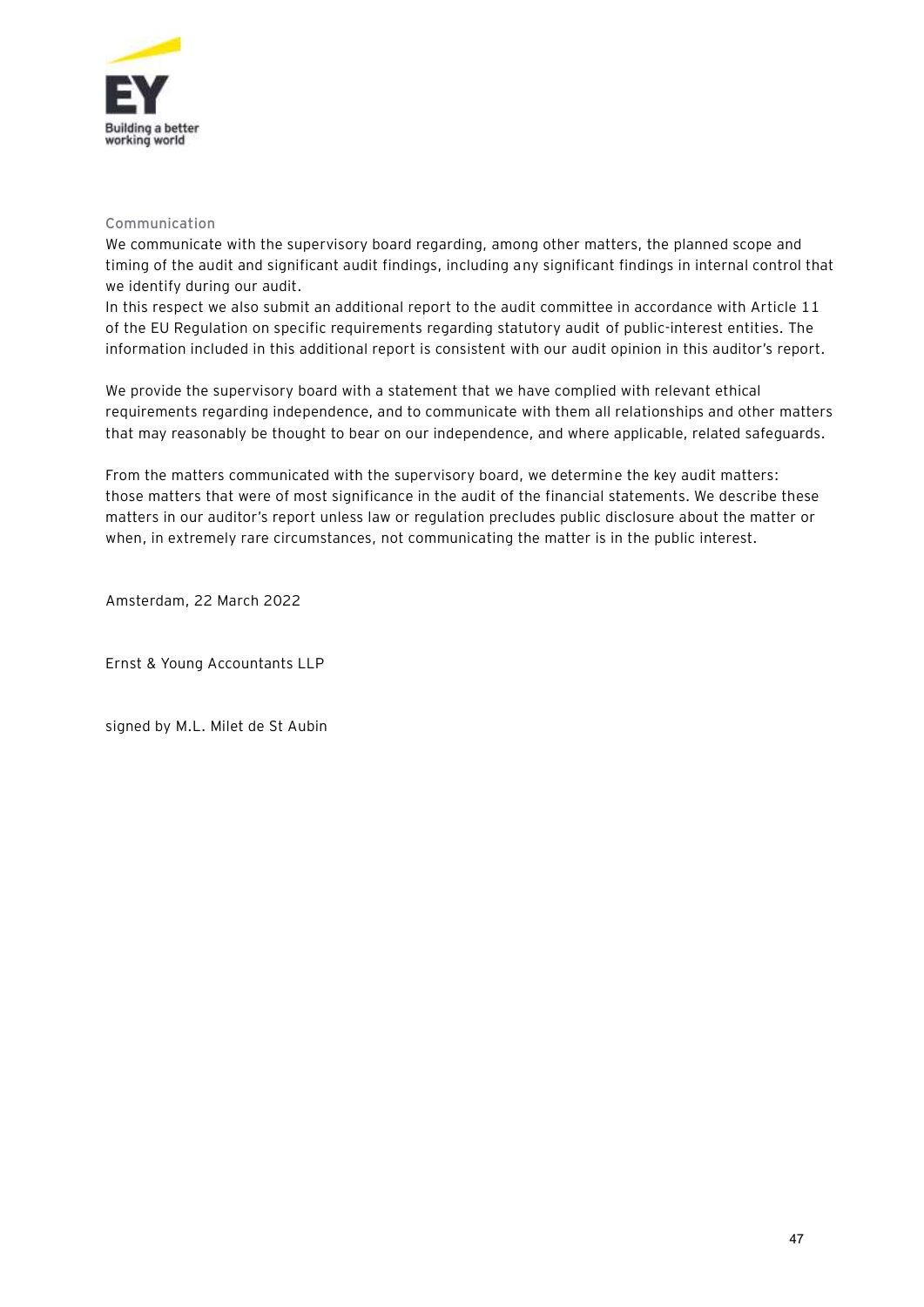### Communication

We communicate with the supervisory board regarding, among other matters, the planned scope and timing of the audit and significant audit findings, including any significant findings in internal control that we identify during our audit.
In this respect we also submit an additional report to the audit committee in accordance with Article 11 of the EU Regulation on specific requirements regarding statutory audit of public-interest entities. The information included in this additional report is consistent with our audit opinion in this auditor's report.

We provide the supervisory board with a statement that we have complied with relevant ethical requirements regarding independence, and to communicate with them all relationships and other matters that may reasonably be thought to bear on our independence, and where applicable, related safeguards.

From the matters communicated with the supervisory board, we determine the key audit matters: those matters that were of most significance in the audit of the financial statements. We describe these matters in our auditor's report unless law or regulation precludes public disclosure about the matter or when, in extremely rare circumstances, not communicating the matter is in the public interest.

Amsterdam, 22 March 2022

Ernst & Young Accountants LLP

signed by M.L. Milet de St Aubin